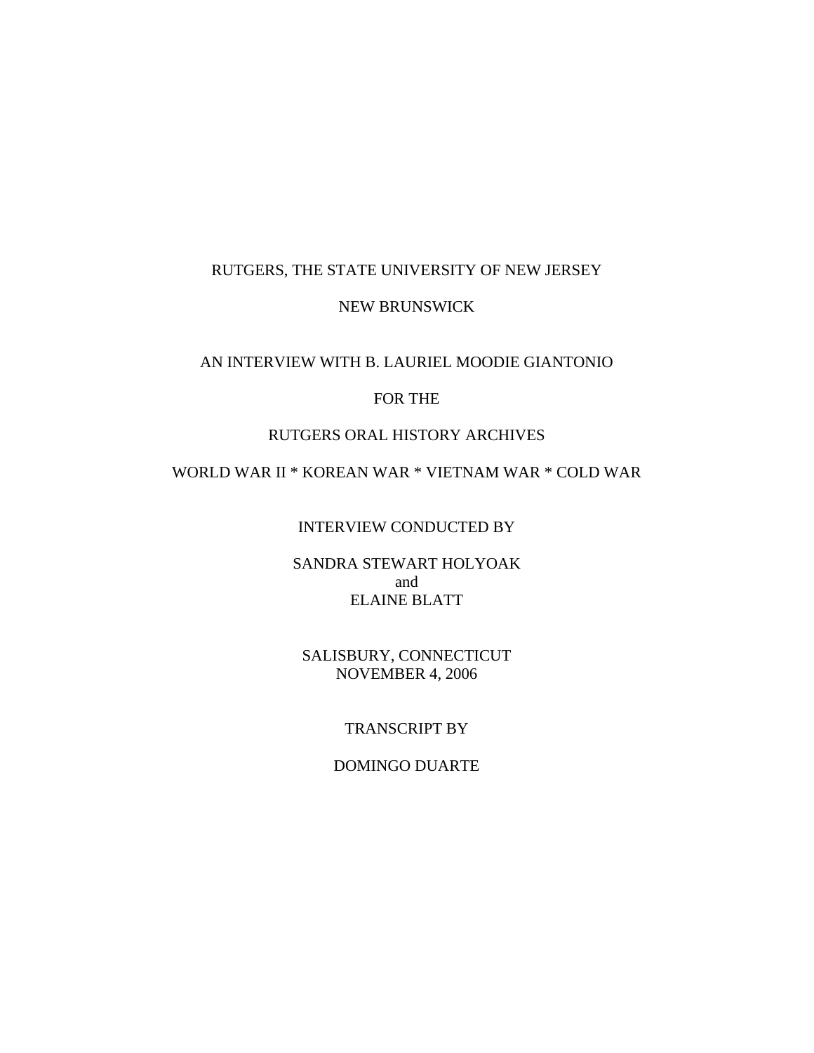RUTGERS, THE STATE UNIVERSITY OF NEW JERSEY

NEW BRUNSWICK

AN INTERVIEW WITH B. LAURIEL MOODIE GIANTONIO

FOR THE

RUTGERS ORAL HISTORY ARCHIVES

WORLD WAR II * KOREAN WAR * VIETNAM WAR * COLD WAR

INTERVIEW CONDUCTED BY

SANDRA STEWART HOLYOAK
and
ELAINE BLATT

SALISBURY, CONNECTICUT
NOVEMBER 4, 2006

TRANSCRIPT BY

DOMINGO DUARTE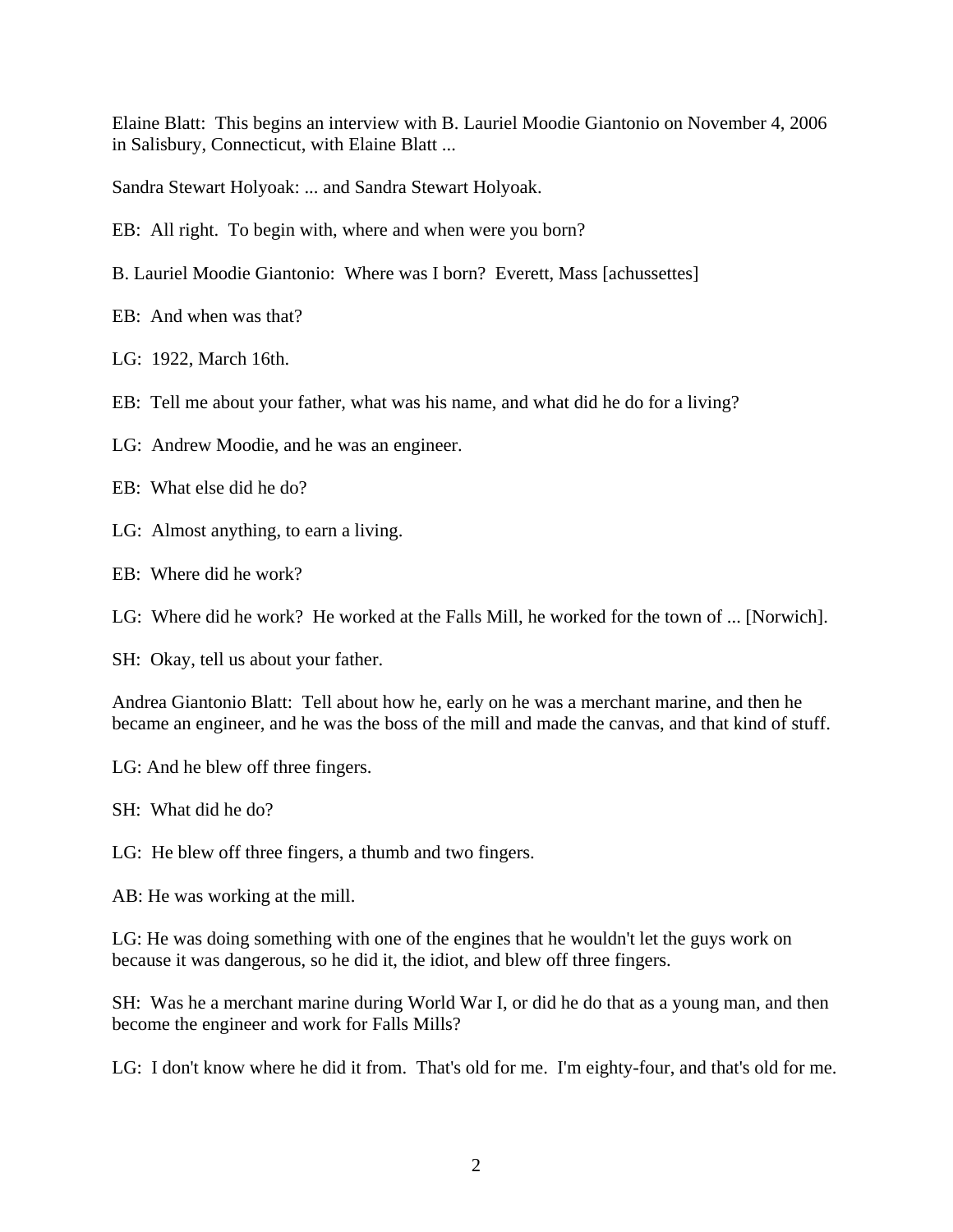Elaine Blatt: This begins an interview with B. Lauriel Moodie Giantonio on November 4, 2006 in Salisbury, Connecticut, with Elaine Blatt ...

Sandra Stewart Holyoak: ... and Sandra Stewart Holyoak.

EB: All right. To begin with, where and when were you born?

B. Lauriel Moodie Giantonio: Where was I born? Everett, Mass [achussettes]

EB: And when was that?

LG: 1922, March 16th.

EB: Tell me about your father, what was his name, and what did he do for a living?

LG: Andrew Moodie, and he was an engineer.

EB: What else did he do?

LG: Almost anything, to earn a living.

EB: Where did he work?

LG: Where did he work? He worked at the Falls Mill, he worked for the town of ... [Norwich].

SH: Okay, tell us about your father.

Andrea Giantonio Blatt: Tell about how he, early on he was a merchant marine, and then he became an engineer, and he was the boss of the mill and made the canvas, and that kind of stuff.

LG: And he blew off three fingers.

SH: What did he do?

LG: He blew off three fingers, a thumb and two fingers.

AB: He was working at the mill.

LG: He was doing something with one of the engines that he wouldn't let the guys work on because it was dangerous, so he did it, the idiot, and blew off three fingers.

SH: Was he a merchant marine during World War I, or did he do that as a young man, and then become the engineer and work for Falls Mills?

LG: I don't know where he did it from. That's old for me. I'm eighty-four, and that's old for me.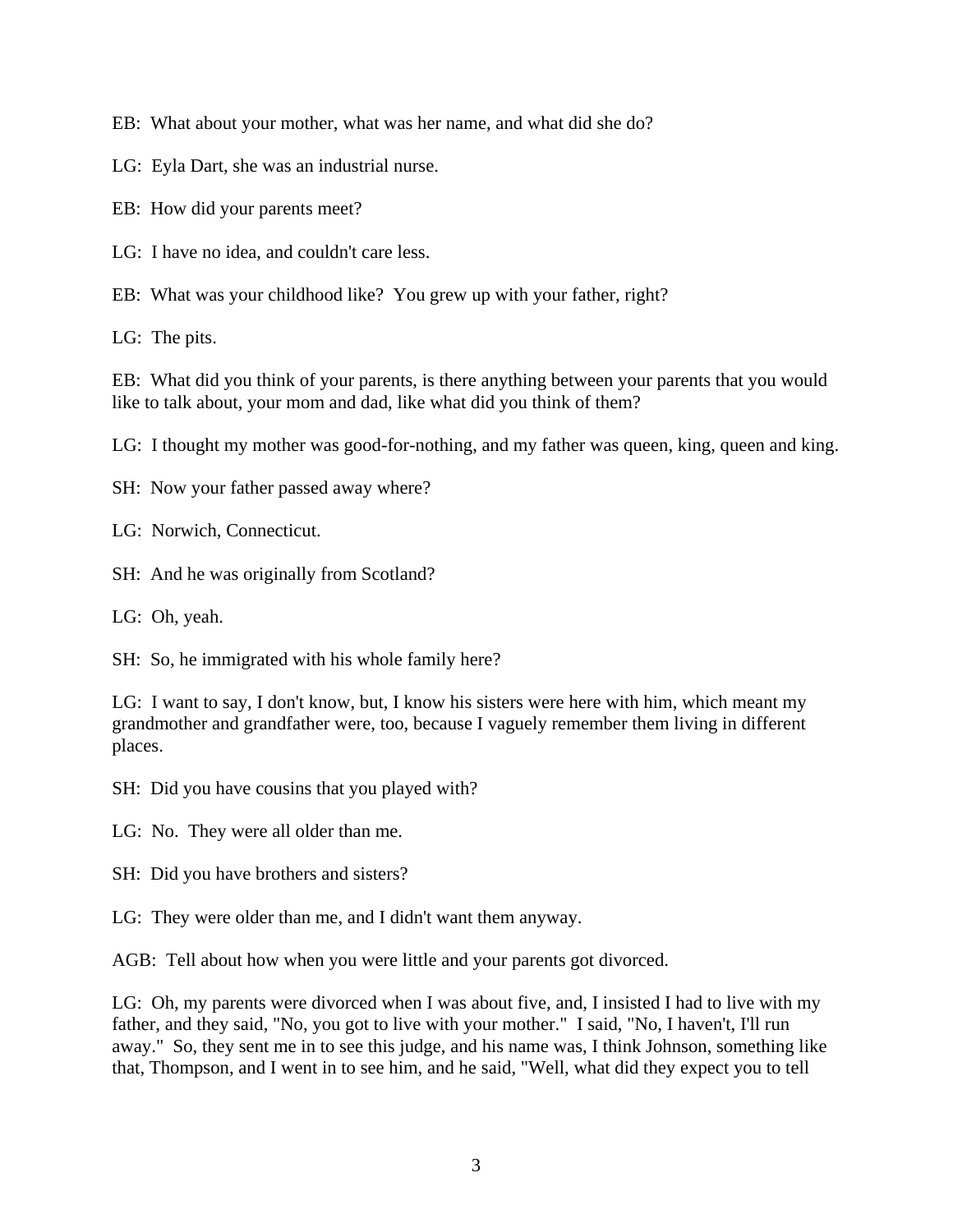EB: What about your mother, what was her name, and what did she do?

LG: Eyla Dart, she was an industrial nurse.

EB: How did your parents meet?

LG: I have no idea, and couldn't care less.

EB: What was your childhood like? You grew up with your father, right?

LG: The pits.

EB: What did you think of your parents, is there anything between your parents that you would like to talk about, your mom and dad, like what did you think of them?

LG: I thought my mother was good-for-nothing, and my father was queen, king, queen and king.

SH: Now your father passed away where?

LG: Norwich, Connecticut.

SH: And he was originally from Scotland?

LG: Oh, yeah.

SH: So, he immigrated with his whole family here?

LG: I want to say, I don't know, but, I know his sisters were here with him, which meant my grandmother and grandfather were, too, because I vaguely remember them living in different places.

SH: Did you have cousins that you played with?

LG: No. They were all older than me.

SH: Did you have brothers and sisters?

LG: They were older than me, and I didn't want them anyway.

AGB: Tell about how when you were little and your parents got divorced.

LG: Oh, my parents were divorced when I was about five, and, I insisted I had to live with my father, and they said, "No, you got to live with your mother." I said, "No, I haven't, I'll run away." So, they sent me in to see this judge, and his name was, I think Johnson, something like that, Thompson, and I went in to see him, and he said, "Well, what did they expect you to tell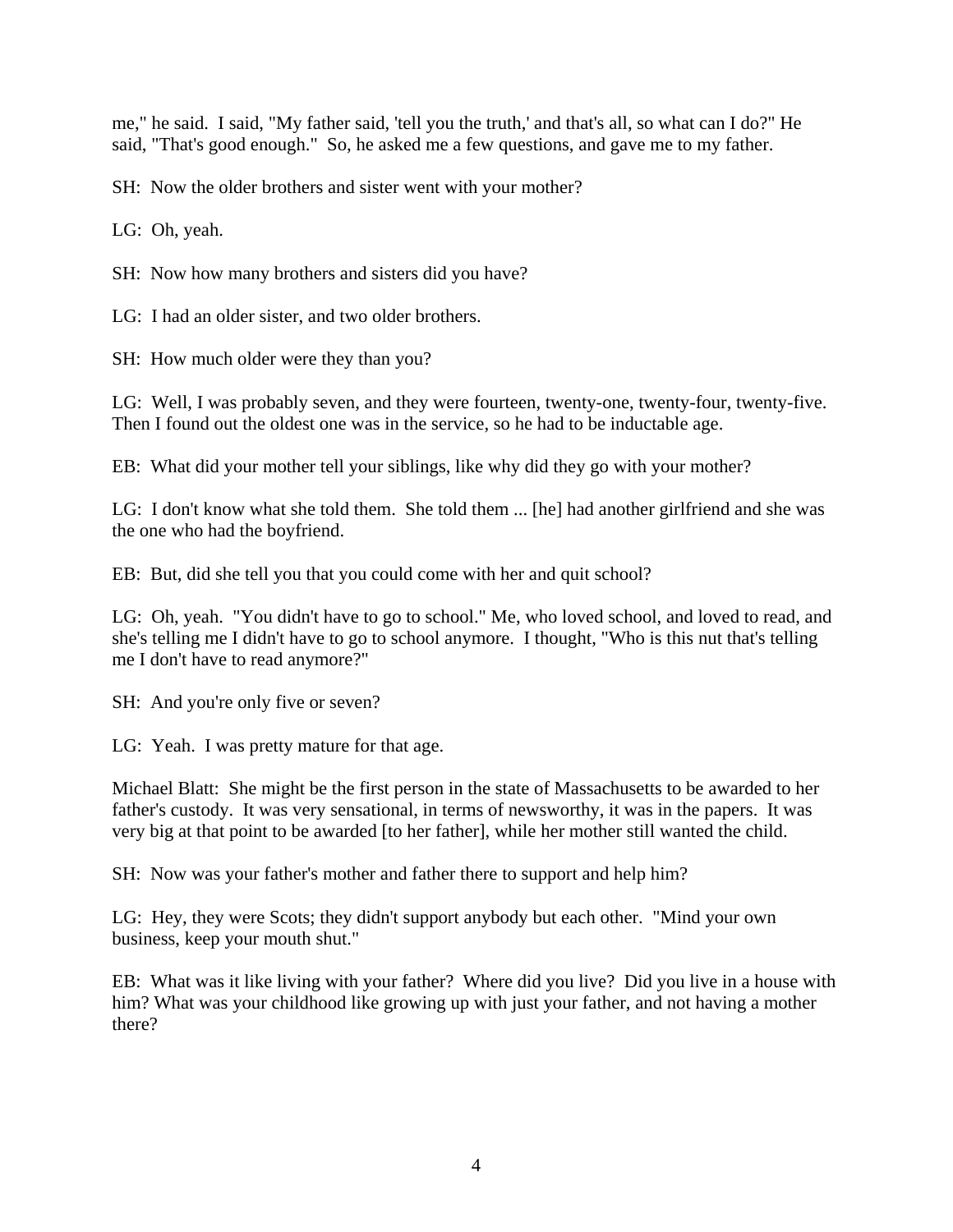me," he said. I said, "My father said, 'tell you the truth,' and that's all, so what can I do?" He said, "That's good enough." So, he asked me a few questions, and gave me to my father.

SH: Now the older brothers and sister went with your mother?

LG: Oh, yeah.

SH: Now how many brothers and sisters did you have?

LG: I had an older sister, and two older brothers.

SH: How much older were they than you?

LG: Well, I was probably seven, and they were fourteen, twenty-one, twenty-four, twenty-five. Then I found out the oldest one was in the service, so he had to be inductable age.

EB: What did your mother tell your siblings, like why did they go with your mother?

LG: I don't know what she told them. She told them ... [he] had another girlfriend and she was the one who had the boyfriend.

EB: But, did she tell you that you could come with her and quit school?

LG: Oh, yeah. "You didn't have to go to school." Me, who loved school, and loved to read, and she's telling me I didn't have to go to school anymore. I thought, "Who is this nut that's telling me I don't have to read anymore?"

SH: And you're only five or seven?

LG: Yeah. I was pretty mature for that age.

Michael Blatt: She might be the first person in the state of Massachusetts to be awarded to her father's custody. It was very sensational, in terms of newsworthy, it was in the papers. It was very big at that point to be awarded [to her father], while her mother still wanted the child.

SH: Now was your father's mother and father there to support and help him?

LG: Hey, they were Scots; they didn't support anybody but each other. "Mind your own business, keep your mouth shut."

EB: What was it like living with your father? Where did you live? Did you live in a house with him? What was your childhood like growing up with just your father, and not having a mother there?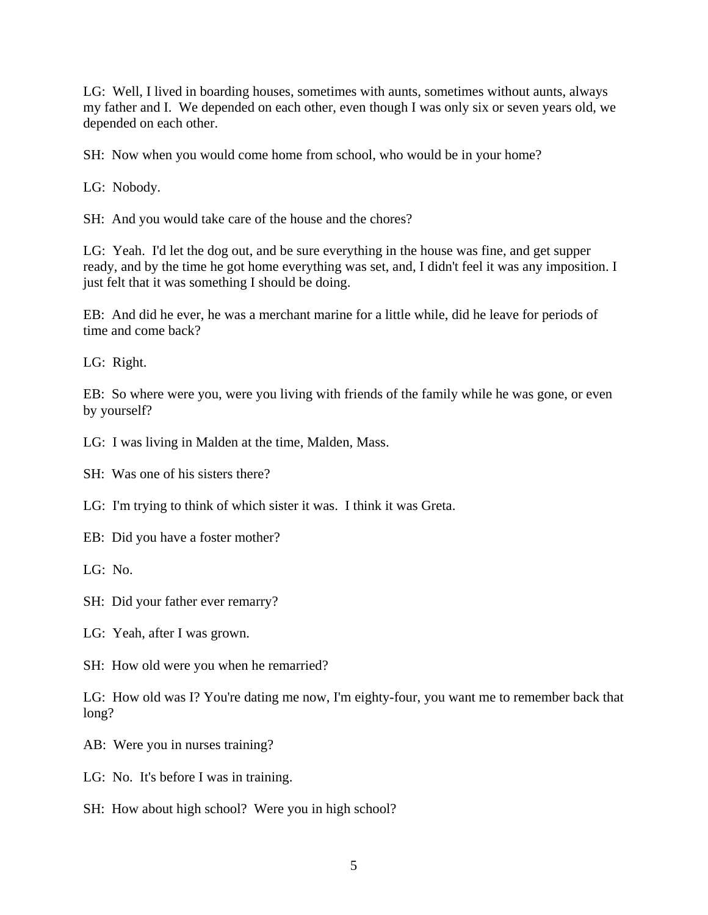LG: Well, I lived in boarding houses, sometimes with aunts, sometimes without aunts, always my father and I. We depended on each other, even though I was only six or seven years old, we depended on each other.

SH: Now when you would come home from school, who would be in your home?

LG: Nobody.

SH: And you would take care of the house and the chores?

LG: Yeah. I'd let the dog out, and be sure everything in the house was fine, and get supper ready, and by the time he got home everything was set, and, I didn't feel it was any imposition. I just felt that it was something I should be doing.

EB: And did he ever, he was a merchant marine for a little while, did he leave for periods of time and come back?

LG: Right.

EB: So where were you, were you living with friends of the family while he was gone, or even by yourself?

LG: I was living in Malden at the time, Malden, Mass.

SH: Was one of his sisters there?

LG: I'm trying to think of which sister it was. I think it was Greta.

EB: Did you have a foster mother?

LG: No.

SH: Did your father ever remarry?

LG: Yeah, after I was grown.

SH: How old were you when he remarried?

LG: How old was I? You're dating me now, I'm eighty-four, you want me to remember back that long?

AB: Were you in nurses training?

LG: No. It's before I was in training.

SH: How about high school? Were you in high school?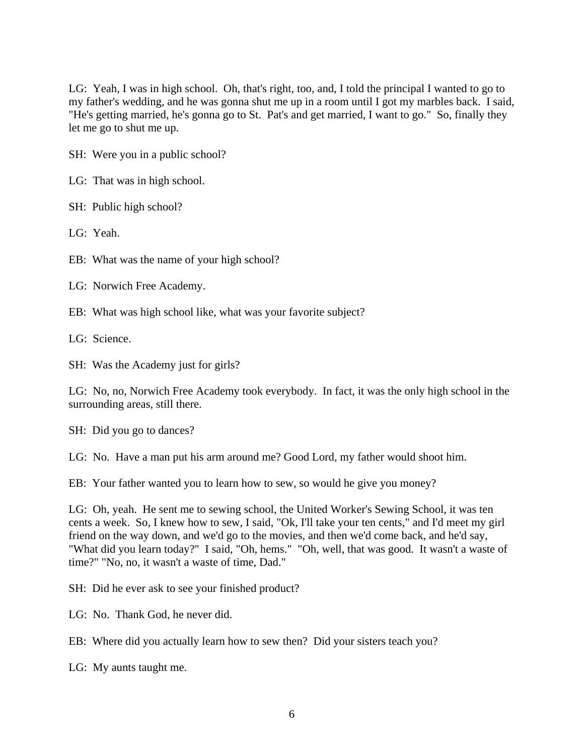LG: Yeah, I was in high school. Oh, that's right, too, and, I told the principal I wanted to go to my father's wedding, and he was gonna shut me up in a room until I got my marbles back. I said, "He's getting married, he's gonna go to St. Pat's and get married, I want to go." So, finally they let me go to shut me up.

SH: Were you in a public school?

LG: That was in high school.

SH: Public high school?

LG: Yeah.

EB: What was the name of your high school?

LG: Norwich Free Academy.

EB: What was high school like, what was your favorite subject?

LG: Science.

SH: Was the Academy just for girls?

LG: No, no, Norwich Free Academy took everybody. In fact, it was the only high school in the surrounding areas, still there.

SH: Did you go to dances?

LG: No. Have a man put his arm around me? Good Lord, my father would shoot him.

EB: Your father wanted you to learn how to sew, so would he give you money?

LG: Oh, yeah. He sent me to sewing school, the United Worker's Sewing School, it was ten cents a week. So, I knew how to sew, I said, "Ok, I'll take your ten cents," and I'd meet my girl friend on the way down, and we'd go to the movies, and then we'd come back, and he'd say, "What did you learn today?" I said, "Oh, hems." "Oh, well, that was good. It wasn't a waste of time?" "No, no, it wasn't a waste of time, Dad."

SH: Did he ever ask to see your finished product?

LG: No. Thank God, he never did.

EB: Where did you actually learn how to sew then? Did your sisters teach you?

LG: My aunts taught me.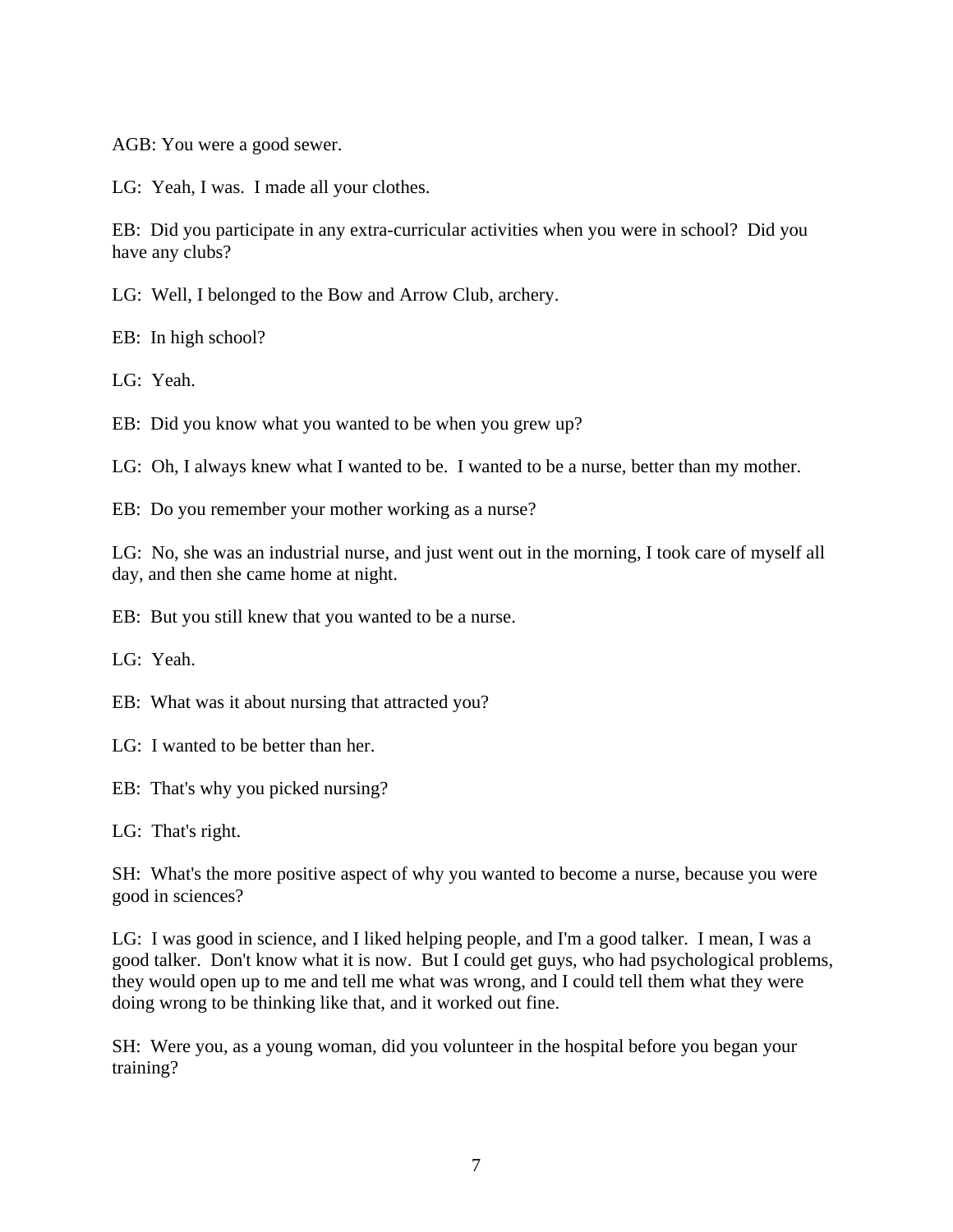AGB: You were a good sewer.

LG: Yeah, I was. I made all your clothes.

EB: Did you participate in any extra-curricular activities when you were in school? Did you have any clubs?

LG: Well, I belonged to the Bow and Arrow Club, archery.

EB: In high school?

LG: Yeah.

EB: Did you know what you wanted to be when you grew up?

LG: Oh, I always knew what I wanted to be. I wanted to be a nurse, better than my mother.

EB: Do you remember your mother working as a nurse?

LG: No, she was an industrial nurse, and just went out in the morning, I took care of myself all day, and then she came home at night.

EB: But you still knew that you wanted to be a nurse.

LG: Yeah.

EB: What was it about nursing that attracted you?

LG: I wanted to be better than her.

EB: That's why you picked nursing?

LG: That's right.

SH: What's the more positive aspect of why you wanted to become a nurse, because you were good in sciences?

LG: I was good in science, and I liked helping people, and I'm a good talker. I mean, I was a good talker. Don't know what it is now. But I could get guys, who had psychological problems, they would open up to me and tell me what was wrong, and I could tell them what they were doing wrong to be thinking like that, and it worked out fine.

SH: Were you, as a young woman, did you volunteer in the hospital before you began your training?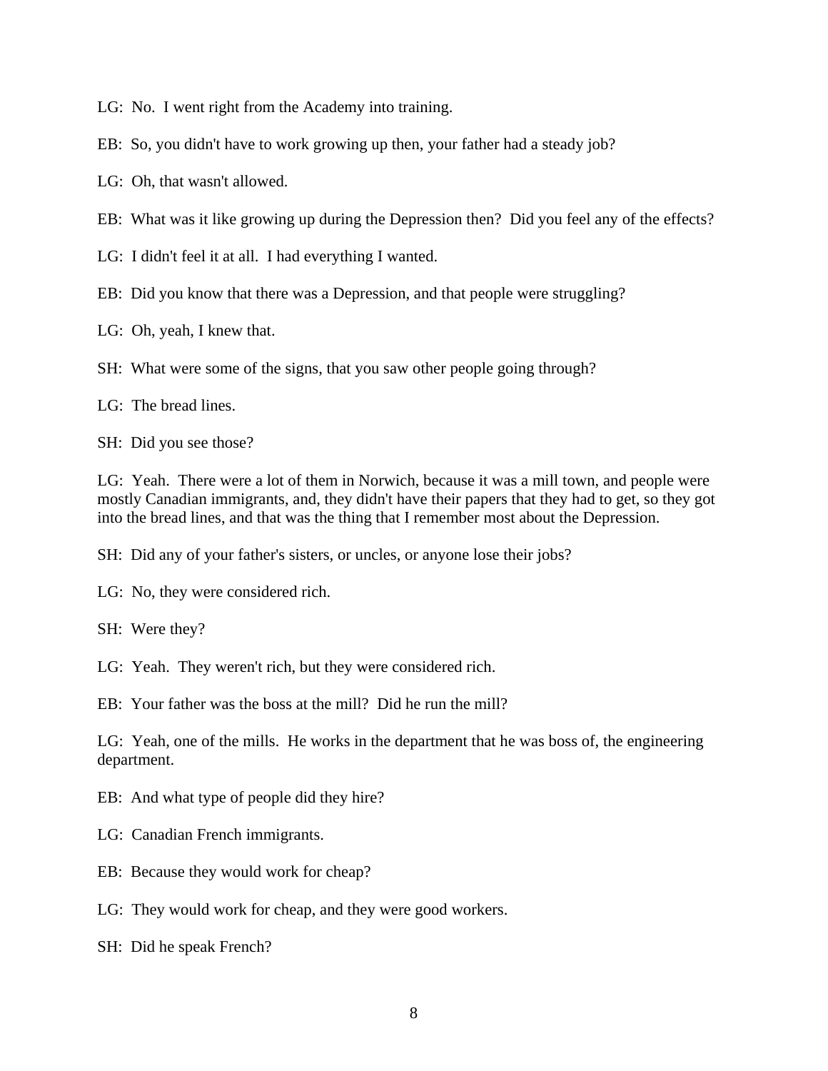LG: No. I went right from the Academy into training.

EB: So, you didn't have to work growing up then, your father had a steady job?

LG: Oh, that wasn't allowed.

EB: What was it like growing up during the Depression then? Did you feel any of the effects?

LG: I didn't feel it at all. I had everything I wanted.

EB: Did you know that there was a Depression, and that people were struggling?

LG: Oh, yeah, I knew that.

SH: What were some of the signs, that you saw other people going through?

LG: The bread lines.

SH: Did you see those?

LG: Yeah. There were a lot of them in Norwich, because it was a mill town, and people were mostly Canadian immigrants, and, they didn't have their papers that they had to get, so they got into the bread lines, and that was the thing that I remember most about the Depression.

SH: Did any of your father's sisters, or uncles, or anyone lose their jobs?

LG: No, they were considered rich.

SH: Were they?

LG: Yeah. They weren't rich, but they were considered rich.

EB: Your father was the boss at the mill? Did he run the mill?

LG: Yeah, one of the mills. He works in the department that he was boss of, the engineering department.

EB: And what type of people did they hire?

LG: Canadian French immigrants.

EB: Because they would work for cheap?

LG: They would work for cheap, and they were good workers.

SH: Did he speak French?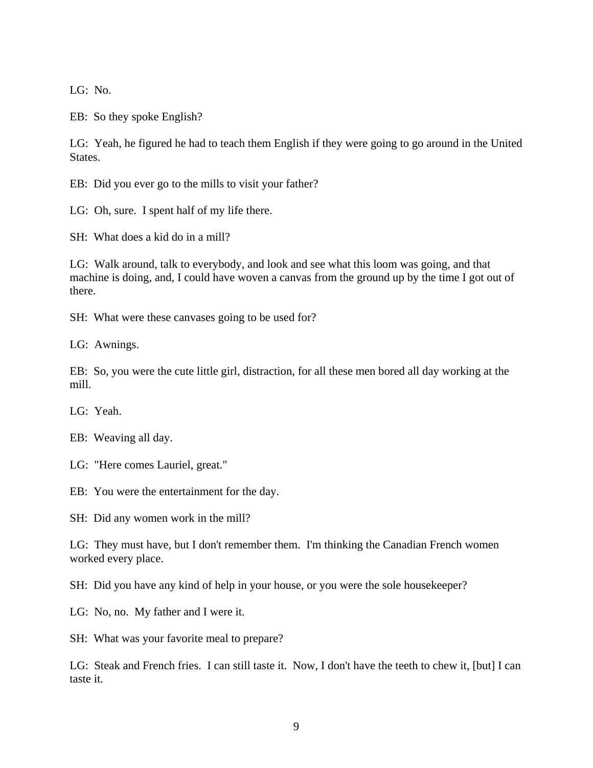LG: No.

EB: So they spoke English?

LG: Yeah, he figured he had to teach them English if they were going to go around in the United States.

EB: Did you ever go to the mills to visit your father?

LG: Oh, sure. I spent half of my life there.

SH: What does a kid do in a mill?

LG: Walk around, talk to everybody, and look and see what this loom was going, and that machine is doing, and, I could have woven a canvas from the ground up by the time I got out of there.

SH: What were these canvases going to be used for?

LG: Awnings.

EB: So, you were the cute little girl, distraction, for all these men bored all day working at the mill.

LG: Yeah.

EB: Weaving all day.

LG: "Here comes Lauriel, great."

EB: You were the entertainment for the day.

SH: Did any women work in the mill?

LG: They must have, but I don't remember them. I'm thinking the Canadian French women worked every place.

SH: Did you have any kind of help in your house, or you were the sole housekeeper?

LG: No, no. My father and I were it.

SH: What was your favorite meal to prepare?

LG: Steak and French fries. I can still taste it. Now, I don't have the teeth to chew it, [but] I can taste it.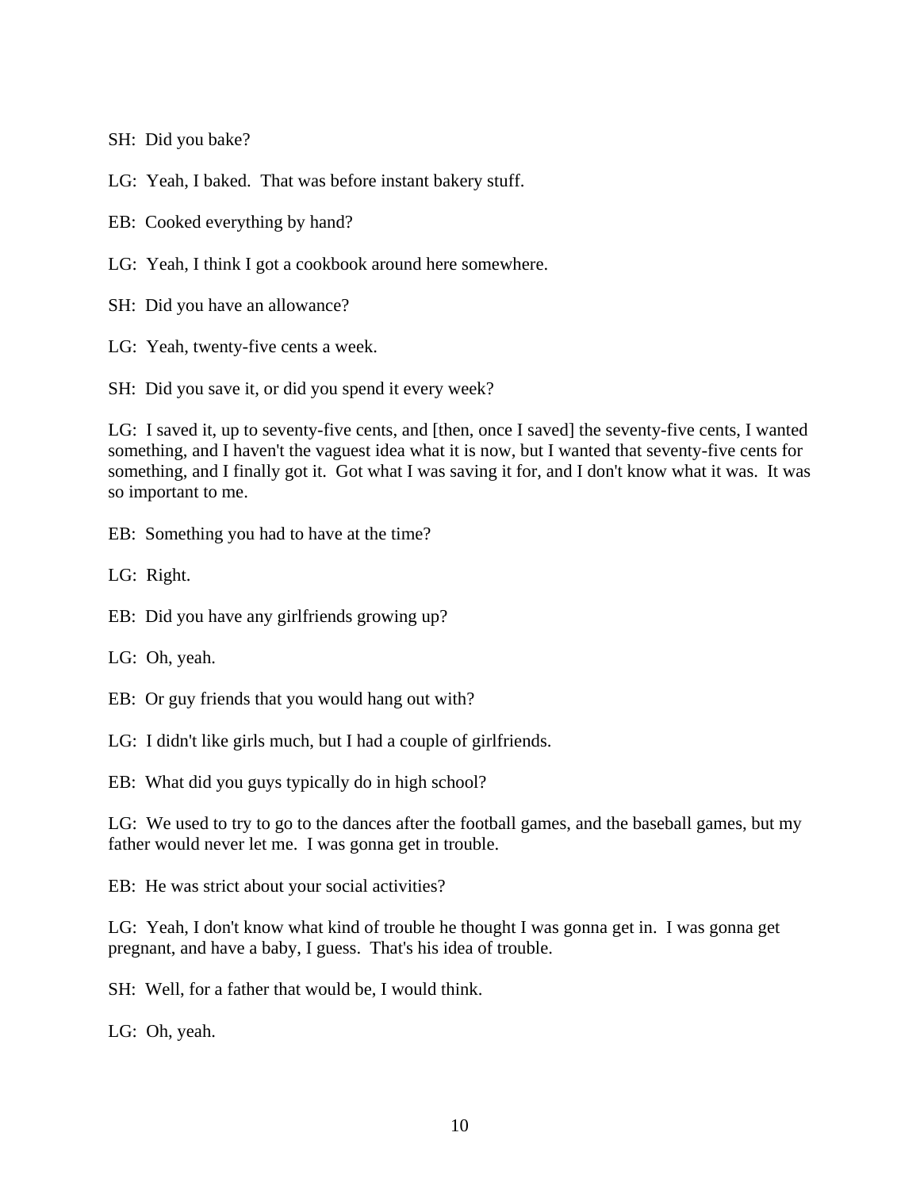SH:  Did you bake?

LG:  Yeah, I baked.  That was before instant bakery stuff.

EB:  Cooked everything by hand?

LG:  Yeah, I think I got a cookbook around here somewhere.

SH:  Did you have an allowance?

LG:  Yeah, twenty-five cents a week.

SH:  Did you save it, or did you spend it every week?

LG:  I saved it, up to seventy-five cents, and [then, once I saved] the seventy-five cents, I wanted something, and I haven't the vaguest idea what it is now, but I wanted that seventy-five cents for something, and I finally got it.  Got what I was saving it for, and I don't know what it was.  It was so important to me.

EB:  Something you had to have at the time?

LG:  Right.

EB:  Did you have any girlfriends growing up?

LG:  Oh, yeah.

EB:  Or guy friends that you would hang out with?

LG:  I didn't like girls much, but I had a couple of girlfriends.

EB:  What did you guys typically do in high school?

LG:  We used to try to go to the dances after the football games, and the baseball games, but my father would never let me.  I was gonna get in trouble.

EB:  He was strict about your social activities?

LG:  Yeah, I don't know what kind of trouble he thought I was gonna get in.  I was gonna get pregnant, and have a baby, I guess.  That's his idea of trouble.

SH:  Well, for a father that would be, I would think.

LG:  Oh, yeah.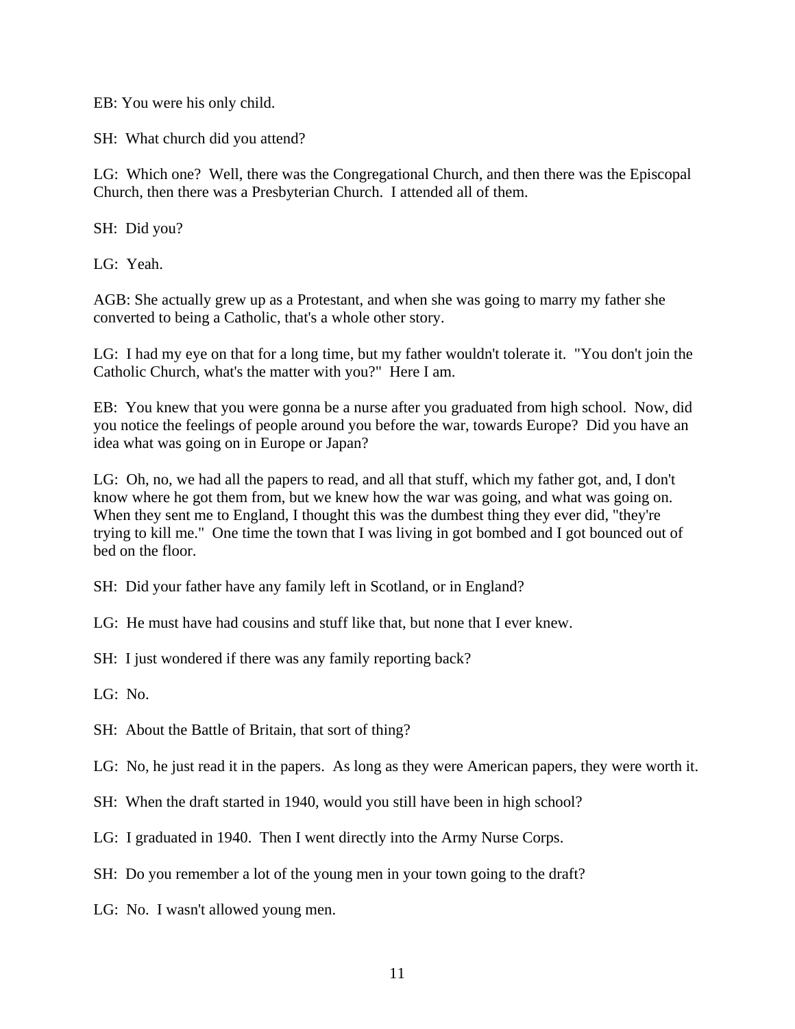EB: You were his only child.

SH: What church did you attend?

LG: Which one? Well, there was the Congregational Church, and then there was the Episcopal Church, then there was a Presbyterian Church. I attended all of them.

SH: Did you?

LG: Yeah.

AGB: She actually grew up as a Protestant, and when she was going to marry my father she converted to being a Catholic, that's a whole other story.

LG: I had my eye on that for a long time, but my father wouldn't tolerate it. "You don't join the Catholic Church, what's the matter with you?" Here I am.

EB: You knew that you were gonna be a nurse after you graduated from high school. Now, did you notice the feelings of people around you before the war, towards Europe? Did you have an idea what was going on in Europe or Japan?

LG: Oh, no, we had all the papers to read, and all that stuff, which my father got, and, I don't know where he got them from, but we knew how the war was going, and what was going on. When they sent me to England, I thought this was the dumbest thing they ever did, "they're trying to kill me." One time the town that I was living in got bombed and I got bounced out of bed on the floor.

SH: Did your father have any family left in Scotland, or in England?

LG: He must have had cousins and stuff like that, but none that I ever knew.

SH: I just wondered if there was any family reporting back?

LG: No.

SH: About the Battle of Britain, that sort of thing?

LG: No, he just read it in the papers. As long as they were American papers, they were worth it.

SH: When the draft started in 1940, would you still have been in high school?

LG: I graduated in 1940. Then I went directly into the Army Nurse Corps.

SH: Do you remember a lot of the young men in your town going to the draft?

LG: No. I wasn't allowed young men.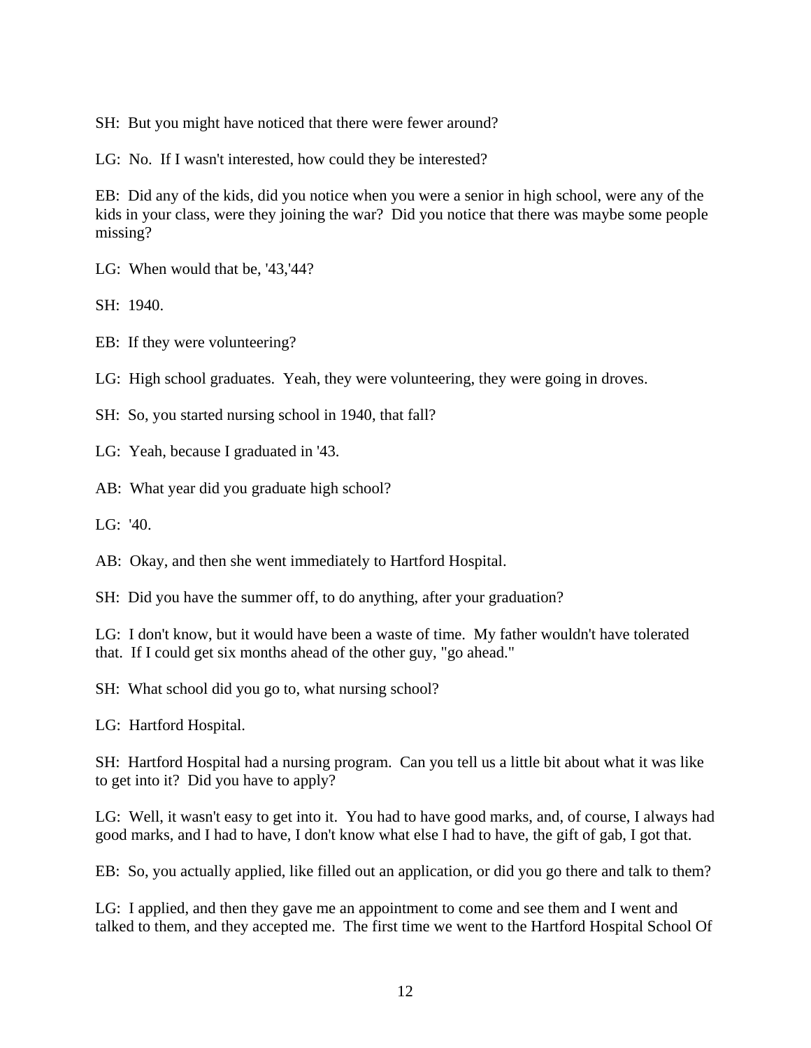SH: But you might have noticed that there were fewer around?

LG: No. If I wasn't interested, how could they be interested?

EB: Did any of the kids, did you notice when you were a senior in high school, were any of the kids in your class, were they joining the war? Did you notice that there was maybe some people missing?

LG: When would that be, '43,'44?

SH: 1940.

EB: If they were volunteering?

LG: High school graduates. Yeah, they were volunteering, they were going in droves.

SH: So, you started nursing school in 1940, that fall?

LG: Yeah, because I graduated in '43.

AB: What year did you graduate high school?

LG: '40.

AB: Okay, and then she went immediately to Hartford Hospital.

SH: Did you have the summer off, to do anything, after your graduation?

LG: I don't know, but it would have been a waste of time. My father wouldn't have tolerated that. If I could get six months ahead of the other guy, "go ahead."

SH: What school did you go to, what nursing school?

LG: Hartford Hospital.

SH: Hartford Hospital had a nursing program. Can you tell us a little bit about what it was like to get into it? Did you have to apply?

LG: Well, it wasn't easy to get into it. You had to have good marks, and, of course, I always had good marks, and I had to have, I don't know what else I had to have, the gift of gab, I got that.

EB: So, you actually applied, like filled out an application, or did you go there and talk to them?

LG: I applied, and then they gave me an appointment to come and see them and I went and talked to them, and they accepted me. The first time we went to the Hartford Hospital School Of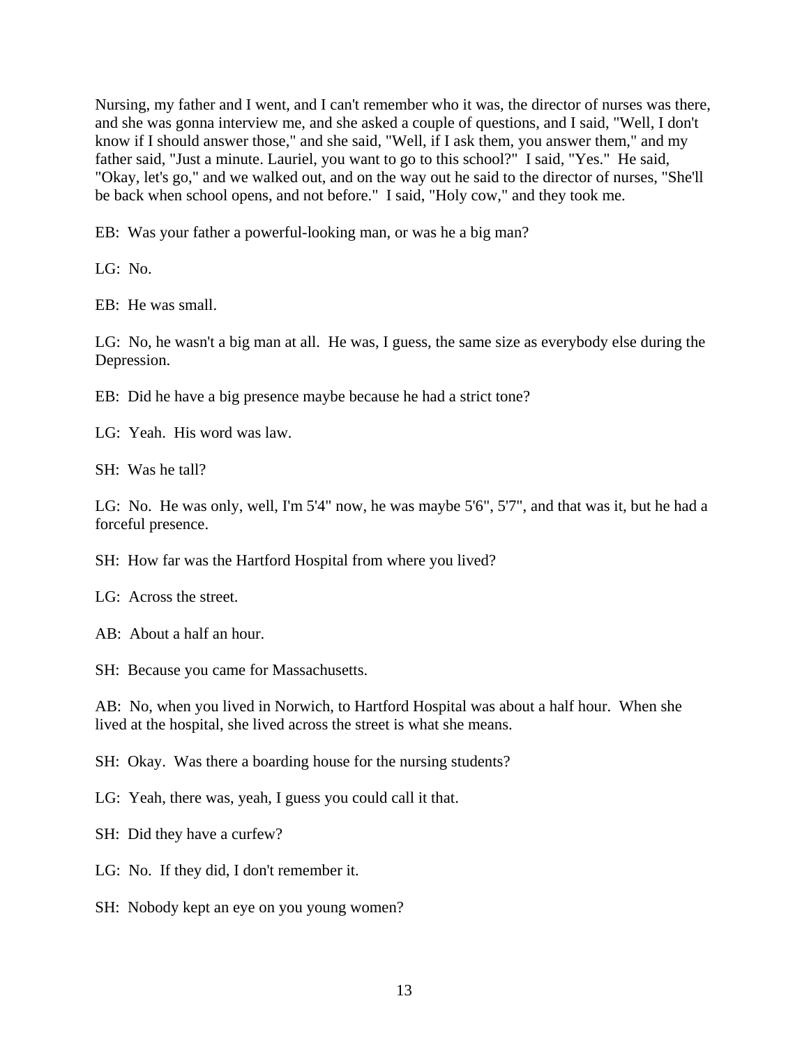Nursing, my father and I went, and I can't remember who it was, the director of nurses was there, and she was gonna interview me, and she asked a couple of questions, and I said, "Well, I don't know if I should answer those," and she said, "Well, if I ask them, you answer them," and my father said, "Just a minute. Lauriel, you want to go to this school?" I said, "Yes." He said, "Okay, let's go," and we walked out, and on the way out he said to the director of nurses, "She'll be back when school opens, and not before." I said, "Holy cow," and they took me.

EB: Was your father a powerful-looking man, or was he a big man?

LG: No.

EB: He was small.

LG: No, he wasn't a big man at all. He was, I guess, the same size as everybody else during the Depression.

EB: Did he have a big presence maybe because he had a strict tone?

LG: Yeah. His word was law.

SH: Was he tall?

LG: No. He was only, well, I'm 5'4" now, he was maybe 5'6", 5'7", and that was it, but he had a forceful presence.

SH: How far was the Hartford Hospital from where you lived?

LG: Across the street.

AB: About a half an hour.

SH: Because you came for Massachusetts.

AB: No, when you lived in Norwich, to Hartford Hospital was about a half hour. When she lived at the hospital, she lived across the street is what she means.

SH: Okay. Was there a boarding house for the nursing students?

LG: Yeah, there was, yeah, I guess you could call it that.

SH: Did they have a curfew?

LG: No. If they did, I don't remember it.

SH: Nobody kept an eye on you young women?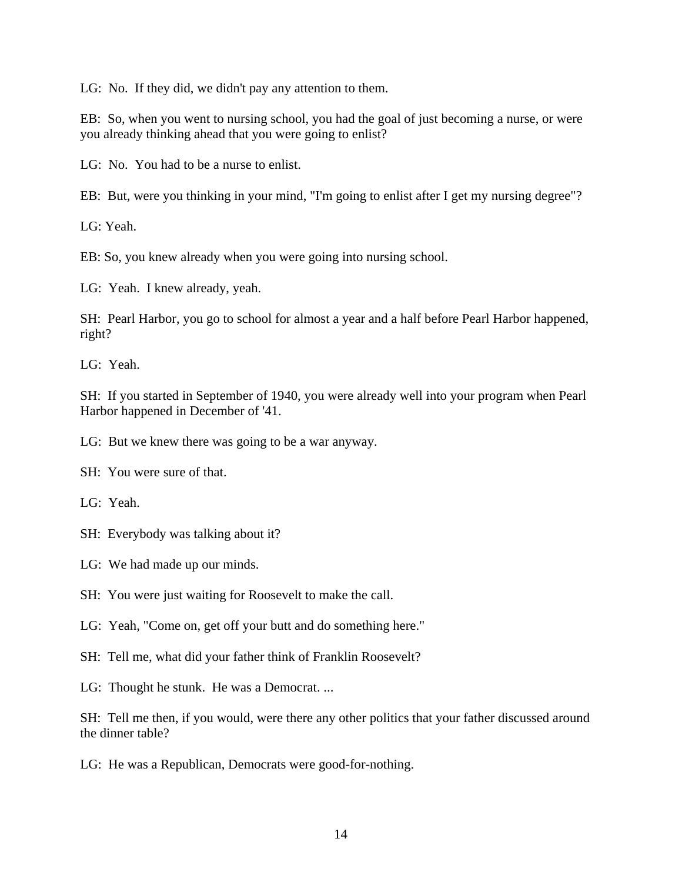LG: No. If they did, we didn't pay any attention to them.

EB: So, when you went to nursing school, you had the goal of just becoming a nurse, or were you already thinking ahead that you were going to enlist?

LG: No. You had to be a nurse to enlist.

EB: But, were you thinking in your mind, "I'm going to enlist after I get my nursing degree"?

LG: Yeah.

EB: So, you knew already when you were going into nursing school.

LG: Yeah. I knew already, yeah.

SH: Pearl Harbor, you go to school for almost a year and a half before Pearl Harbor happened, right?

LG: Yeah.

SH: If you started in September of 1940, you were already well into your program when Pearl Harbor happened in December of '41.

LG: But we knew there was going to be a war anyway.

SH: You were sure of that.

LG: Yeah.

SH: Everybody was talking about it?

LG: We had made up our minds.

SH: You were just waiting for Roosevelt to make the call.

LG: Yeah, "Come on, get off your butt and do something here."

SH: Tell me, what did your father think of Franklin Roosevelt?

LG: Thought he stunk. He was a Democrat. ...

SH: Tell me then, if you would, were there any other politics that your father discussed around the dinner table?

LG: He was a Republican, Democrats were good-for-nothing.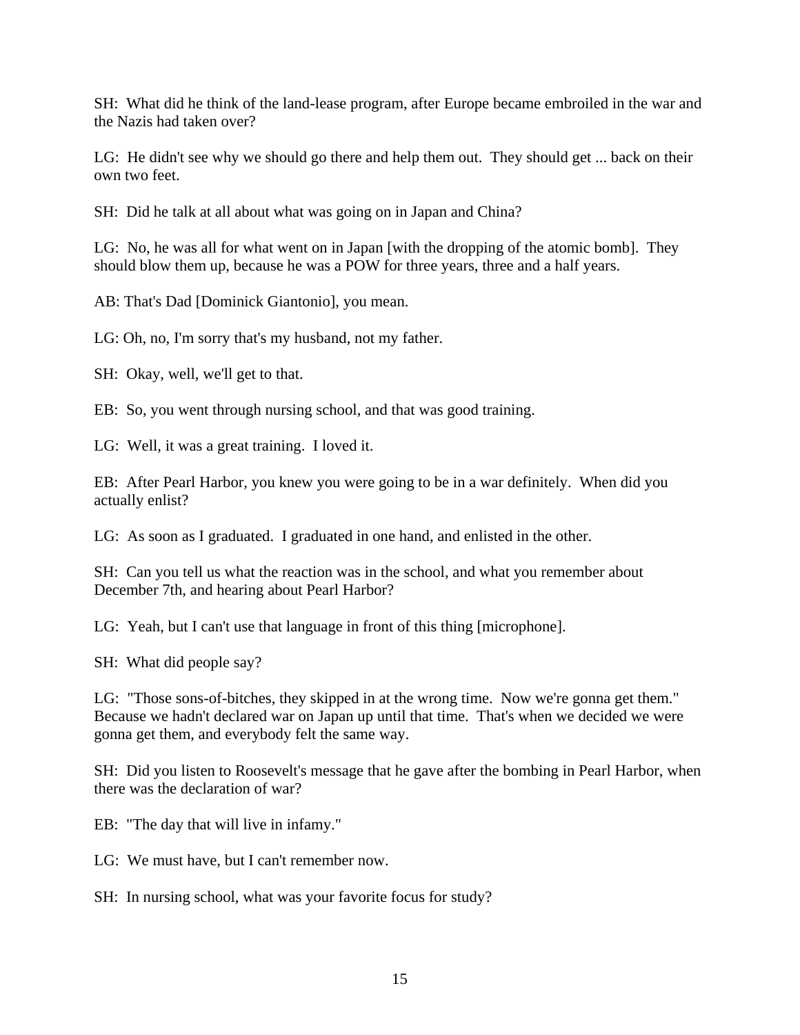SH: What did he think of the land-lease program, after Europe became embroiled in the war and the Nazis had taken over?

LG: He didn't see why we should go there and help them out. They should get ... back on their own two feet.

SH: Did he talk at all about what was going on in Japan and China?

LG: No, he was all for what went on in Japan [with the dropping of the atomic bomb]. They should blow them up, because he was a POW for three years, three and a half years.

AB: That's Dad [Dominick Giantonio], you mean.

LG: Oh, no, I'm sorry that's my husband, not my father.

SH: Okay, well, we'll get to that.

EB: So, you went through nursing school, and that was good training.

LG: Well, it was a great training. I loved it.

EB: After Pearl Harbor, you knew you were going to be in a war definitely. When did you actually enlist?

LG: As soon as I graduated. I graduated in one hand, and enlisted in the other.

SH: Can you tell us what the reaction was in the school, and what you remember about December 7th, and hearing about Pearl Harbor?

LG: Yeah, but I can't use that language in front of this thing [microphone].

SH: What did people say?

LG: "Those sons-of-bitches, they skipped in at the wrong time. Now we're gonna get them." Because we hadn't declared war on Japan up until that time. That's when we decided we were gonna get them, and everybody felt the same way.

SH: Did you listen to Roosevelt's message that he gave after the bombing in Pearl Harbor, when there was the declaration of war?

EB: "The day that will live in infamy."

LG: We must have, but I can't remember now.

SH: In nursing school, what was your favorite focus for study?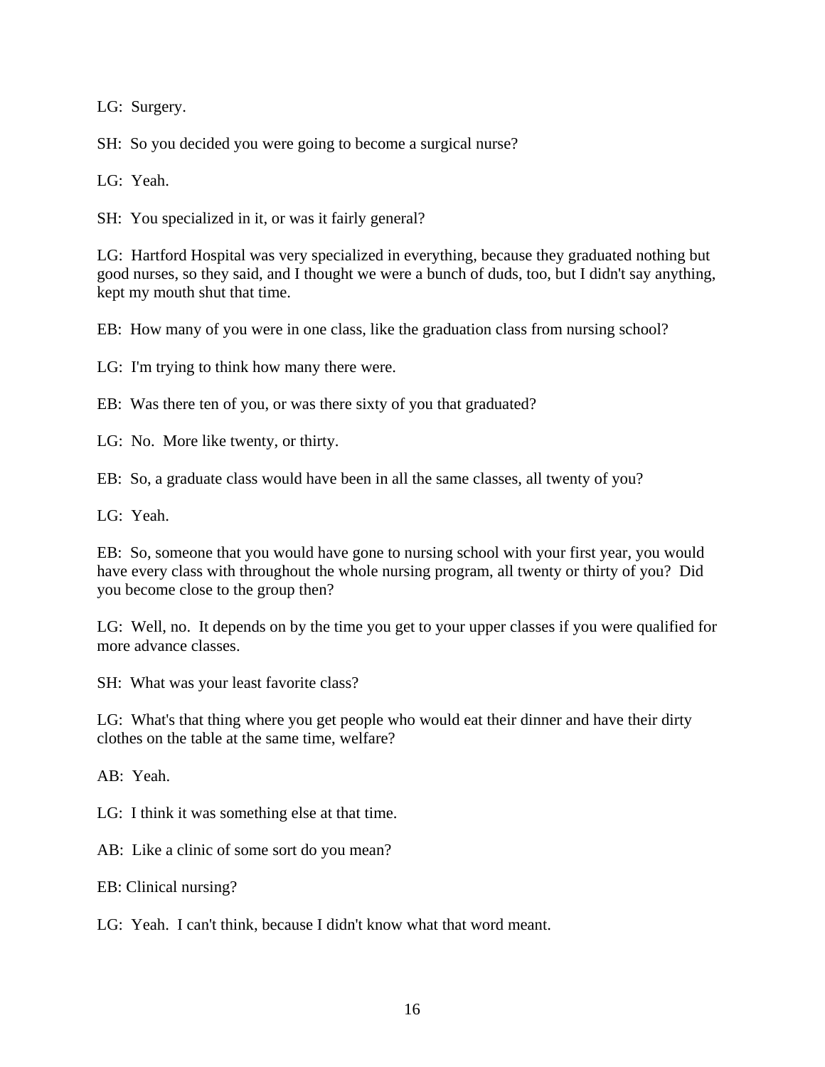LG: Surgery.

SH: So you decided you were going to become a surgical nurse?

LG: Yeah.

SH: You specialized in it, or was it fairly general?

LG: Hartford Hospital was very specialized in everything, because they graduated nothing but good nurses, so they said, and I thought we were a bunch of duds, too, but I didn't say anything, kept my mouth shut that time.

EB: How many of you were in one class, like the graduation class from nursing school?

LG: I'm trying to think how many there were.

EB: Was there ten of you, or was there sixty of you that graduated?

LG: No. More like twenty, or thirty.

EB: So, a graduate class would have been in all the same classes, all twenty of you?

LG: Yeah.

EB: So, someone that you would have gone to nursing school with your first year, you would have every class with throughout the whole nursing program, all twenty or thirty of you? Did you become close to the group then?

LG: Well, no. It depends on by the time you get to your upper classes if you were qualified for more advance classes.

SH: What was your least favorite class?

LG: What's that thing where you get people who would eat their dinner and have their dirty clothes on the table at the same time, welfare?

AB: Yeah.

LG: I think it was something else at that time.

AB: Like a clinic of some sort do you mean?

EB: Clinical nursing?

LG: Yeah. I can't think, because I didn't know what that word meant.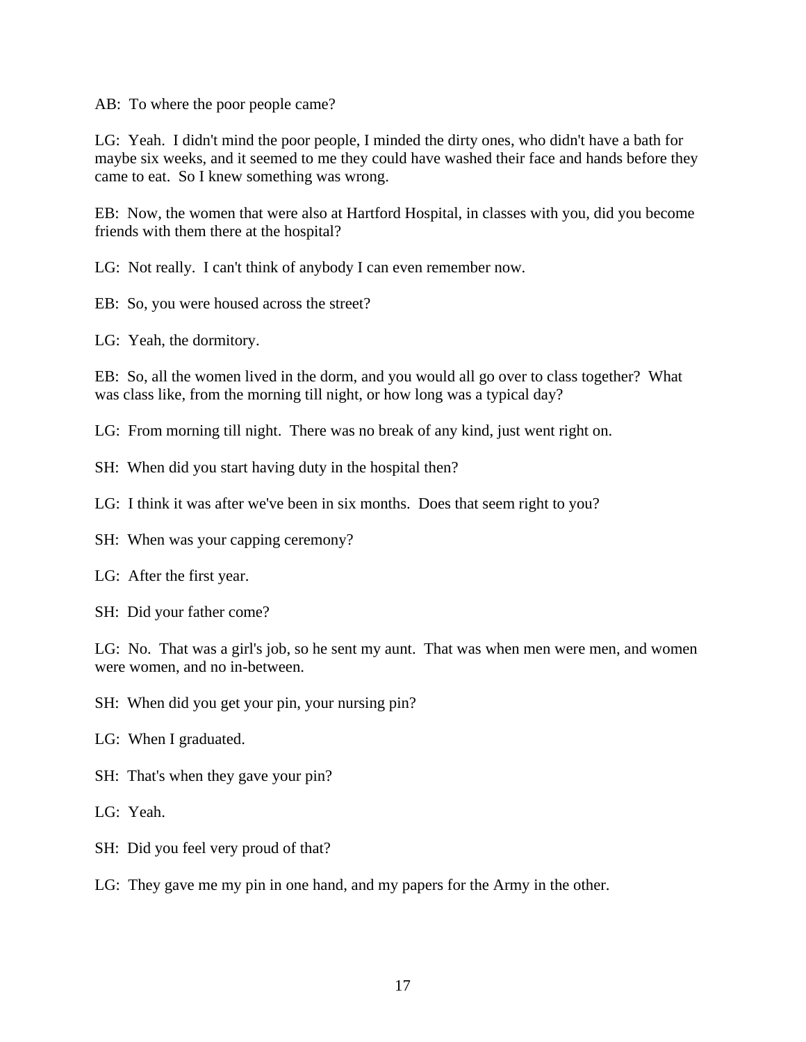AB: To where the poor people came?

LG: Yeah. I didn't mind the poor people, I minded the dirty ones, who didn't have a bath for maybe six weeks, and it seemed to me they could have washed their face and hands before they came to eat. So I knew something was wrong.

EB: Now, the women that were also at Hartford Hospital, in classes with you, did you become friends with them there at the hospital?

LG: Not really. I can't think of anybody I can even remember now.

EB: So, you were housed across the street?

LG: Yeah, the dormitory.

EB: So, all the women lived in the dorm, and you would all go over to class together? What was class like, from the morning till night, or how long was a typical day?

LG: From morning till night. There was no break of any kind, just went right on.

SH: When did you start having duty in the hospital then?

LG: I think it was after we've been in six months. Does that seem right to you?

SH: When was your capping ceremony?

LG: After the first year.

SH: Did your father come?

LG: No. That was a girl's job, so he sent my aunt. That was when men were men, and women were women, and no in-between.

SH: When did you get your pin, your nursing pin?

LG: When I graduated.

SH: That's when they gave your pin?

LG: Yeah.

SH: Did you feel very proud of that?

LG: They gave me my pin in one hand, and my papers for the Army in the other.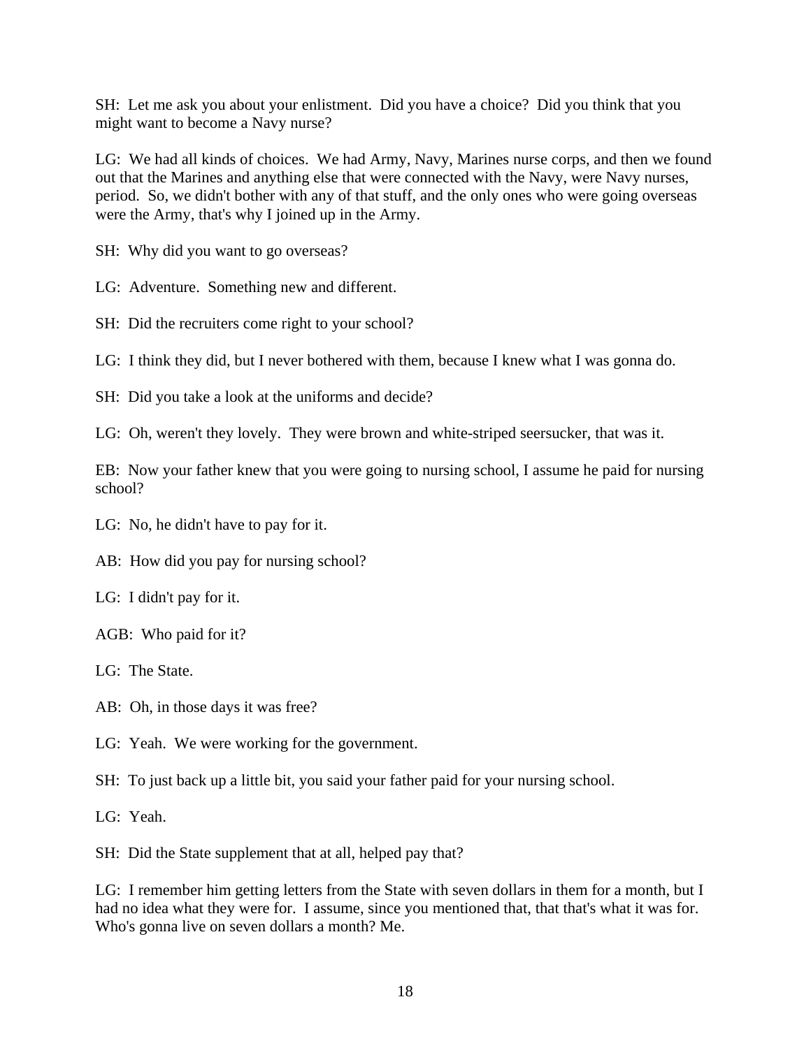SH: Let me ask you about your enlistment. Did you have a choice? Did you think that you might want to become a Navy nurse?

LG: We had all kinds of choices. We had Army, Navy, Marines nurse corps, and then we found out that the Marines and anything else that were connected with the Navy, were Navy nurses, period. So, we didn't bother with any of that stuff, and the only ones who were going overseas were the Army, that's why I joined up in the Army.

SH: Why did you want to go overseas?

LG: Adventure. Something new and different.

SH: Did the recruiters come right to your school?

LG: I think they did, but I never bothered with them, because I knew what I was gonna do.

SH: Did you take a look at the uniforms and decide?

LG: Oh, weren't they lovely. They were brown and white-striped seersucker, that was it.

EB: Now your father knew that you were going to nursing school, I assume he paid for nursing school?

LG: No, he didn't have to pay for it.

AB: How did you pay for nursing school?

LG: I didn't pay for it.

AGB: Who paid for it?

LG: The State.

AB: Oh, in those days it was free?

LG: Yeah. We were working for the government.

SH: To just back up a little bit, you said your father paid for your nursing school.

LG: Yeah.

SH: Did the State supplement that at all, helped pay that?

LG: I remember him getting letters from the State with seven dollars in them for a month, but I had no idea what they were for. I assume, since you mentioned that, that that's what it was for. Who's gonna live on seven dollars a month? Me.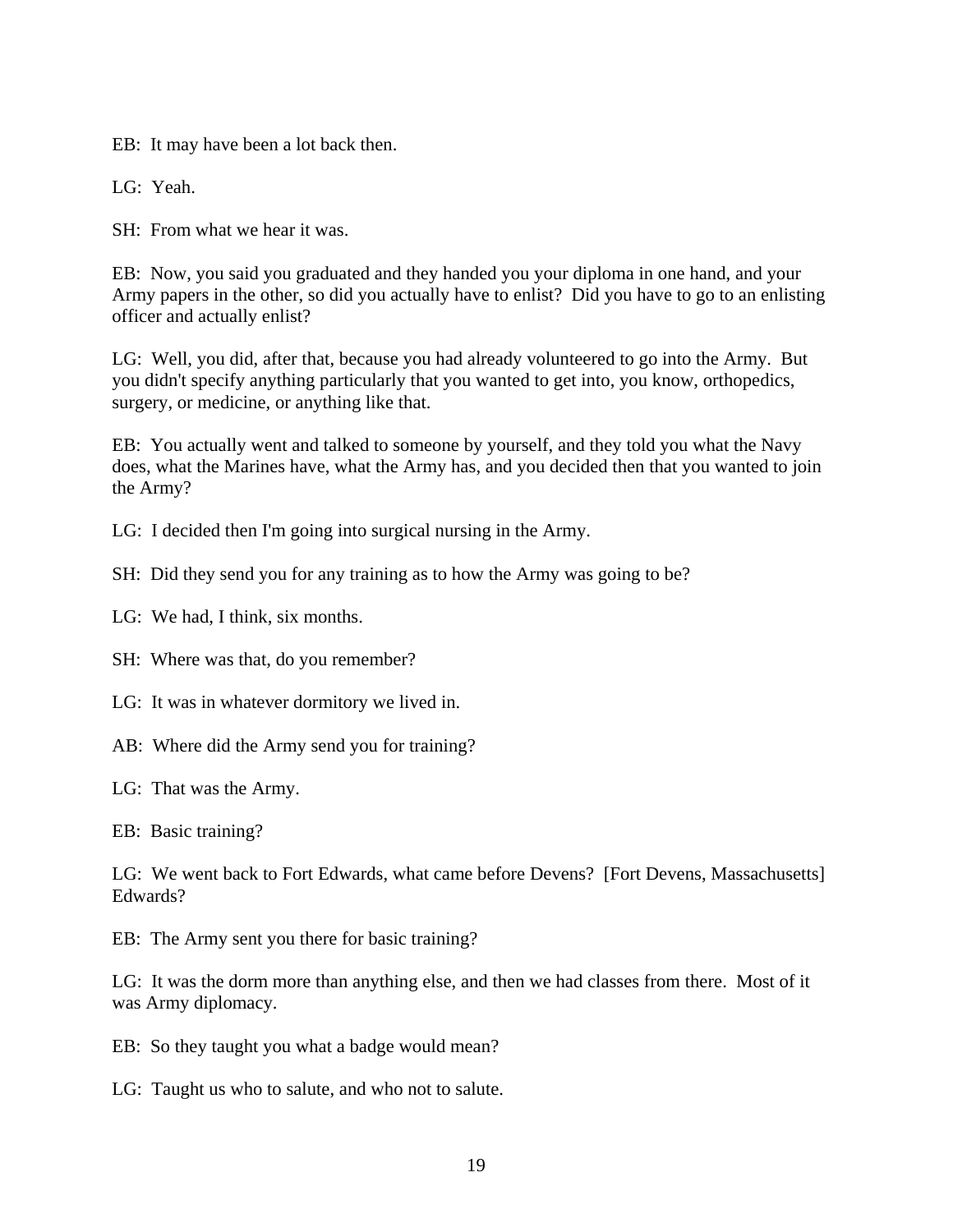EB: It may have been a lot back then.

LG: Yeah.

SH: From what we hear it was.

EB: Now, you said you graduated and they handed you your diploma in one hand, and your Army papers in the other, so did you actually have to enlist? Did you have to go to an enlisting officer and actually enlist?

LG: Well, you did, after that, because you had already volunteered to go into the Army. But you didn't specify anything particularly that you wanted to get into, you know, orthopedics, surgery, or medicine, or anything like that.

EB: You actually went and talked to someone by yourself, and they told you what the Navy does, what the Marines have, what the Army has, and you decided then that you wanted to join the Army?

LG: I decided then I'm going into surgical nursing in the Army.

SH: Did they send you for any training as to how the Army was going to be?

LG: We had, I think, six months.

SH: Where was that, do you remember?

LG: It was in whatever dormitory we lived in.

AB: Where did the Army send you for training?

LG: That was the Army.

EB: Basic training?

LG: We went back to Fort Edwards, what came before Devens? [Fort Devens, Massachusetts] Edwards?

EB: The Army sent you there for basic training?

LG: It was the dorm more than anything else, and then we had classes from there. Most of it was Army diplomacy.

EB: So they taught you what a badge would mean?

LG: Taught us who to salute, and who not to salute.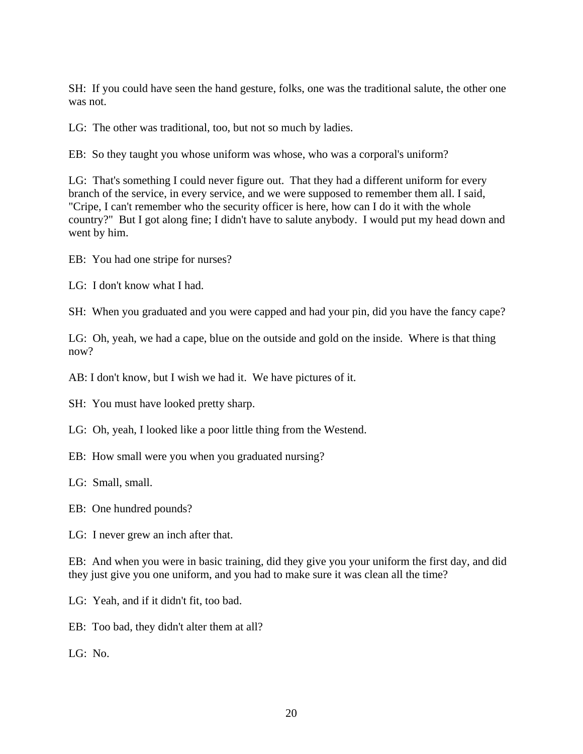SH: If you could have seen the hand gesture, folks, one was the traditional salute, the other one was not.

LG: The other was traditional, too, but not so much by ladies.

EB: So they taught you whose uniform was whose, who was a corporal's uniform?

LG: That's something I could never figure out. That they had a different uniform for every branch of the service, in every service, and we were supposed to remember them all. I said, "Cripe, I can't remember who the security officer is here, how can I do it with the whole country?" But I got along fine; I didn't have to salute anybody. I would put my head down and went by him.

EB: You had one stripe for nurses?

LG: I don't know what I had.

SH: When you graduated and you were capped and had your pin, did you have the fancy cape?

LG: Oh, yeah, we had a cape, blue on the outside and gold on the inside. Where is that thing now?

AB: I don't know, but I wish we had it. We have pictures of it.

SH: You must have looked pretty sharp.

LG: Oh, yeah, I looked like a poor little thing from the Westend.

EB: How small were you when you graduated nursing?

LG: Small, small.

EB: One hundred pounds?

LG: I never grew an inch after that.

EB: And when you were in basic training, did they give you your uniform the first day, and did they just give you one uniform, and you had to make sure it was clean all the time?

LG: Yeah, and if it didn't fit, too bad.

EB: Too bad, they didn't alter them at all?

LG: No.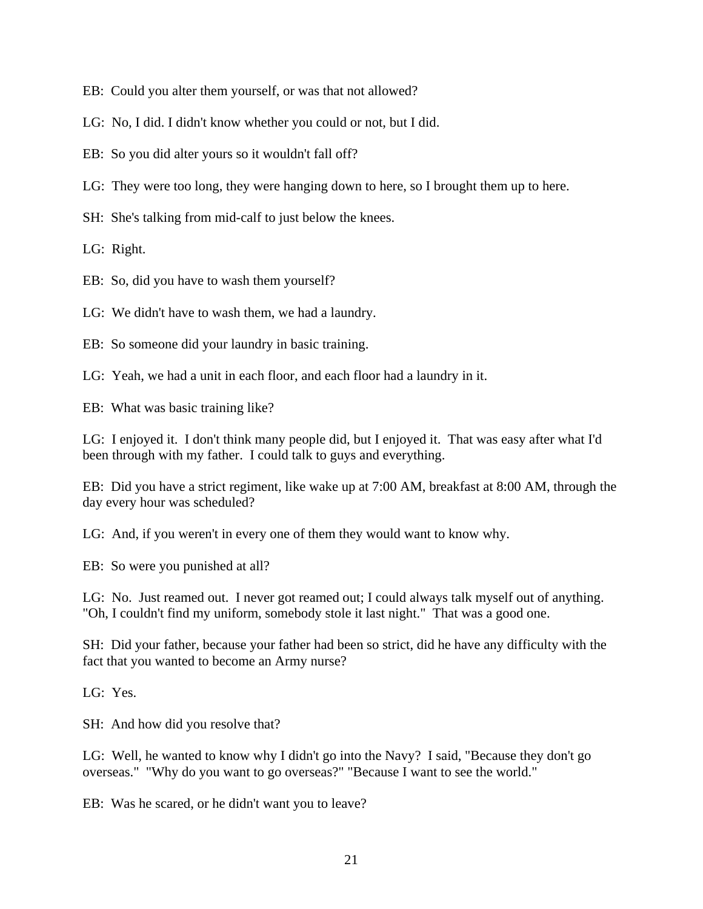EB: Could you alter them yourself, or was that not allowed?

LG: No, I did. I didn't know whether you could or not, but I did.

EB: So you did alter yours so it wouldn't fall off?

LG: They were too long, they were hanging down to here, so I brought them up to here.

SH: She's talking from mid-calf to just below the knees.

LG: Right.

EB: So, did you have to wash them yourself?

LG: We didn't have to wash them, we had a laundry.

EB: So someone did your laundry in basic training.

LG: Yeah, we had a unit in each floor, and each floor had a laundry in it.

EB: What was basic training like?

LG: I enjoyed it. I don't think many people did, but I enjoyed it. That was easy after what I'd been through with my father. I could talk to guys and everything.

EB: Did you have a strict regiment, like wake up at 7:00 AM, breakfast at 8:00 AM, through the day every hour was scheduled?

LG: And, if you weren't in every one of them they would want to know why.

EB: So were you punished at all?

LG: No. Just reamed out. I never got reamed out; I could always talk myself out of anything. "Oh, I couldn't find my uniform, somebody stole it last night." That was a good one.

SH: Did your father, because your father had been so strict, did he have any difficulty with the fact that you wanted to become an Army nurse?

LG: Yes.

SH: And how did you resolve that?

LG: Well, he wanted to know why I didn't go into the Navy? I said, "Because they don't go overseas." "Why do you want to go overseas?" "Because I want to see the world."

EB: Was he scared, or he didn't want you to leave?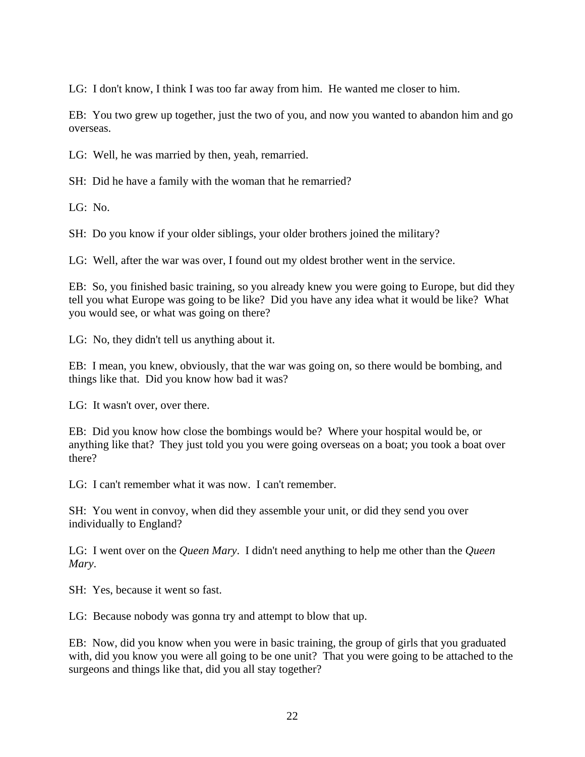LG: I don't know, I think I was too far away from him. He wanted me closer to him.

EB: You two grew up together, just the two of you, and now you wanted to abandon him and go overseas.

LG: Well, he was married by then, yeah, remarried.

SH: Did he have a family with the woman that he remarried?

LG: No.

SH: Do you know if your older siblings, your older brothers joined the military?

LG: Well, after the war was over, I found out my oldest brother went in the service.

EB: So, you finished basic training, so you already knew you were going to Europe, but did they tell you what Europe was going to be like? Did you have any idea what it would be like? What you would see, or what was going on there?

LG: No, they didn't tell us anything about it.

EB: I mean, you knew, obviously, that the war was going on, so there would be bombing, and things like that. Did you know how bad it was?

LG: It wasn't over, over there.

EB: Did you know how close the bombings would be? Where your hospital would be, or anything like that? They just told you you were going overseas on a boat; you took a boat over there?

LG: I can't remember what it was now. I can't remember.

SH: You went in convoy, when did they assemble your unit, or did they send you over individually to England?

LG: I went over on the *Queen Mary*. I didn't need anything to help me other than the *Queen Mary*.

SH: Yes, because it went so fast.

LG: Because nobody was gonna try and attempt to blow that up.

EB: Now, did you know when you were in basic training, the group of girls that you graduated with, did you know you were all going to be one unit? That you were going to be attached to the surgeons and things like that, did you all stay together?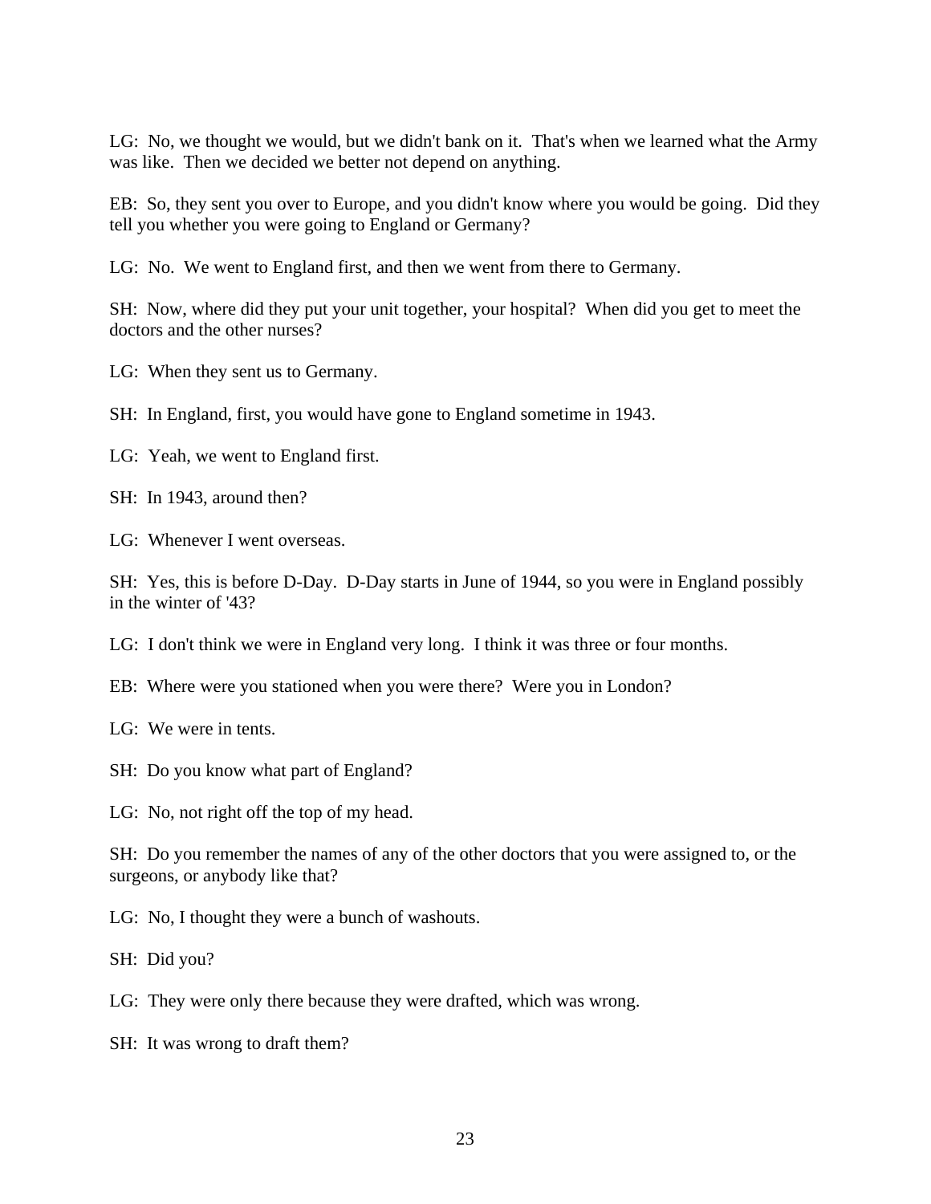LG: No, we thought we would, but we didn't bank on it. That's when we learned what the Army was like. Then we decided we better not depend on anything.

EB: So, they sent you over to Europe, and you didn't know where you would be going. Did they tell you whether you were going to England or Germany?

LG: No. We went to England first, and then we went from there to Germany.

SH: Now, where did they put your unit together, your hospital? When did you get to meet the doctors and the other nurses?

LG: When they sent us to Germany.

SH: In England, first, you would have gone to England sometime in 1943.

LG: Yeah, we went to England first.

SH: In 1943, around then?

LG: Whenever I went overseas.

SH: Yes, this is before D-Day. D-Day starts in June of 1944, so you were in England possibly in the winter of '43?

LG: I don't think we were in England very long. I think it was three or four months.

EB: Where were you stationed when you were there? Were you in London?

LG: We were in tents.

SH: Do you know what part of England?

LG: No, not right off the top of my head.

SH: Do you remember the names of any of the other doctors that you were assigned to, or the surgeons, or anybody like that?

LG: No, I thought they were a bunch of washouts.

SH: Did you?

LG: They were only there because they were drafted, which was wrong.

SH: It was wrong to draft them?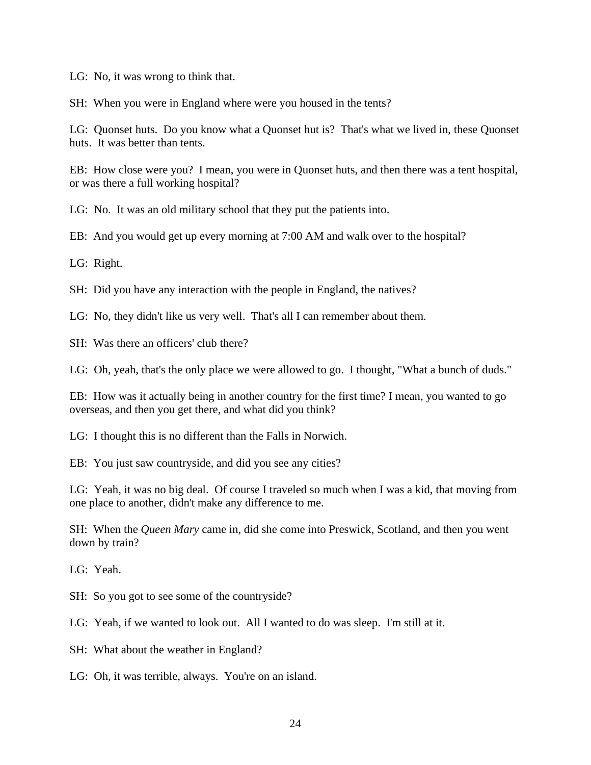LG:  No, it was wrong to think that.

SH:  When you were in England where were you housed in the tents?

LG:  Quonset huts.  Do you know what a Quonset hut is?  That's what we lived in, these Quonset huts.  It was better than tents.

EB:  How close were you?  I mean, you were in Quonset huts, and then there was a tent hospital, or was there a full working hospital?

LG:  No.  It was an old military school that they put the patients into.

EB:  And you would get up every morning at 7:00 AM and walk over to the hospital?

LG:  Right.

SH:  Did you have any interaction with the people in England, the natives?

LG:  No, they didn't like us very well.  That's all I can remember about them.

SH:  Was there an officers' club there?

LG:  Oh, yeah, that's the only place we were allowed to go.  I thought, "What a bunch of duds."

EB:  How was it actually being in another country for the first time? I mean, you wanted to go overseas, and then you get there, and what did you think?

LG:  I thought this is no different than the Falls in Norwich.

EB:  You just saw countryside, and did you see any cities?

LG:  Yeah, it was no big deal.  Of course I traveled so much when I was a kid, that moving from one place to another, didn't make any difference to me.

SH:  When the *Queen Mary* came in, did she come into Preswick, Scotland, and then you went down by train?

LG:  Yeah.

SH:  So you got to see some of the countryside?

LG:  Yeah, if we wanted to look out.  All I wanted to do was sleep.  I'm still at it.

SH:  What about the weather in England?

LG:  Oh, it was terrible, always.  You're on an island.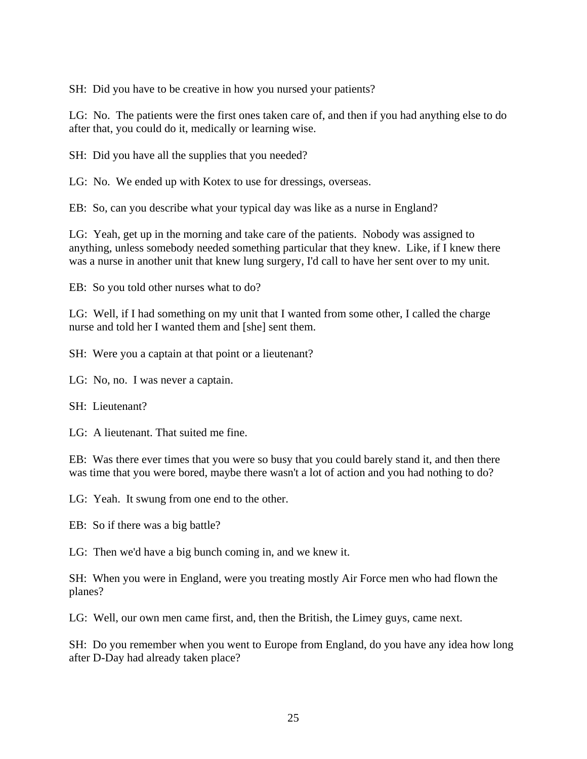SH: Did you have to be creative in how you nursed your patients?

LG: No. The patients were the first ones taken care of, and then if you had anything else to do after that, you could do it, medically or learning wise.

SH: Did you have all the supplies that you needed?

LG: No. We ended up with Kotex to use for dressings, overseas.

EB: So, can you describe what your typical day was like as a nurse in England?

LG: Yeah, get up in the morning and take care of the patients. Nobody was assigned to anything, unless somebody needed something particular that they knew. Like, if I knew there was a nurse in another unit that knew lung surgery, I'd call to have her sent over to my unit.

EB: So you told other nurses what to do?

LG: Well, if I had something on my unit that I wanted from some other, I called the charge nurse and told her I wanted them and [she] sent them.

SH: Were you a captain at that point or a lieutenant?

LG: No, no. I was never a captain.

SH: Lieutenant?

LG: A lieutenant. That suited me fine.

EB: Was there ever times that you were so busy that you could barely stand it, and then there was time that you were bored, maybe there wasn't a lot of action and you had nothing to do?

LG: Yeah. It swung from one end to the other.

EB: So if there was a big battle?

LG: Then we'd have a big bunch coming in, and we knew it.

SH: When you were in England, were you treating mostly Air Force men who had flown the planes?

LG: Well, our own men came first, and, then the British, the Limey guys, came next.

SH: Do you remember when you went to Europe from England, do you have any idea how long after D-Day had already taken place?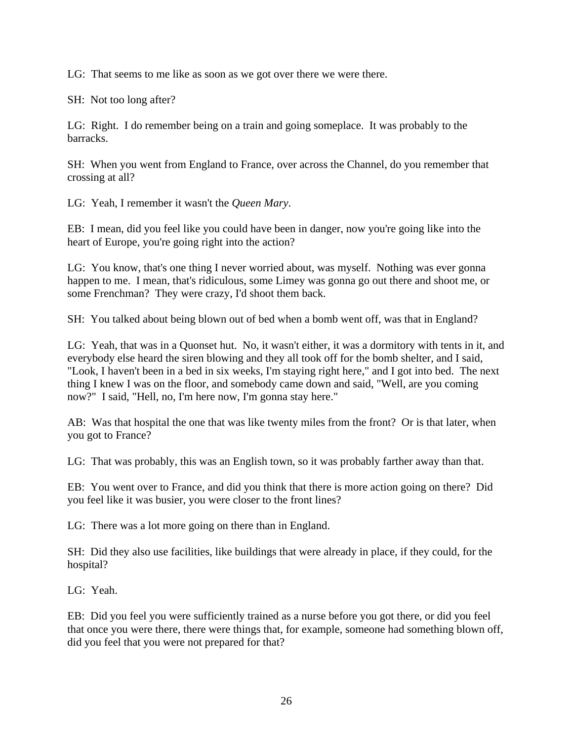LG: That seems to me like as soon as we got over there we were there.

SH: Not too long after?

LG: Right. I do remember being on a train and going someplace. It was probably to the barracks.

SH: When you went from England to France, over across the Channel, do you remember that crossing at all?

LG: Yeah, I remember it wasn't the *Queen Mary*.

EB: I mean, did you feel like you could have been in danger, now you're going like into the heart of Europe, you're going right into the action?

LG: You know, that's one thing I never worried about, was myself. Nothing was ever gonna happen to me. I mean, that's ridiculous, some Limey was gonna go out there and shoot me, or some Frenchman? They were crazy, I'd shoot them back.

SH: You talked about being blown out of bed when a bomb went off, was that in England?

LG: Yeah, that was in a Quonset hut. No, it wasn't either, it was a dormitory with tents in it, and everybody else heard the siren blowing and they all took off for the bomb shelter, and I said, "Look, I haven't been in a bed in six weeks, I'm staying right here," and I got into bed. The next thing I knew I was on the floor, and somebody came down and said, "Well, are you coming now?" I said, "Hell, no, I'm here now, I'm gonna stay here."

AB: Was that hospital the one that was like twenty miles from the front? Or is that later, when you got to France?

LG: That was probably, this was an English town, so it was probably farther away than that.

EB: You went over to France, and did you think that there is more action going on there? Did you feel like it was busier, you were closer to the front lines?

LG: There was a lot more going on there than in England.

SH: Did they also use facilities, like buildings that were already in place, if they could, for the hospital?

LG: Yeah.

EB: Did you feel you were sufficiently trained as a nurse before you got there, or did you feel that once you were there, there were things that, for example, someone had something blown off, did you feel that you were not prepared for that?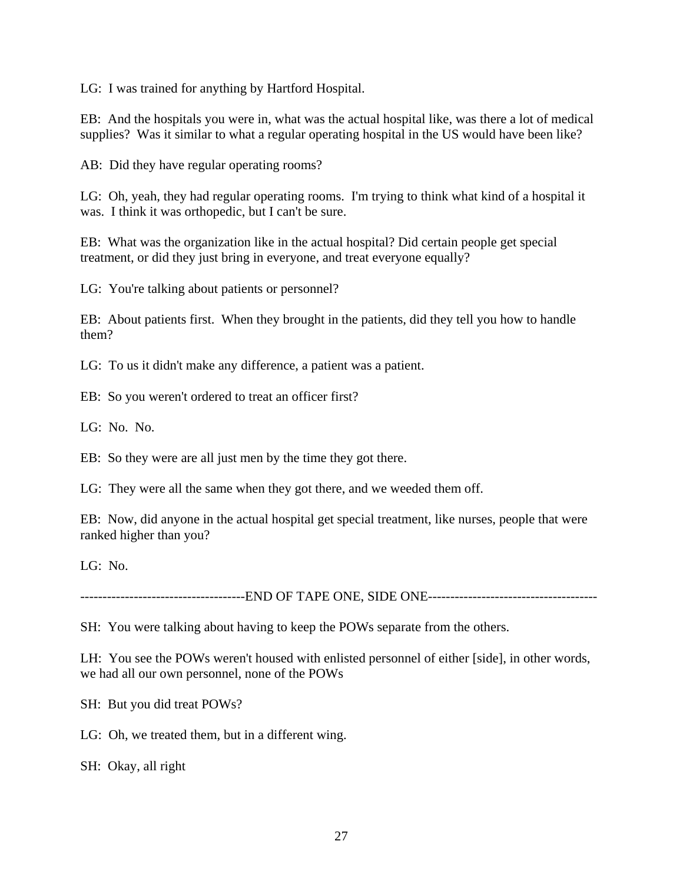LG: I was trained for anything by Hartford Hospital.

EB: And the hospitals you were in, what was the actual hospital like, was there a lot of medical supplies? Was it similar to what a regular operating hospital in the US would have been like?

AB: Did they have regular operating rooms?

LG: Oh, yeah, they had regular operating rooms. I'm trying to think what kind of a hospital it was. I think it was orthopedic, but I can't be sure.

EB: What was the organization like in the actual hospital? Did certain people get special treatment, or did they just bring in everyone, and treat everyone equally?

LG: You're talking about patients or personnel?

EB: About patients first. When they brought in the patients, did they tell you how to handle them?

LG: To us it didn't make any difference, a patient was a patient.

EB: So you weren't ordered to treat an officer first?

LG: No. No.

EB: So they were are all just men by the time they got there.

LG: They were all the same when they got there, and we weeded them off.

EB: Now, did anyone in the actual hospital get special treatment, like nurses, people that were ranked higher than you?

LG: No.

-------------------------------------END OF TAPE ONE, SIDE ONE--------------------------------------

SH: You were talking about having to keep the POWs separate from the others.

LH: You see the POWs weren't housed with enlisted personnel of either [side], in other words, we had all our own personnel, none of the POWs

SH: But you did treat POWs?

LG: Oh, we treated them, but in a different wing.

SH: Okay, all right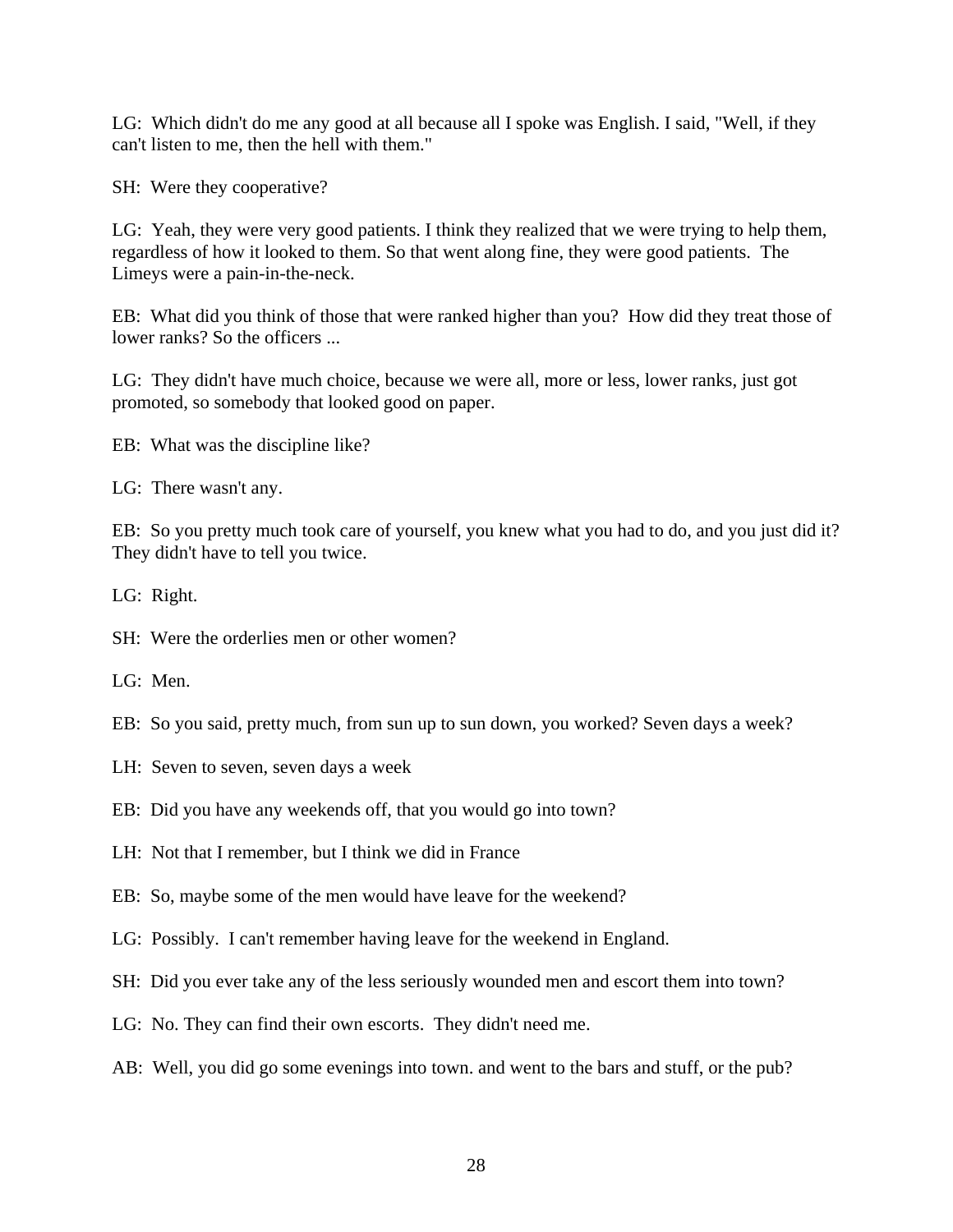LG: Which didn't do me any good at all because all I spoke was English. I said, "Well, if they can't listen to me, then the hell with them."

SH: Were they cooperative?

LG: Yeah, they were very good patients. I think they realized that we were trying to help them, regardless of how it looked to them. So that went along fine, they were good patients. The Limeys were a pain-in-the-neck.

EB: What did you think of those that were ranked higher than you? How did they treat those of lower ranks? So the officers ...

LG: They didn't have much choice, because we were all, more or less, lower ranks, just got promoted, so somebody that looked good on paper.

EB: What was the discipline like?

LG: There wasn't any.

EB: So you pretty much took care of yourself, you knew what you had to do, and you just did it? They didn't have to tell you twice.

LG: Right.

SH: Were the orderlies men or other women?

LG: Men.

EB: So you said, pretty much, from sun up to sun down, you worked? Seven days a week?

LH: Seven to seven, seven days a week

EB: Did you have any weekends off, that you would go into town?

LH: Not that I remember, but I think we did in France

EB: So, maybe some of the men would have leave for the weekend?

LG: Possibly. I can't remember having leave for the weekend in England.

SH: Did you ever take any of the less seriously wounded men and escort them into town?

LG: No. They can find their own escorts. They didn't need me.

AB: Well, you did go some evenings into town. and went to the bars and stuff, or the pub?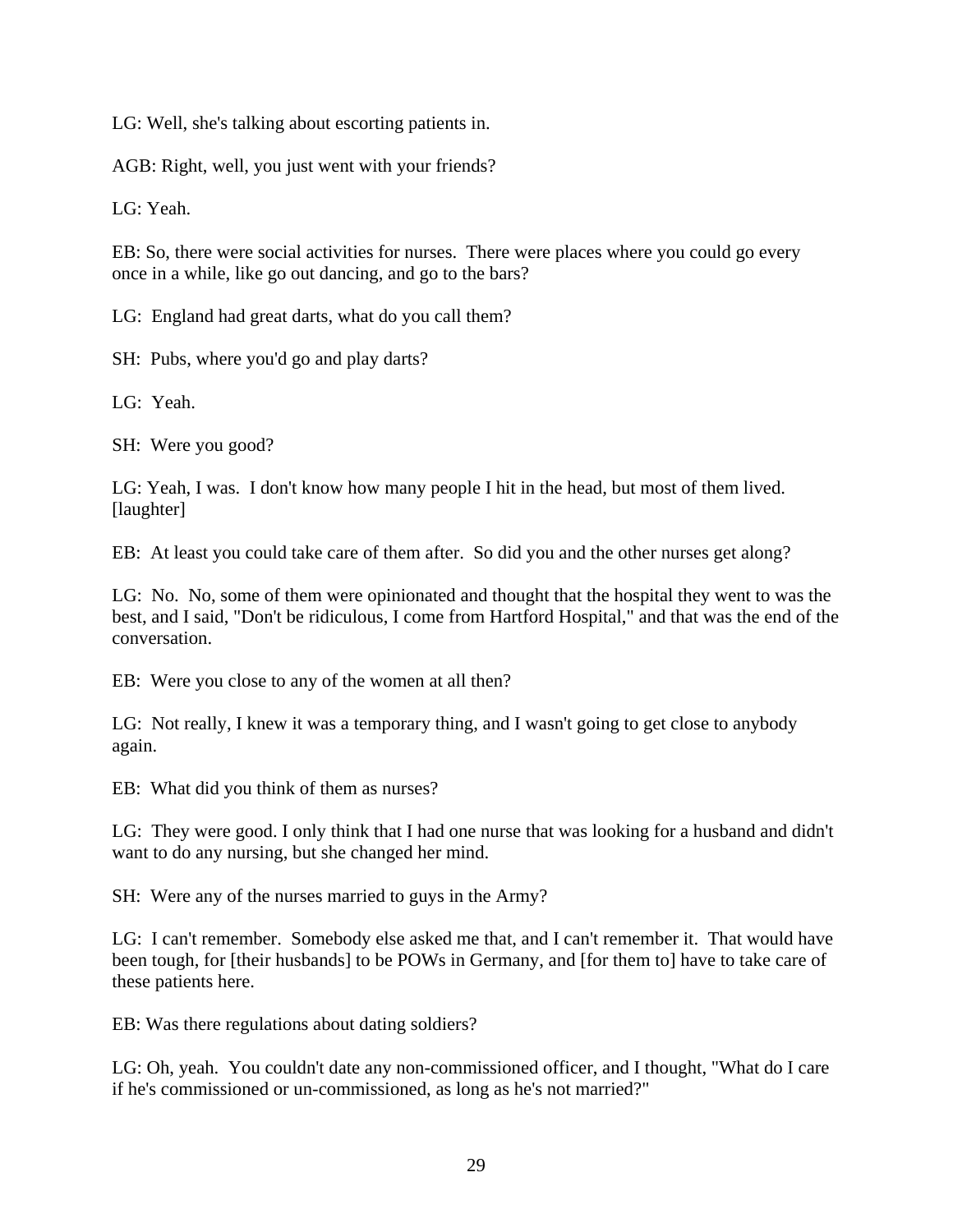LG: Well, she's talking about escorting patients in.

AGB: Right, well, you just went with your friends?

LG: Yeah.

EB: So, there were social activities for nurses. There were places where you could go every once in a while, like go out dancing, and go to the bars?

LG: England had great darts, what do you call them?

SH: Pubs, where you'd go and play darts?

LG: Yeah.

SH: Were you good?

LG: Yeah, I was. I don't know how many people I hit in the head, but most of them lived. [laughter]

EB: At least you could take care of them after. So did you and the other nurses get along?

LG: No. No, some of them were opinionated and thought that the hospital they went to was the best, and I said, "Don't be ridiculous, I come from Hartford Hospital," and that was the end of the conversation.

EB: Were you close to any of the women at all then?

LG: Not really, I knew it was a temporary thing, and I wasn't going to get close to anybody again.

EB: What did you think of them as nurses?

LG: They were good. I only think that I had one nurse that was looking for a husband and didn't want to do any nursing, but she changed her mind.

SH: Were any of the nurses married to guys in the Army?

LG: I can't remember. Somebody else asked me that, and I can't remember it. That would have been tough, for [their husbands] to be POWs in Germany, and [for them to] have to take care of these patients here.

EB: Was there regulations about dating soldiers?

LG: Oh, yeah. You couldn't date any non-commissioned officer, and I thought, "What do I care if he's commissioned or un-commissioned, as long as he's not married?"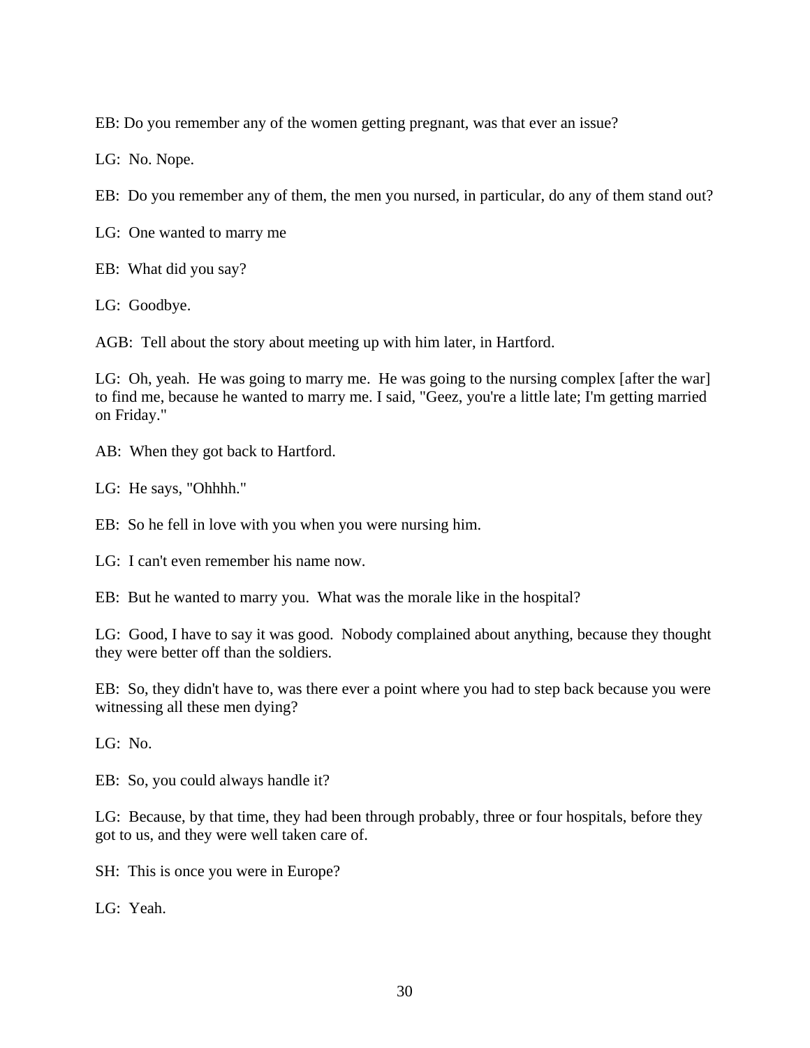EB: Do you remember any of the women getting pregnant, was that ever an issue?

LG: No. Nope.

EB: Do you remember any of them, the men you nursed, in particular, do any of them stand out?

LG: One wanted to marry me

EB: What did you say?

LG: Goodbye.

AGB: Tell about the story about meeting up with him later, in Hartford.

LG: Oh, yeah. He was going to marry me. He was going to the nursing complex [after the war] to find me, because he wanted to marry me. I said, "Geez, you're a little late; I'm getting married on Friday."

AB: When they got back to Hartford.

LG: He says, "Ohhhh."

EB: So he fell in love with you when you were nursing him.

LG: I can't even remember his name now.

EB: But he wanted to marry you. What was the morale like in the hospital?

LG: Good, I have to say it was good. Nobody complained about anything, because they thought they were better off than the soldiers.

EB: So, they didn't have to, was there ever a point where you had to step back because you were witnessing all these men dying?

LG: No.

EB: So, you could always handle it?

LG: Because, by that time, they had been through probably, three or four hospitals, before they got to us, and they were well taken care of.

SH: This is once you were in Europe?

LG: Yeah.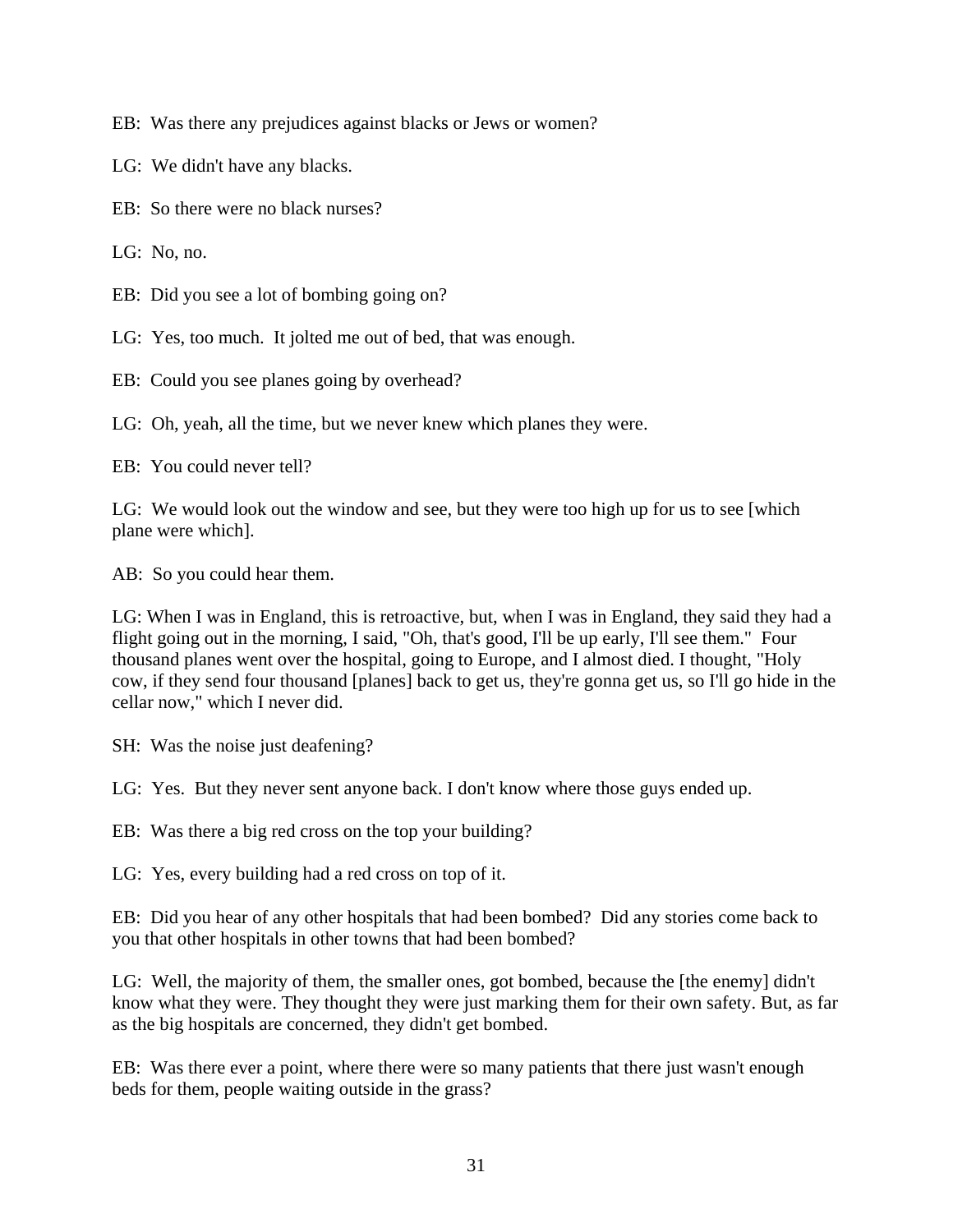EB: Was there any prejudices against blacks or Jews or women?

LG: We didn't have any blacks.

EB: So there were no black nurses?

LG: No, no.

EB: Did you see a lot of bombing going on?

LG: Yes, too much. It jolted me out of bed, that was enough.

EB: Could you see planes going by overhead?

LG: Oh, yeah, all the time, but we never knew which planes they were.

EB: You could never tell?

LG: We would look out the window and see, but they were too high up for us to see [which plane were which].

AB: So you could hear them.

LG: When I was in England, this is retroactive, but, when I was in England, they said they had a flight going out in the morning, I said, "Oh, that's good, I'll be up early, I'll see them." Four thousand planes went over the hospital, going to Europe, and I almost died. I thought, "Holy cow, if they send four thousand [planes] back to get us, they're gonna get us, so I'll go hide in the cellar now," which I never did.

SH: Was the noise just deafening?

LG: Yes. But they never sent anyone back. I don't know where those guys ended up.

EB: Was there a big red cross on the top your building?

LG: Yes, every building had a red cross on top of it.

EB: Did you hear of any other hospitals that had been bombed? Did any stories come back to you that other hospitals in other towns that had been bombed?

LG: Well, the majority of them, the smaller ones, got bombed, because the [the enemy] didn't know what they were. They thought they were just marking them for their own safety. But, as far as the big hospitals are concerned, they didn't get bombed.

EB: Was there ever a point, where there were so many patients that there just wasn't enough beds for them, people waiting outside in the grass?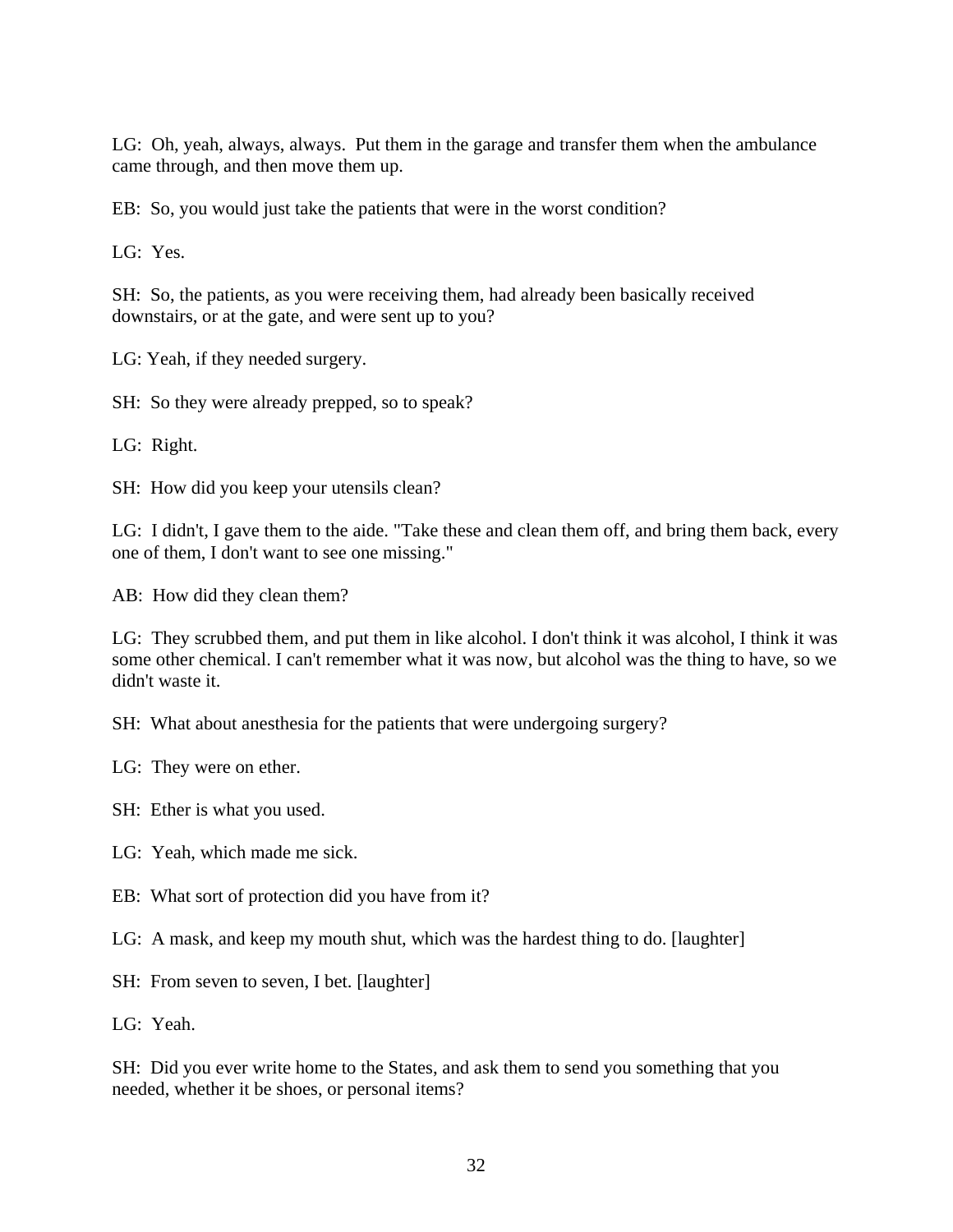LG: Oh, yeah, always, always. Put them in the garage and transfer them when the ambulance came through, and then move them up.

EB: So, you would just take the patients that were in the worst condition?

LG: Yes.

SH: So, the patients, as you were receiving them, had already been basically received downstairs, or at the gate, and were sent up to you?

LG: Yeah, if they needed surgery.

SH: So they were already prepped, so to speak?

LG: Right.

SH: How did you keep your utensils clean?

LG: I didn't, I gave them to the aide. "Take these and clean them off, and bring them back, every one of them, I don't want to see one missing."

AB: How did they clean them?

LG: They scrubbed them, and put them in like alcohol. I don't think it was alcohol, I think it was some other chemical. I can't remember what it was now, but alcohol was the thing to have, so we didn't waste it.

SH: What about anesthesia for the patients that were undergoing surgery?

LG: They were on ether.

SH: Ether is what you used.

LG: Yeah, which made me sick.

EB: What sort of protection did you have from it?

LG: A mask, and keep my mouth shut, which was the hardest thing to do. [laughter]

SH: From seven to seven, I bet. [laughter]

LG: Yeah.

SH: Did you ever write home to the States, and ask them to send you something that you needed, whether it be shoes, or personal items?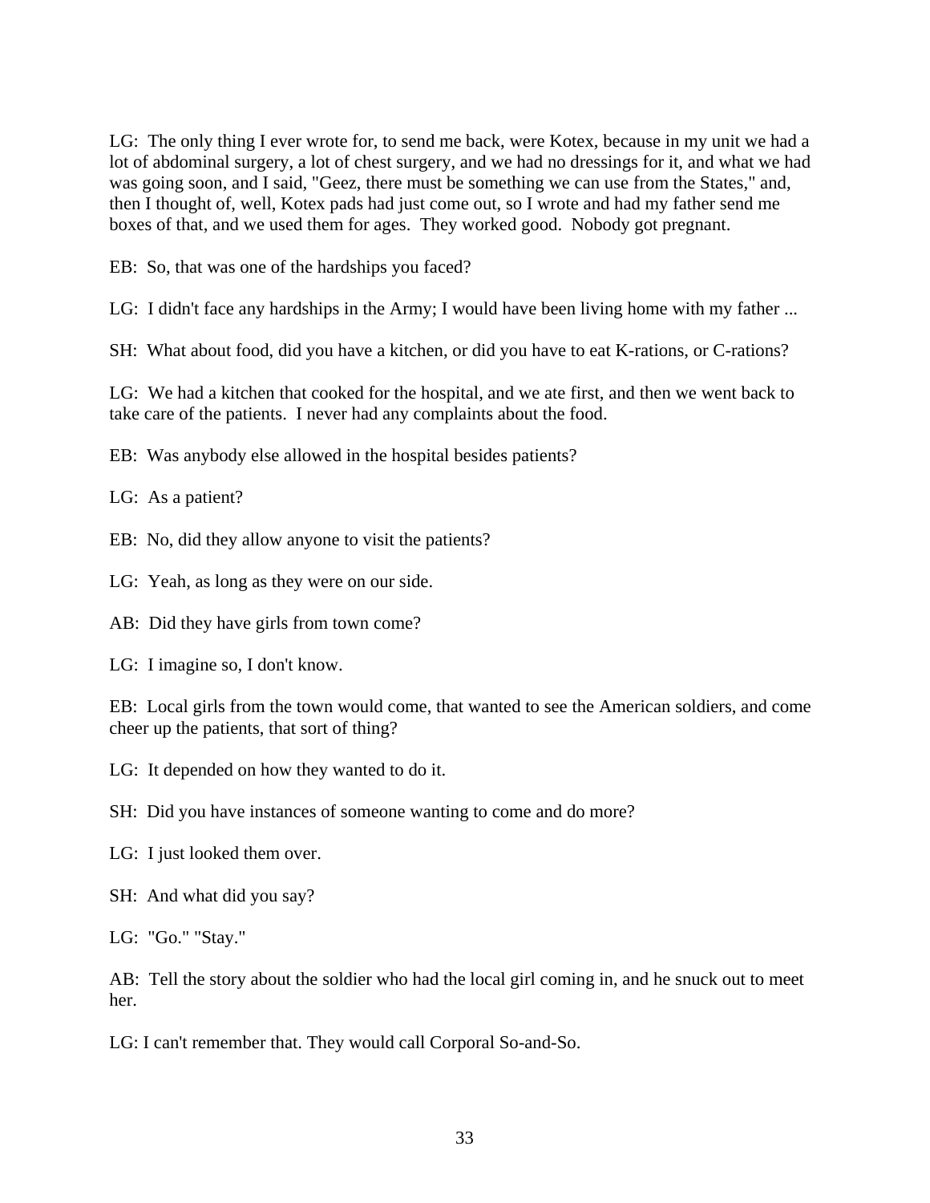LG: The only thing I ever wrote for, to send me back, were Kotex, because in my unit we had a lot of abdominal surgery, a lot of chest surgery, and we had no dressings for it, and what we had was going soon, and I said, "Geez, there must be something we can use from the States," and, then I thought of, well, Kotex pads had just come out, so I wrote and had my father send me boxes of that, and we used them for ages. They worked good. Nobody got pregnant.

EB: So, that was one of the hardships you faced?

LG: I didn't face any hardships in the Army; I would have been living home with my father ...

SH: What about food, did you have a kitchen, or did you have to eat K-rations, or C-rations?

LG: We had a kitchen that cooked for the hospital, and we ate first, and then we went back to take care of the patients. I never had any complaints about the food.

EB: Was anybody else allowed in the hospital besides patients?

LG: As a patient?

EB: No, did they allow anyone to visit the patients?

LG: Yeah, as long as they were on our side.

AB: Did they have girls from town come?

LG: I imagine so, I don't know.

EB: Local girls from the town would come, that wanted to see the American soldiers, and come cheer up the patients, that sort of thing?

LG: It depended on how they wanted to do it.

SH: Did you have instances of someone wanting to come and do more?

LG: I just looked them over.

SH: And what did you say?

LG: "Go." "Stay."

AB: Tell the story about the soldier who had the local girl coming in, and he snuck out to meet her.

LG: I can't remember that. They would call Corporal So-and-So.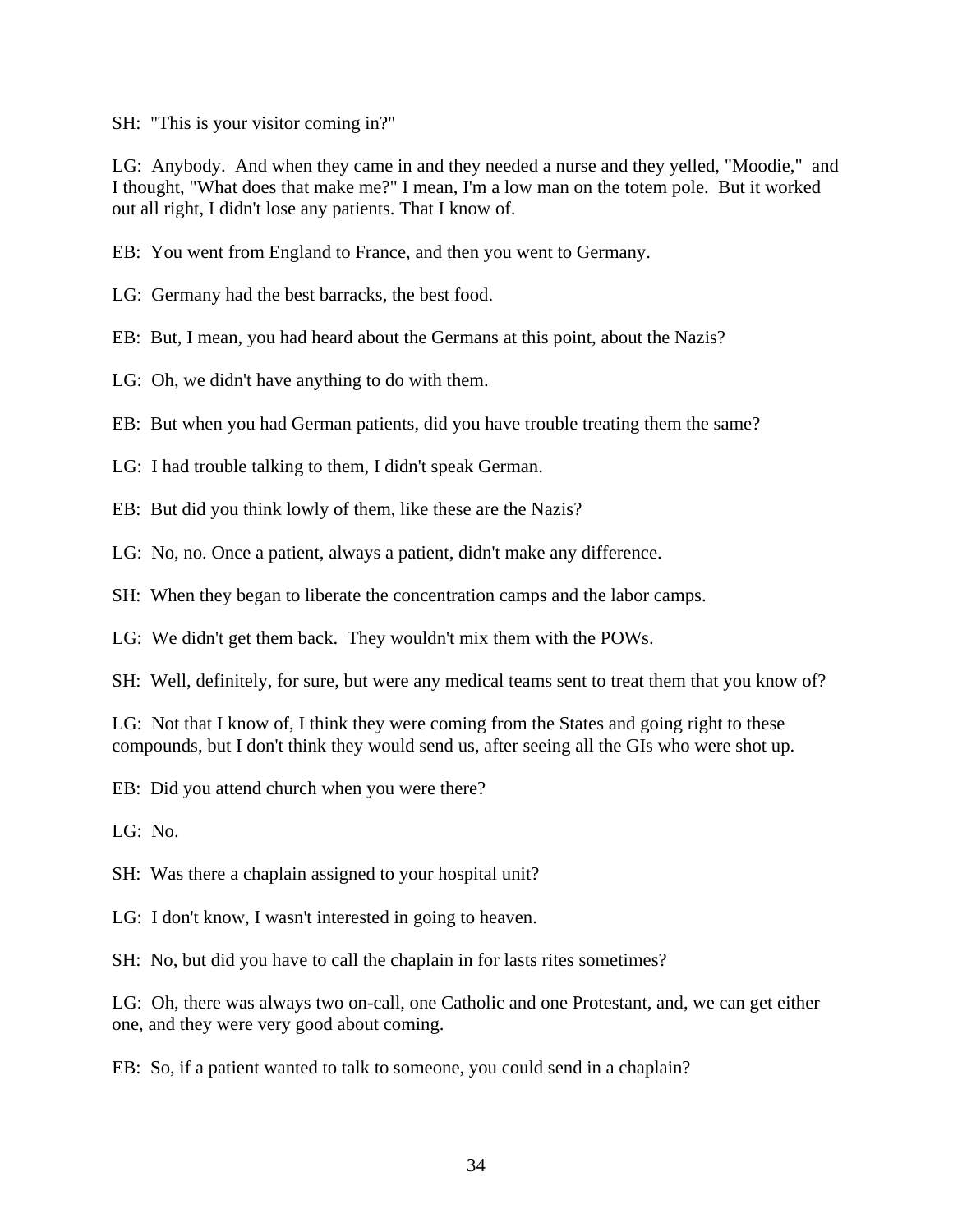SH: "This is your visitor coming in?"

LG: Anybody. And when they came in and they needed a nurse and they yelled, "Moodie," and I thought, "What does that make me?" I mean, I'm a low man on the totem pole. But it worked out all right, I didn't lose any patients. That I know of.

EB: You went from England to France, and then you went to Germany.

LG: Germany had the best barracks, the best food.

EB: But, I mean, you had heard about the Germans at this point, about the Nazis?

LG: Oh, we didn't have anything to do with them.

EB: But when you had German patients, did you have trouble treating them the same?

LG: I had trouble talking to them, I didn't speak German.

EB: But did you think lowly of them, like these are the Nazis?

LG: No, no. Once a patient, always a patient, didn't make any difference.

SH: When they began to liberate the concentration camps and the labor camps.

LG: We didn't get them back. They wouldn't mix them with the POWs.

SH: Well, definitely, for sure, but were any medical teams sent to treat them that you know of?

LG: Not that I know of, I think they were coming from the States and going right to these compounds, but I don't think they would send us, after seeing all the GIs who were shot up.

EB: Did you attend church when you were there?

LG: No.

SH: Was there a chaplain assigned to your hospital unit?

LG: I don't know, I wasn't interested in going to heaven.

SH: No, but did you have to call the chaplain in for lasts rites sometimes?

LG: Oh, there was always two on-call, one Catholic and one Protestant, and, we can get either one, and they were very good about coming.

EB: So, if a patient wanted to talk to someone, you could send in a chaplain?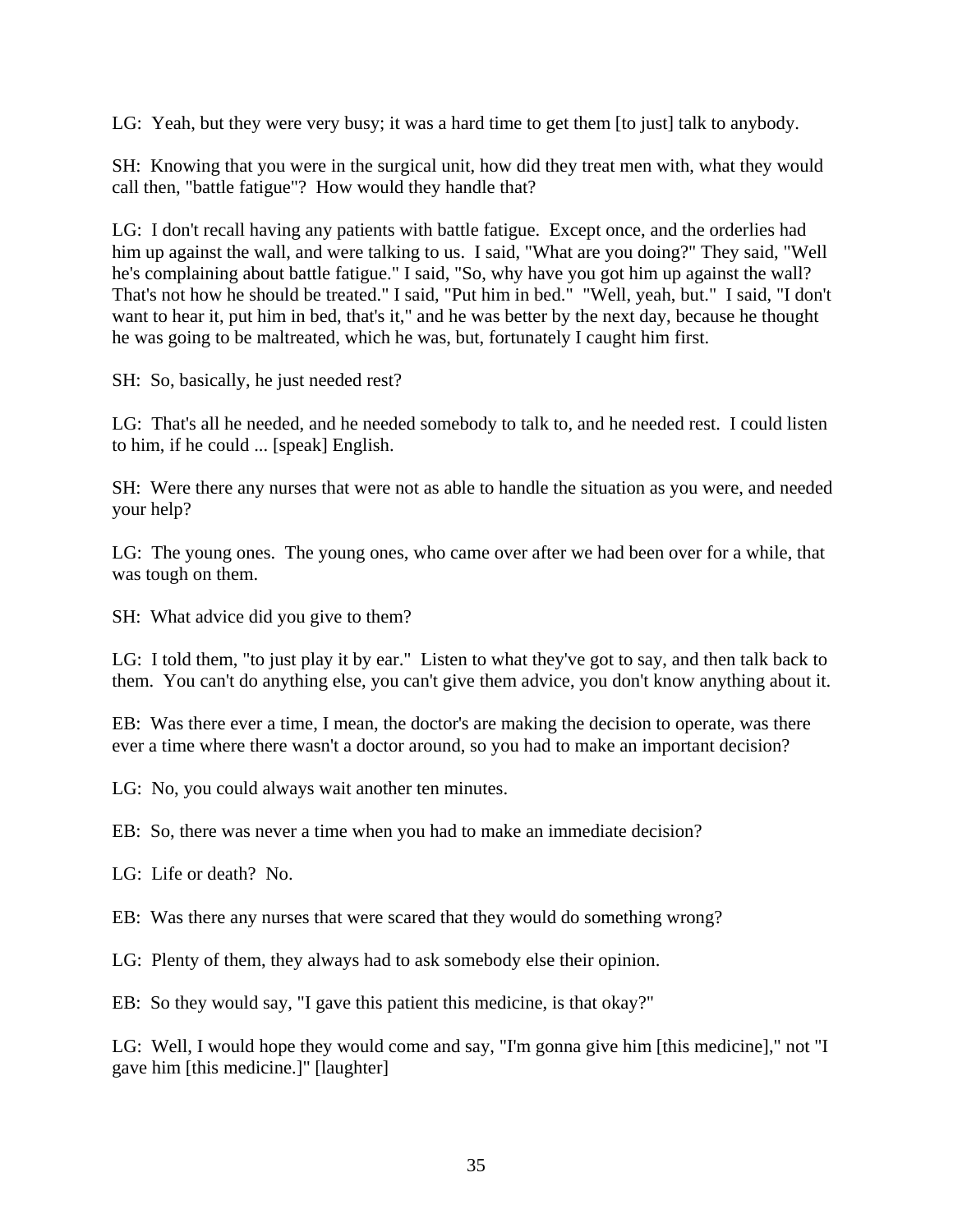LG: Yeah, but they were very busy; it was a hard time to get them [to just] talk to anybody.

SH: Knowing that you were in the surgical unit, how did they treat men with, what they would call then, "battle fatigue"? How would they handle that?

LG: I don't recall having any patients with battle fatigue. Except once, and the orderlies had him up against the wall, and were talking to us. I said, "What are you doing?" They said, "Well he's complaining about battle fatigue." I said, "So, why have you got him up against the wall? That's not how he should be treated." I said, "Put him in bed." "Well, yeah, but." I said, "I don't want to hear it, put him in bed, that's it," and he was better by the next day, because he thought he was going to be maltreated, which he was, but, fortunately I caught him first.

SH: So, basically, he just needed rest?

LG: That's all he needed, and he needed somebody to talk to, and he needed rest. I could listen to him, if he could ... [speak] English.

SH: Were there any nurses that were not as able to handle the situation as you were, and needed your help?

LG: The young ones. The young ones, who came over after we had been over for a while, that was tough on them.

SH: What advice did you give to them?

LG: I told them, "to just play it by ear." Listen to what they've got to say, and then talk back to them. You can't do anything else, you can't give them advice, you don't know anything about it.

EB: Was there ever a time, I mean, the doctor's are making the decision to operate, was there ever a time where there wasn't a doctor around, so you had to make an important decision?

LG: No, you could always wait another ten minutes.

EB: So, there was never a time when you had to make an immediate decision?

LG: Life or death? No.

EB: Was there any nurses that were scared that they would do something wrong?

LG: Plenty of them, they always had to ask somebody else their opinion.

EB: So they would say, "I gave this patient this medicine, is that okay?"

LG: Well, I would hope they would come and say, "I'm gonna give him [this medicine]," not "I gave him [this medicine.]" [laughter]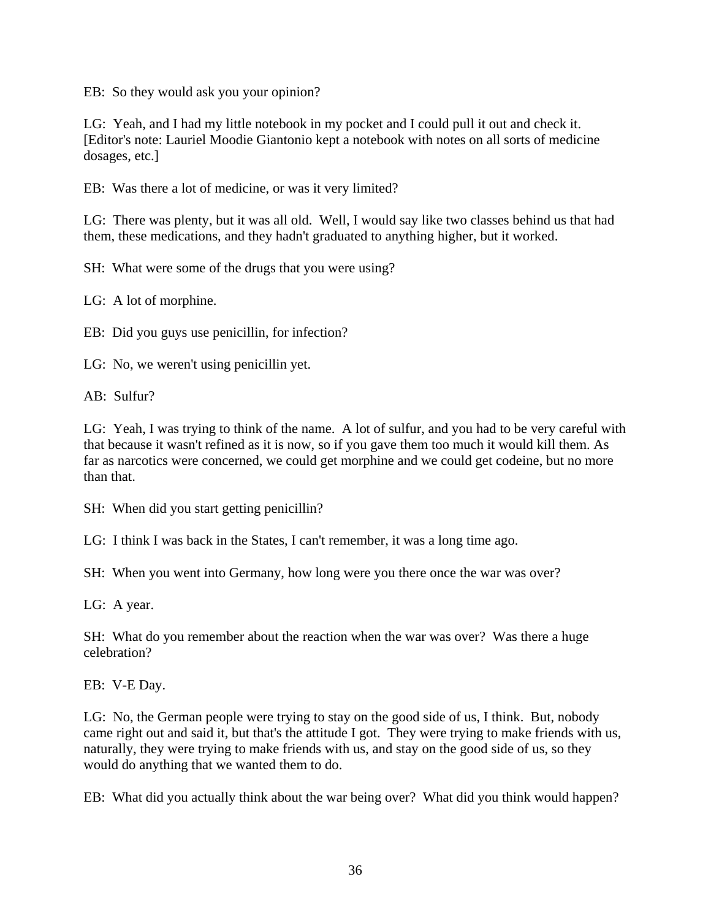EB: So they would ask you your opinion?

LG: Yeah, and I had my little notebook in my pocket and I could pull it out and check it. [Editor's note: Lauriel Moodie Giantonio kept a notebook with notes on all sorts of medicine dosages, etc.]

EB: Was there a lot of medicine, or was it very limited?

LG: There was plenty, but it was all old. Well, I would say like two classes behind us that had them, these medications, and they hadn't graduated to anything higher, but it worked.

SH: What were some of the drugs that you were using?

LG: A lot of morphine.

EB: Did you guys use penicillin, for infection?

LG: No, we weren't using penicillin yet.

AB: Sulfur?

LG: Yeah, I was trying to think of the name. A lot of sulfur, and you had to be very careful with that because it wasn't refined as it is now, so if you gave them too much it would kill them. As far as narcotics were concerned, we could get morphine and we could get codeine, but no more than that.

SH: When did you start getting penicillin?

LG: I think I was back in the States, I can't remember, it was a long time ago.

SH: When you went into Germany, how long were you there once the war was over?

LG: A year.

SH: What do you remember about the reaction when the war was over? Was there a huge celebration?

EB: V-E Day.

LG: No, the German people were trying to stay on the good side of us, I think. But, nobody came right out and said it, but that's the attitude I got. They were trying to make friends with us, naturally, they were trying to make friends with us, and stay on the good side of us, so they would do anything that we wanted them to do.

EB: What did you actually think about the war being over? What did you think would happen?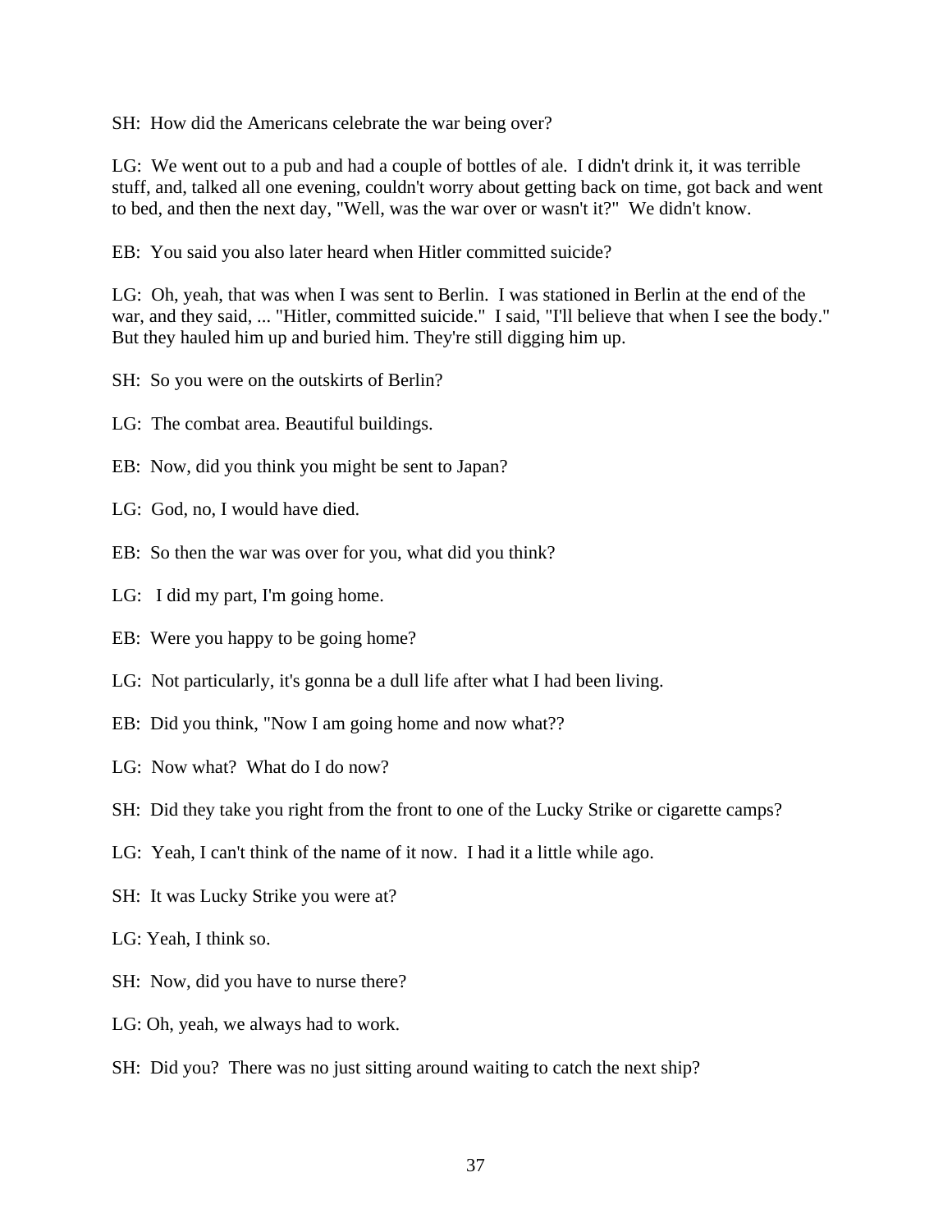SH: How did the Americans celebrate the war being over?

LG: We went out to a pub and had a couple of bottles of ale. I didn't drink it, it was terrible stuff, and, talked all one evening, couldn't worry about getting back on time, got back and went to bed, and then the next day, "Well, was the war over or wasn't it?" We didn't know.

EB: You said you also later heard when Hitler committed suicide?

LG: Oh, yeah, that was when I was sent to Berlin. I was stationed in Berlin at the end of the war, and they said, ... "Hitler, committed suicide." I said, "I'll believe that when I see the body." But they hauled him up and buried him. They're still digging him up.

SH: So you were on the outskirts of Berlin?

LG: The combat area. Beautiful buildings.

EB: Now, did you think you might be sent to Japan?

LG: God, no, I would have died.

EB: So then the war was over for you, what did you think?

LG: I did my part, I'm going home.

EB: Were you happy to be going home?

LG: Not particularly, it's gonna be a dull life after what I had been living.

EB: Did you think, "Now I am going home and now what??

LG: Now what? What do I do now?

SH: Did they take you right from the front to one of the Lucky Strike or cigarette camps?

LG: Yeah, I can't think of the name of it now. I had it a little while ago.

SH: It was Lucky Strike you were at?

LG: Yeah, I think so.

SH: Now, did you have to nurse there?

LG: Oh, yeah, we always had to work.

SH: Did you? There was no just sitting around waiting to catch the next ship?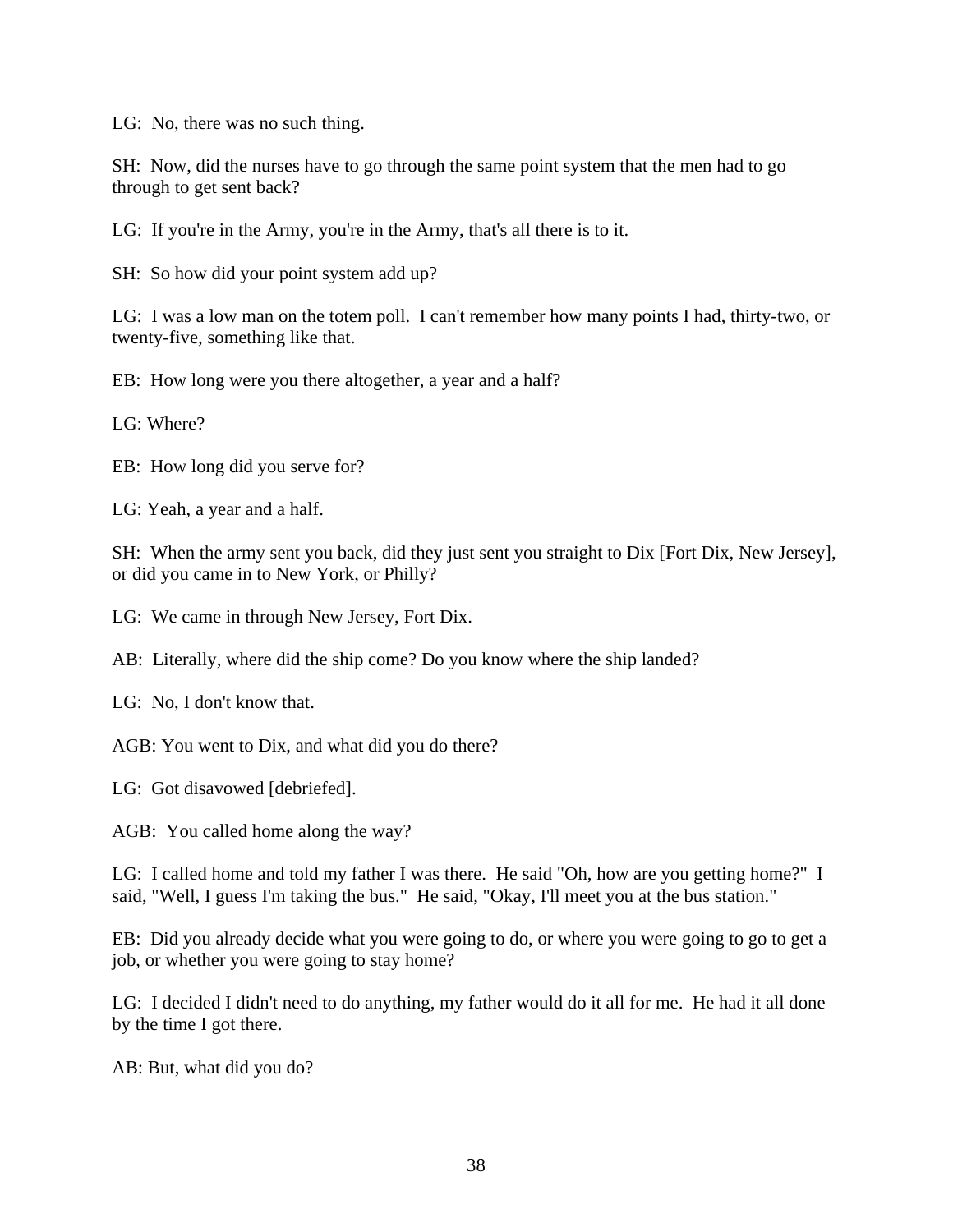LG: No, there was no such thing.

SH: Now, did the nurses have to go through the same point system that the men had to go through to get sent back?

LG: If you're in the Army, you're in the Army, that's all there is to it.

SH: So how did your point system add up?

LG: I was a low man on the totem poll. I can't remember how many points I had, thirty-two, or twenty-five, something like that.

EB: How long were you there altogether, a year and a half?

LG: Where?

EB: How long did you serve for?

LG: Yeah, a year and a half.

SH: When the army sent you back, did they just sent you straight to Dix [Fort Dix, New Jersey], or did you came in to New York, or Philly?

LG: We came in through New Jersey, Fort Dix.

AB: Literally, where did the ship come? Do you know where the ship landed?

LG: No, I don't know that.

AGB: You went to Dix, and what did you do there?

LG: Got disavowed [debriefed].

AGB: You called home along the way?

LG: I called home and told my father I was there. He said "Oh, how are you getting home?" I said, "Well, I guess I'm taking the bus." He said, "Okay, I'll meet you at the bus station."

EB: Did you already decide what you were going to do, or where you were going to go to get a job, or whether you were going to stay home?

LG: I decided I didn't need to do anything, my father would do it all for me. He had it all done by the time I got there.

AB: But, what did you do?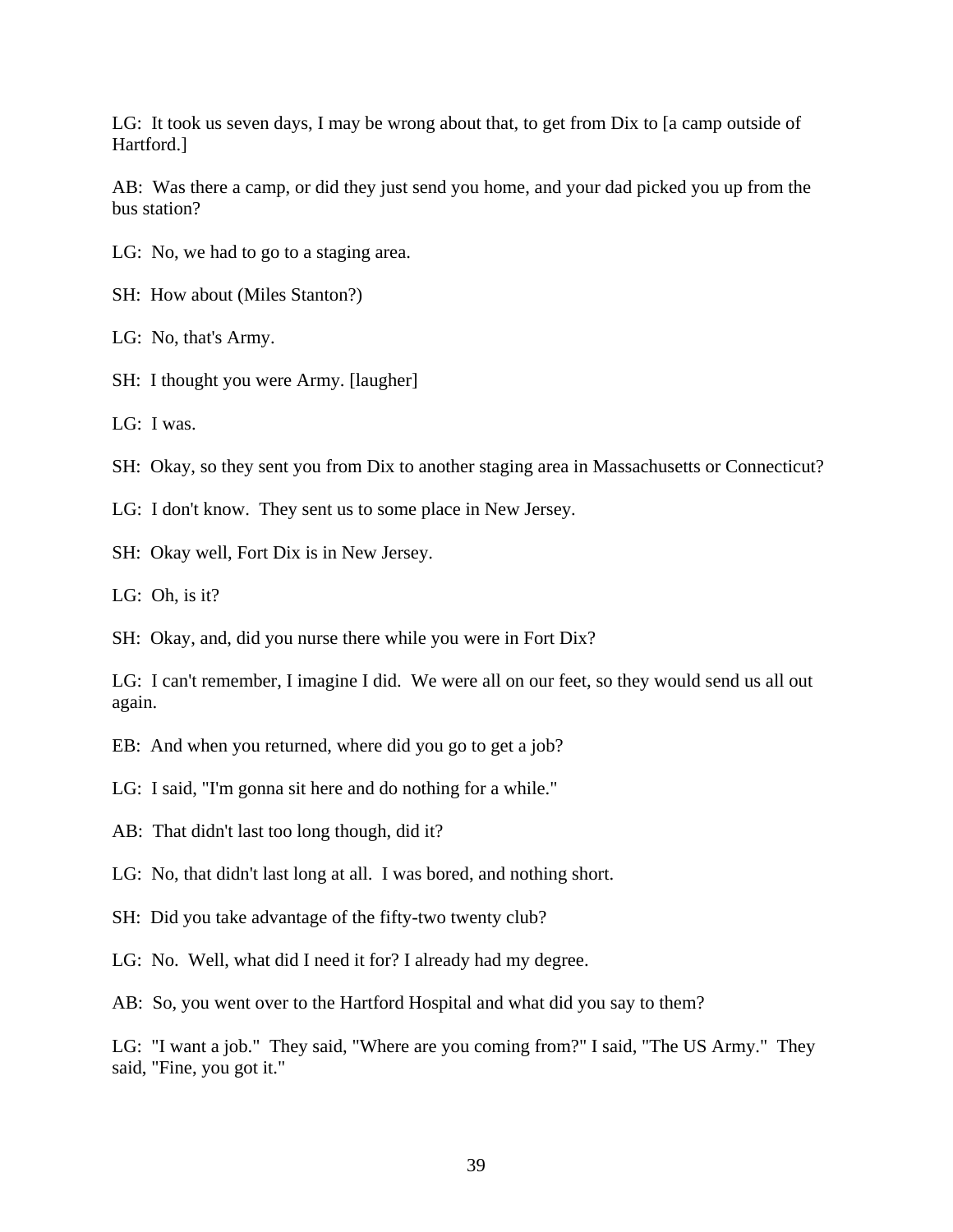LG: It took us seven days, I may be wrong about that, to get from Dix to [a camp outside of Hartford.]

AB: Was there a camp, or did they just send you home, and your dad picked you up from the bus station?

LG: No, we had to go to a staging area.

SH: How about (Miles Stanton?)

LG: No, that's Army.

SH: I thought you were Army. [laugher]

LG: I was.

SH: Okay, so they sent you from Dix to another staging area in Massachusetts or Connecticut?

LG: I don't know. They sent us to some place in New Jersey.

SH: Okay well, Fort Dix is in New Jersey.

LG: Oh, is it?

SH: Okay, and, did you nurse there while you were in Fort Dix?

LG: I can't remember, I imagine I did. We were all on our feet, so they would send us all out again.

EB: And when you returned, where did you go to get a job?

LG: I said, "I'm gonna sit here and do nothing for a while."

AB: That didn't last too long though, did it?

LG: No, that didn't last long at all. I was bored, and nothing short.

SH: Did you take advantage of the fifty-two twenty club?

LG: No. Well, what did I need it for? I already had my degree.

AB: So, you went over to the Hartford Hospital and what did you say to them?

LG: "I want a job." They said, "Where are you coming from?" I said, "The US Army." They said, "Fine, you got it."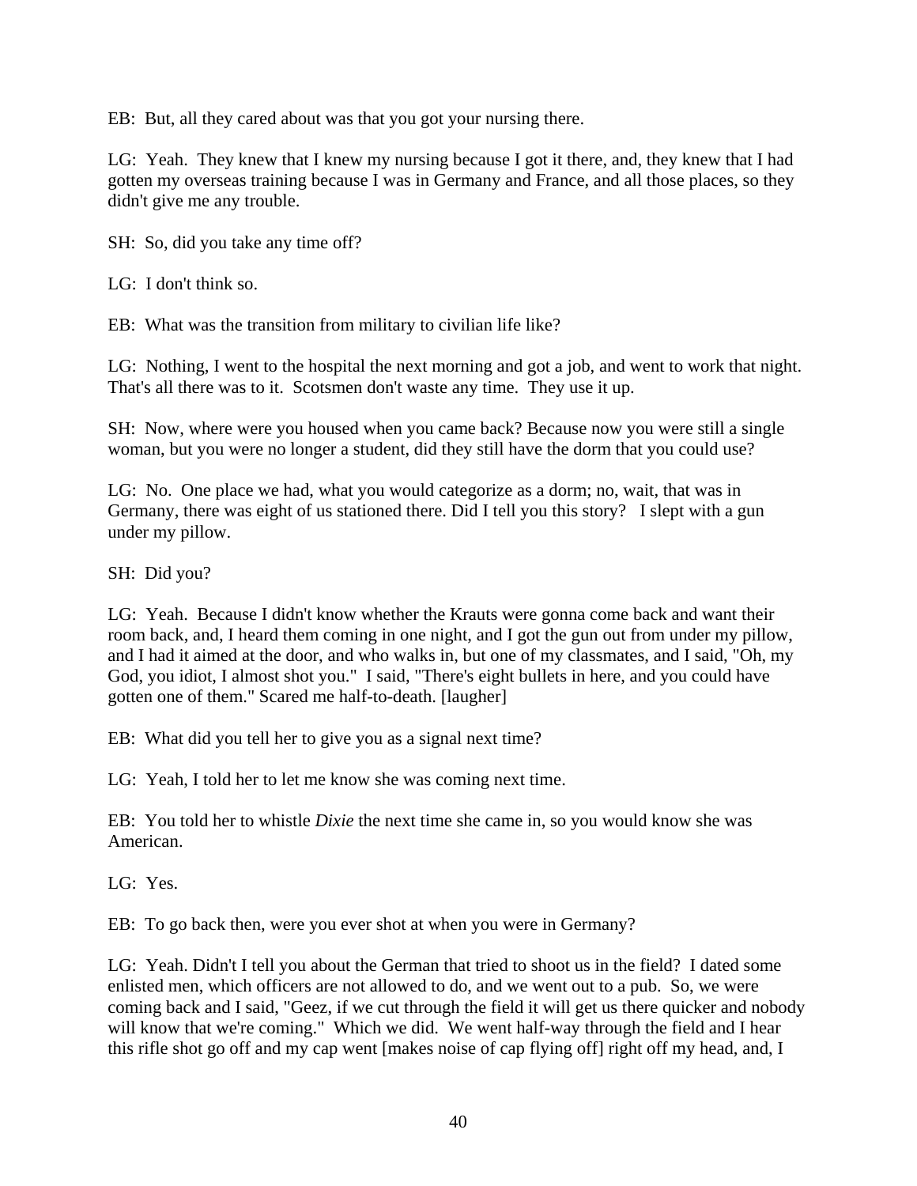EB: But, all they cared about was that you got your nursing there.

LG: Yeah. They knew that I knew my nursing because I got it there, and, they knew that I had gotten my overseas training because I was in Germany and France, and all those places, so they didn't give me any trouble.

SH: So, did you take any time off?

LG: I don't think so.

EB: What was the transition from military to civilian life like?

LG: Nothing, I went to the hospital the next morning and got a job, and went to work that night. That's all there was to it. Scotsmen don't waste any time. They use it up.

SH: Now, where were you housed when you came back? Because now you were still a single woman, but you were no longer a student, did they still have the dorm that you could use?

LG: No. One place we had, what you would categorize as a dorm; no, wait, that was in Germany, there was eight of us stationed there. Did I tell you this story? I slept with a gun under my pillow.

SH: Did you?

LG: Yeah. Because I didn't know whether the Krauts were gonna come back and want their room back, and, I heard them coming in one night, and I got the gun out from under my pillow, and I had it aimed at the door, and who walks in, but one of my classmates, and I said, "Oh, my God, you idiot, I almost shot you." I said, "There's eight bullets in here, and you could have gotten one of them." Scared me half-to-death. [laugher]

EB: What did you tell her to give you as a signal next time?

LG: Yeah, I told her to let me know she was coming next time.

EB: You told her to whistle *Dixie* the next time she came in, so you would know she was American.

LG: Yes.

EB: To go back then, were you ever shot at when you were in Germany?

LG: Yeah. Didn't I tell you about the German that tried to shoot us in the field? I dated some enlisted men, which officers are not allowed to do, and we went out to a pub. So, we were coming back and I said, "Geez, if we cut through the field it will get us there quicker and nobody will know that we're coming." Which we did. We went half-way through the field and I hear this rifle shot go off and my cap went [makes noise of cap flying off] right off my head, and, I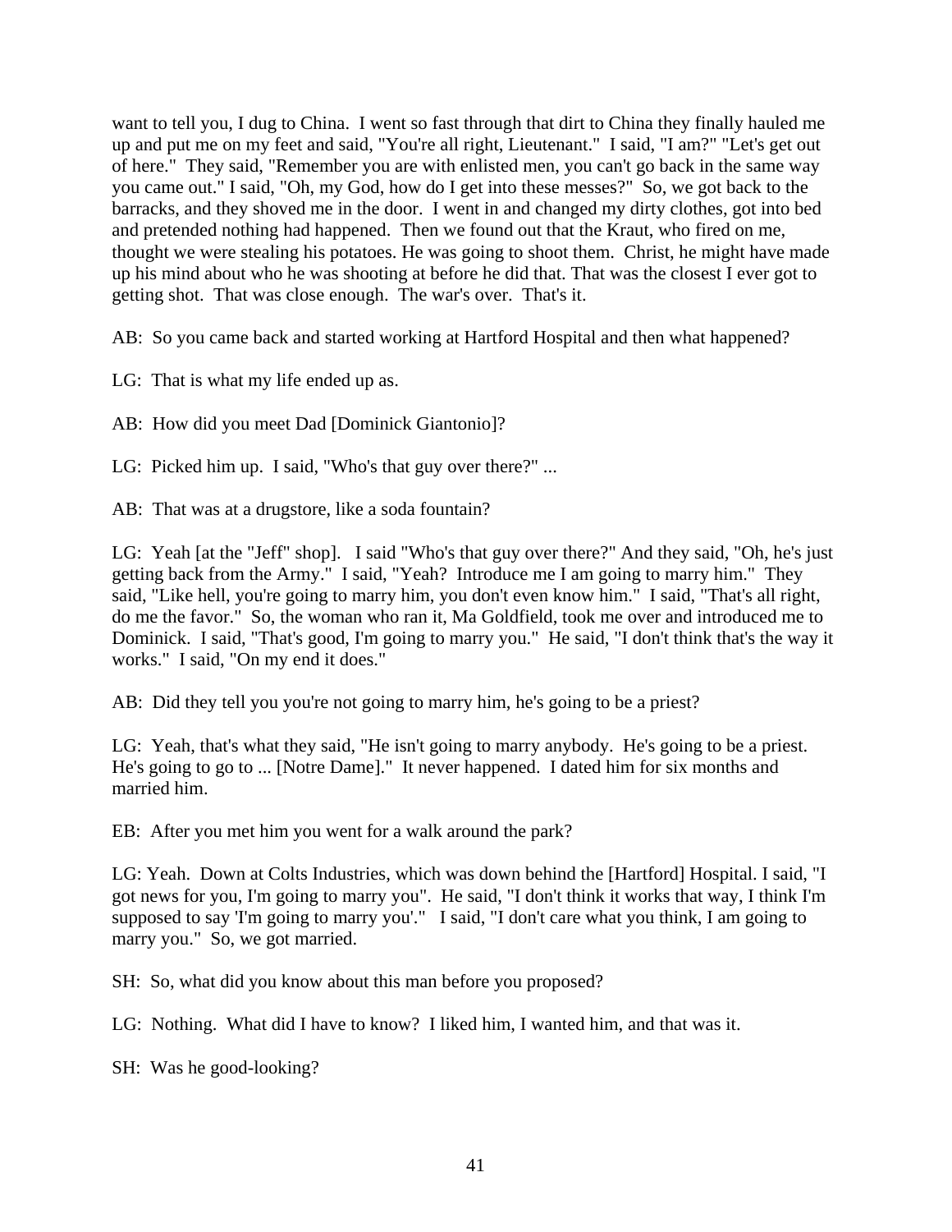want to tell you, I dug to China. I went so fast through that dirt to China they finally hauled me up and put me on my feet and said, "You're all right, Lieutenant." I said, "I am?" "Let's get out of here." They said, "Remember you are with enlisted men, you can't go back in the same way you came out." I said, "Oh, my God, how do I get into these messes?" So, we got back to the barracks, and they shoved me in the door. I went in and changed my dirty clothes, got into bed and pretended nothing had happened. Then we found out that the Kraut, who fired on me, thought we were stealing his potatoes. He was going to shoot them. Christ, he might have made up his mind about who he was shooting at before he did that. That was the closest I ever got to getting shot. That was close enough. The war's over. That's it.

AB: So you came back and started working at Hartford Hospital and then what happened?

LG: That is what my life ended up as.

AB: How did you meet Dad [Dominick Giantonio]?

LG: Picked him up. I said, "Who's that guy over there?" ...

AB: That was at a drugstore, like a soda fountain?

LG: Yeah [at the "Jeff" shop]. I said "Who's that guy over there?" And they said, "Oh, he's just getting back from the Army." I said, "Yeah? Introduce me I am going to marry him." They said, "Like hell, you're going to marry him, you don't even know him." I said, "That's all right, do me the favor." So, the woman who ran it, Ma Goldfield, took me over and introduced me to Dominick. I said, "That's good, I'm going to marry you." He said, "I don't think that's the way it works." I said, "On my end it does."

AB: Did they tell you you're not going to marry him, he's going to be a priest?

LG: Yeah, that's what they said, "He isn't going to marry anybody. He's going to be a priest. He's going to go to ... [Notre Dame]." It never happened. I dated him for six months and married him.

EB: After you met him you went for a walk around the park?

LG: Yeah. Down at Colts Industries, which was down behind the [Hartford] Hospital. I said, "I got news for you, I'm going to marry you". He said, "I don't think it works that way, I think I'm supposed to say 'I'm going to marry you'." I said, "I don't care what you think, I am going to marry you." So, we got married.

SH: So, what did you know about this man before you proposed?

LG: Nothing. What did I have to know? I liked him, I wanted him, and that was it.

SH: Was he good-looking?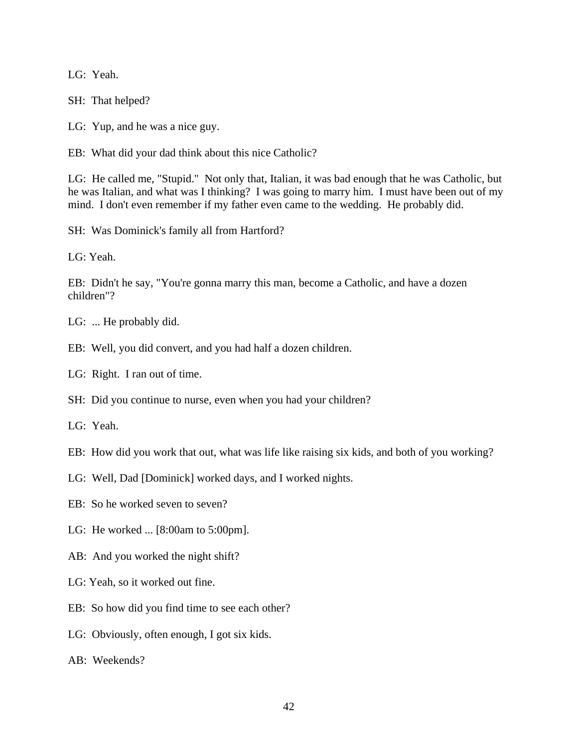LG: Yeah.

SH: That helped?

LG: Yup, and he was a nice guy.

EB: What did your dad think about this nice Catholic?

LG: He called me, "Stupid." Not only that, Italian, it was bad enough that he was Catholic, but he was Italian, and what was I thinking? I was going to marry him. I must have been out of my mind. I don't even remember if my father even came to the wedding. He probably did.

SH: Was Dominick's family all from Hartford?

LG: Yeah.

EB: Didn't he say, "You're gonna marry this man, become a Catholic, and have a dozen children"?

LG: ... He probably did.

EB: Well, you did convert, and you had half a dozen children.

LG: Right. I ran out of time.

SH: Did you continue to nurse, even when you had your children?

LG: Yeah.

EB: How did you work that out, what was life like raising six kids, and both of you working?

LG: Well, Dad [Dominick] worked days, and I worked nights.

EB: So he worked seven to seven?

LG: He worked ... [8:00am to 5:00pm].

AB: And you worked the night shift?

LG: Yeah, so it worked out fine.

EB: So how did you find time to see each other?

LG: Obviously, often enough, I got six kids.

AB: Weekends?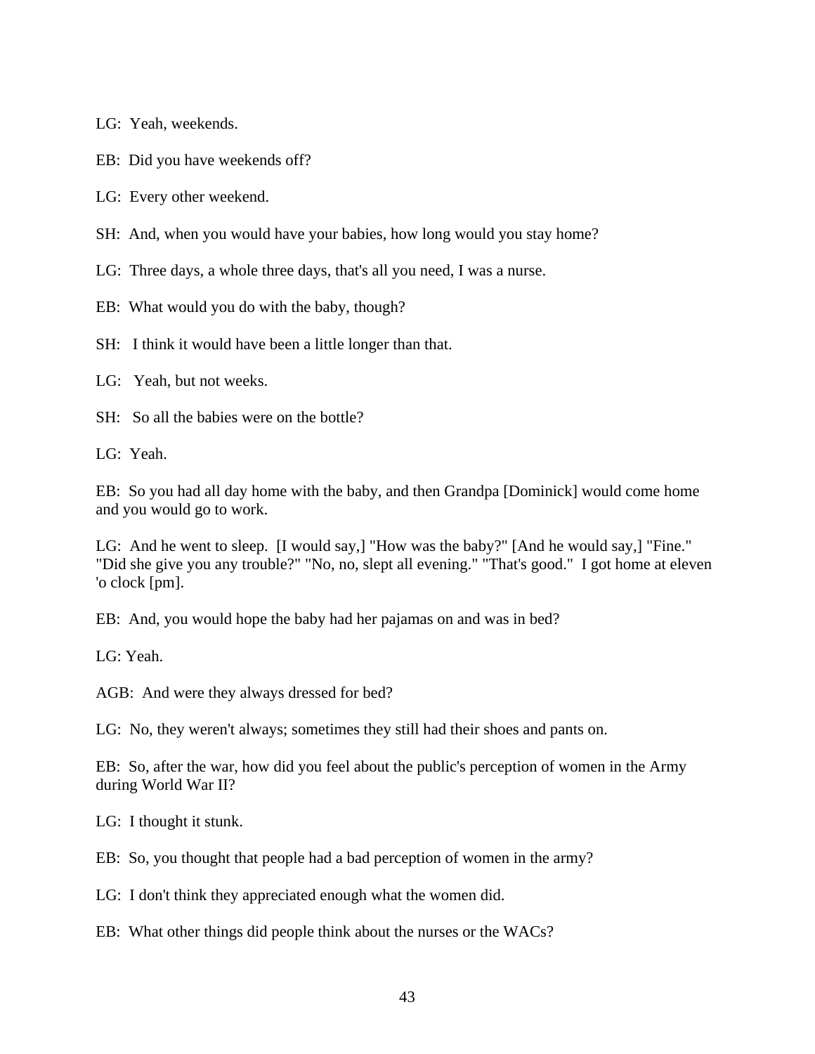LG:  Yeah, weekends.

EB:  Did you have weekends off?

LG:  Every other weekend.

SH:  And, when you would have your babies, how long would you stay home?

LG:  Three days, a whole three days, that's all you need, I was a nurse.

EB:  What would you do with the baby, though?

SH:   I think it would have been a little longer than that.

LG:   Yeah, but not weeks.

SH:   So all the babies were on the bottle?

LG:  Yeah.

EB:  So you had all day home with the baby, and then Grandpa [Dominick] would come home and you would go to work.

LG:  And he went to sleep.  [I would say,] "How was the baby?" [And he would say,] "Fine." "Did she give you any trouble?" "No, no, slept all evening." "That's good."  I got home at eleven 'o clock [pm].

EB:  And, you would hope the baby had her pajamas on and was in bed?

LG: Yeah.

AGB:  And were they always dressed for bed?

LG:  No, they weren't always; sometimes they still had their shoes and pants on.

EB:  So, after the war, how did you feel about the public's perception of women in the Army during World War II?

LG:  I thought it stunk.

EB:  So, you thought that people had a bad perception of women in the army?

LG:  I don't think they appreciated enough what the women did.

EB:  What other things did people think about the nurses or the WACs?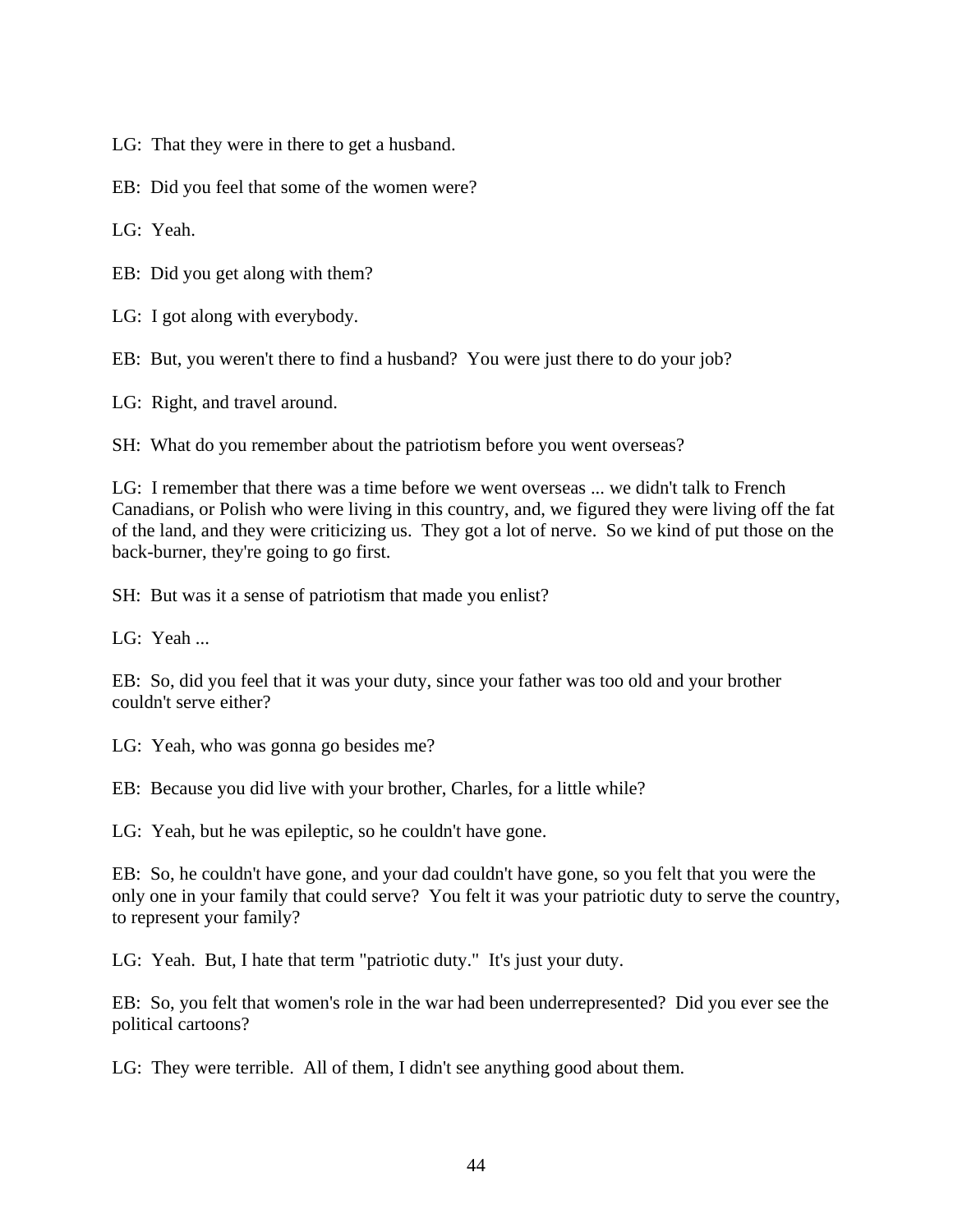LG: That they were in there to get a husband.

EB: Did you feel that some of the women were?

LG: Yeah.

EB: Did you get along with them?

LG: I got along with everybody.

EB: But, you weren't there to find a husband? You were just there to do your job?

LG: Right, and travel around.

SH: What do you remember about the patriotism before you went overseas?

LG: I remember that there was a time before we went overseas ... we didn't talk to French Canadians, or Polish who were living in this country, and, we figured they were living off the fat of the land, and they were criticizing us. They got a lot of nerve. So we kind of put those on the back-burner, they're going to go first.

SH: But was it a sense of patriotism that made you enlist?

LG: Yeah ...

EB: So, did you feel that it was your duty, since your father was too old and your brother couldn't serve either?

LG: Yeah, who was gonna go besides me?

EB: Because you did live with your brother, Charles, for a little while?

LG: Yeah, but he was epileptic, so he couldn't have gone.

EB: So, he couldn't have gone, and your dad couldn't have gone, so you felt that you were the only one in your family that could serve? You felt it was your patriotic duty to serve the country, to represent your family?

LG: Yeah. But, I hate that term "patriotic duty." It's just your duty.

EB: So, you felt that women's role in the war had been underrepresented? Did you ever see the political cartoons?

LG: They were terrible. All of them, I didn't see anything good about them.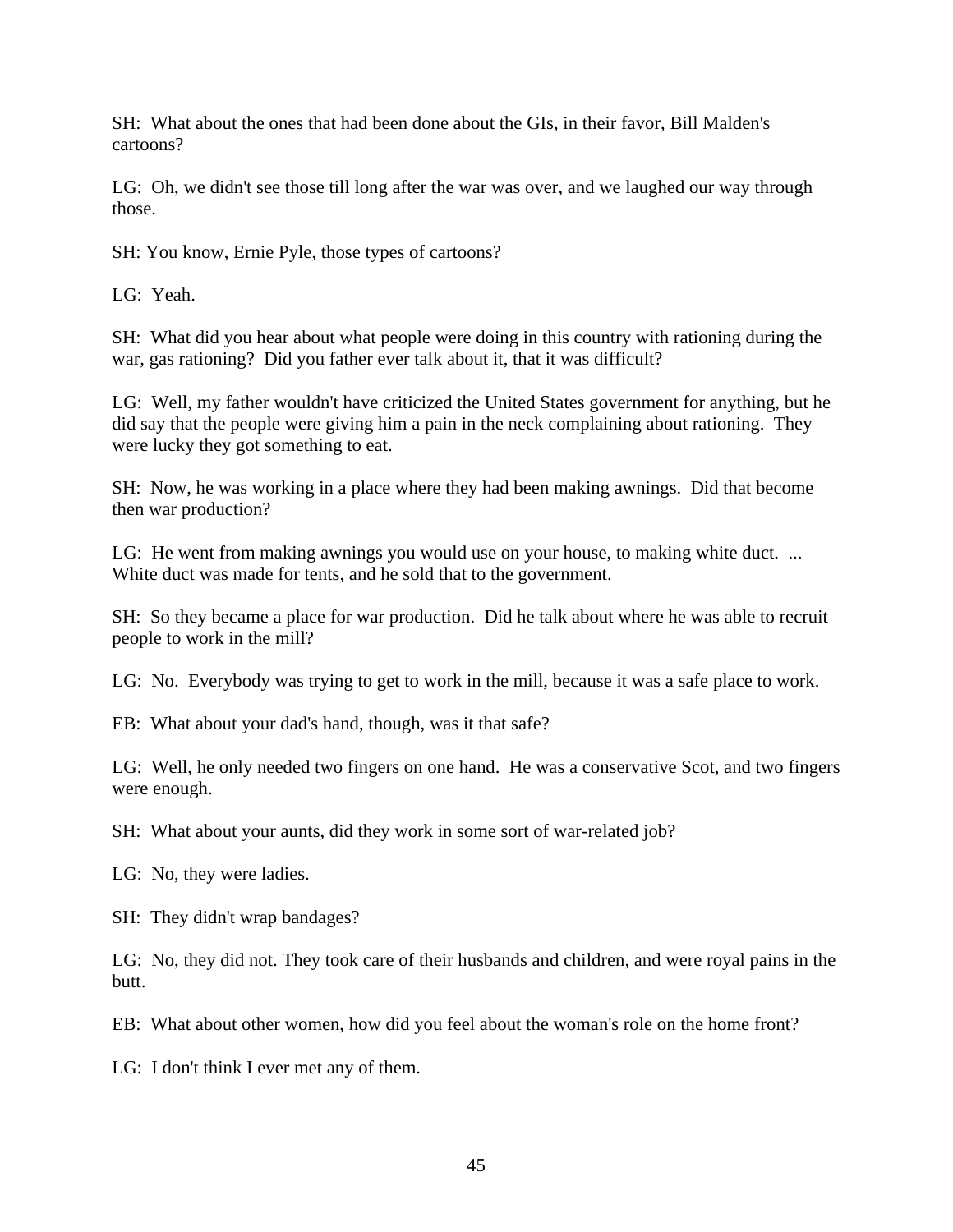SH: What about the ones that had been done about the GIs, in their favor, Bill Malden's cartoons?

LG: Oh, we didn't see those till long after the war was over, and we laughed our way through those.

SH: You know, Ernie Pyle, those types of cartoons?

LG: Yeah.

SH: What did you hear about what people were doing in this country with rationing during the war, gas rationing? Did you father ever talk about it, that it was difficult?

LG: Well, my father wouldn't have criticized the United States government for anything, but he did say that the people were giving him a pain in the neck complaining about rationing. They were lucky they got something to eat.

SH: Now, he was working in a place where they had been making awnings. Did that become then war production?

LG: He went from making awnings you would use on your house, to making white duct. ... White duct was made for tents, and he sold that to the government.

SH: So they became a place for war production. Did he talk about where he was able to recruit people to work in the mill?

LG: No. Everybody was trying to get to work in the mill, because it was a safe place to work.

EB: What about your dad's hand, though, was it that safe?

LG: Well, he only needed two fingers on one hand. He was a conservative Scot, and two fingers were enough.

SH: What about your aunts, did they work in some sort of war-related job?

LG: No, they were ladies.

SH: They didn't wrap bandages?

LG: No, they did not. They took care of their husbands and children, and were royal pains in the butt.

EB: What about other women, how did you feel about the woman's role on the home front?

LG: I don't think I ever met any of them.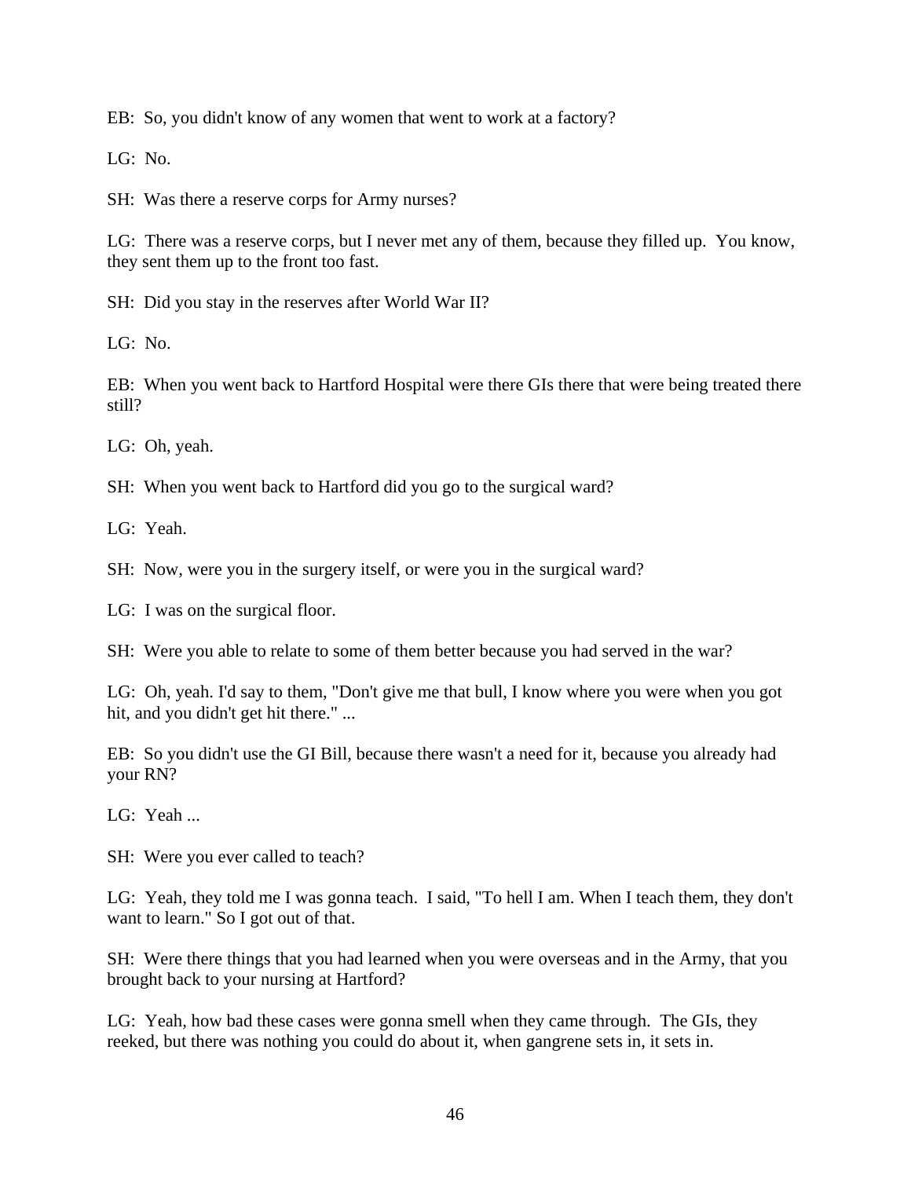EB: So, you didn't know of any women that went to work at a factory?

LG: No.

SH: Was there a reserve corps for Army nurses?

LG: There was a reserve corps, but I never met any of them, because they filled up. You know, they sent them up to the front too fast.

SH: Did you stay in the reserves after World War II?

LG: No.

EB: When you went back to Hartford Hospital were there GIs there that were being treated there still?

LG: Oh, yeah.

SH: When you went back to Hartford did you go to the surgical ward?

LG: Yeah.

SH: Now, were you in the surgery itself, or were you in the surgical ward?

LG: I was on the surgical floor.

SH: Were you able to relate to some of them better because you had served in the war?

LG: Oh, yeah. I'd say to them, "Don't give me that bull, I know where you were when you got hit, and you didn't get hit there." ...

EB: So you didn't use the GI Bill, because there wasn't a need for it, because you already had your RN?

LG: Yeah ...

SH: Were you ever called to teach?

LG: Yeah, they told me I was gonna teach. I said, "To hell I am. When I teach them, they don't want to learn." So I got out of that.

SH: Were there things that you had learned when you were overseas and in the Army, that you brought back to your nursing at Hartford?

LG: Yeah, how bad these cases were gonna smell when they came through. The GIs, they reeked, but there was nothing you could do about it, when gangrene sets in, it sets in.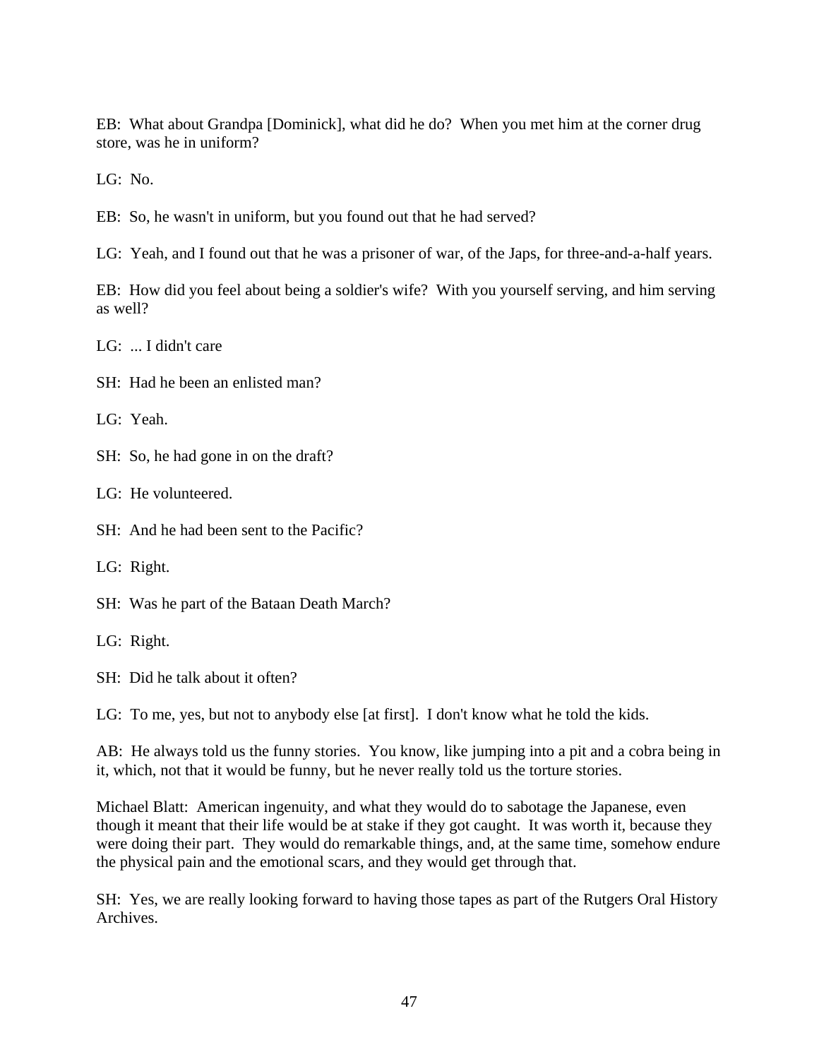EB: What about Grandpa [Dominick], what did he do? When you met him at the corner drug store, was he in uniform?

LG: No.

EB: So, he wasn't in uniform, but you found out that he had served?

LG: Yeah, and I found out that he was a prisoner of war, of the Japs, for three-and-a-half years.

EB: How did you feel about being a soldier's wife? With you yourself serving, and him serving as well?

LG: ... I didn't care

SH: Had he been an enlisted man?

LG: Yeah.

SH: So, he had gone in on the draft?

LG: He volunteered.

SH: And he had been sent to the Pacific?

LG: Right.

SH: Was he part of the Bataan Death March?

LG: Right.

SH: Did he talk about it often?

LG: To me, yes, but not to anybody else [at first]. I don't know what he told the kids.

AB: He always told us the funny stories. You know, like jumping into a pit and a cobra being in it, which, not that it would be funny, but he never really told us the torture stories.

Michael Blatt: American ingenuity, and what they would do to sabotage the Japanese, even though it meant that their life would be at stake if they got caught. It was worth it, because they were doing their part. They would do remarkable things, and, at the same time, somehow endure the physical pain and the emotional scars, and they would get through that.

SH: Yes, we are really looking forward to having those tapes as part of the Rutgers Oral History Archives.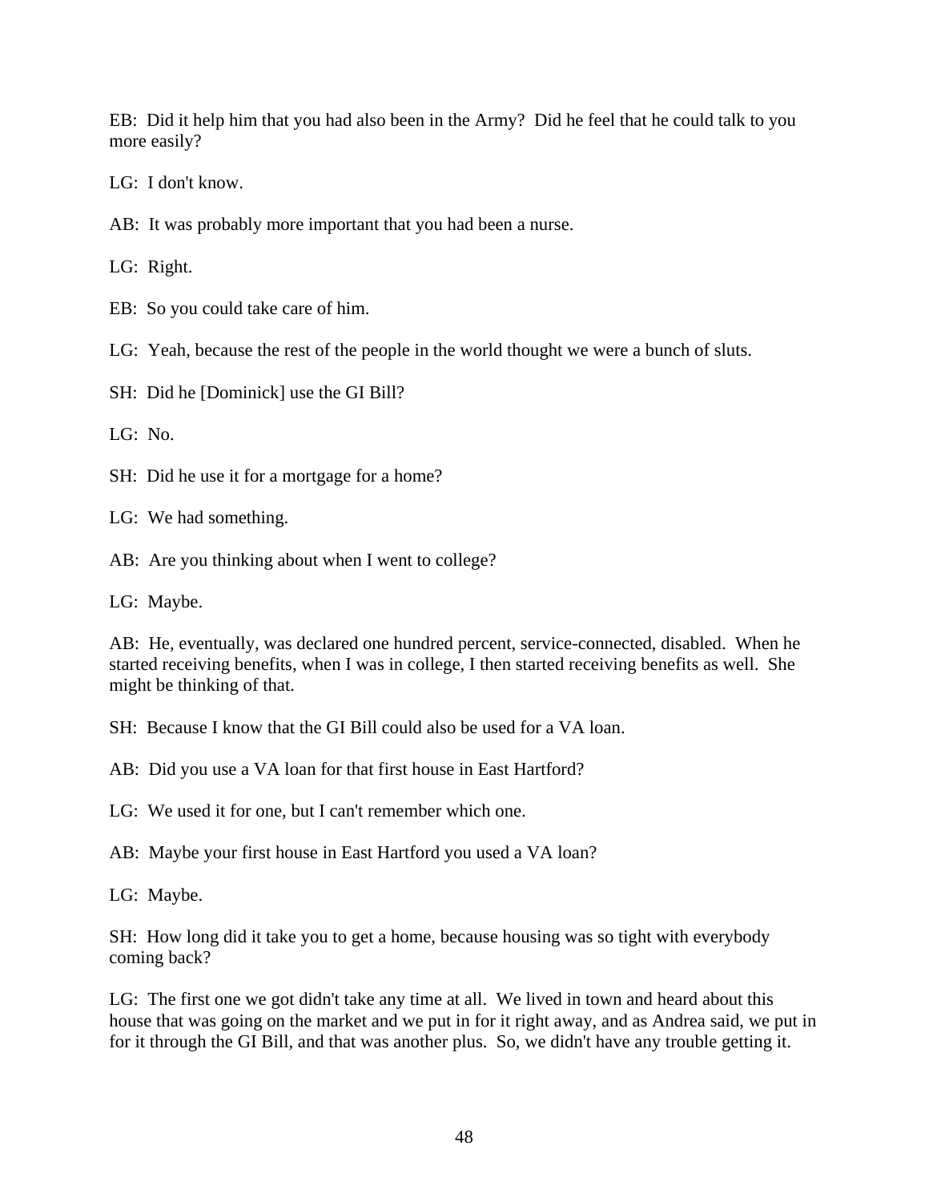EB: Did it help him that you had also been in the Army? Did he feel that he could talk to you more easily?

LG: I don't know.

AB: It was probably more important that you had been a nurse.

LG: Right.

EB: So you could take care of him.

LG: Yeah, because the rest of the people in the world thought we were a bunch of sluts.

SH: Did he [Dominick] use the GI Bill?

LG: No.

SH: Did he use it for a mortgage for a home?

LG: We had something.

AB: Are you thinking about when I went to college?

LG: Maybe.

AB: He, eventually, was declared one hundred percent, service-connected, disabled. When he started receiving benefits, when I was in college, I then started receiving benefits as well. She might be thinking of that.

SH: Because I know that the GI Bill could also be used for a VA loan.

AB: Did you use a VA loan for that first house in East Hartford?

LG: We used it for one, but I can't remember which one.

AB: Maybe your first house in East Hartford you used a VA loan?

LG: Maybe.

SH: How long did it take you to get a home, because housing was so tight with everybody coming back?

LG: The first one we got didn't take any time at all. We lived in town and heard about this house that was going on the market and we put in for it right away, and as Andrea said, we put in for it through the GI Bill, and that was another plus. So, we didn't have any trouble getting it.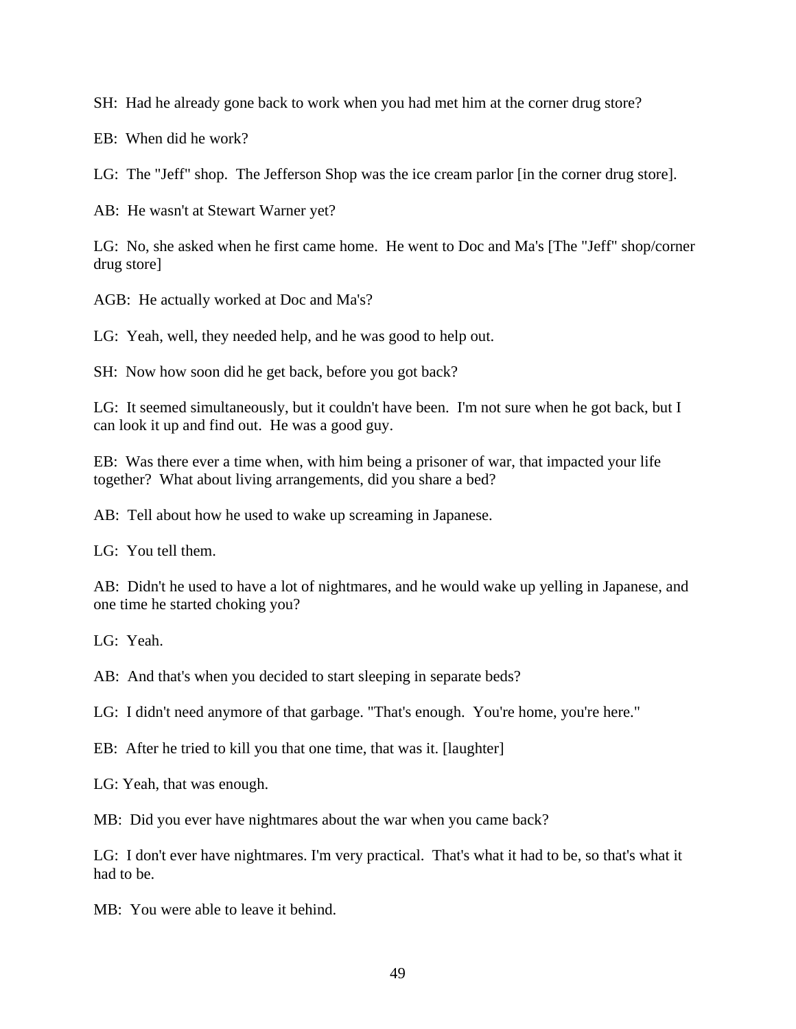SH:  Had he already gone back to work when you had met him at the corner drug store?

EB:  When did he work?

LG:  The "Jeff" shop.  The Jefferson Shop was the ice cream parlor [in the corner drug store].

AB:  He wasn't at Stewart Warner yet?

LG:  No, she asked when he first came home.  He went to Doc and Ma's [The "Jeff" shop/corner drug store]

AGB:  He actually worked at Doc and Ma's?

LG:  Yeah, well, they needed help, and he was good to help out.

SH:  Now how soon did he get back, before you got back?

LG:  It seemed simultaneously, but it couldn't have been.  I'm not sure when he got back, but I can look it up and find out.  He was a good guy.

EB:  Was there ever a time when, with him being a prisoner of war, that impacted your life together?  What about living arrangements, did you share a bed?

AB:  Tell about how he used to wake up screaming in Japanese.

LG:  You tell them.

AB:  Didn't he used to have a lot of nightmares, and he would wake up yelling in Japanese, and one time he started choking you?

LG:  Yeah.

AB:  And that's when you decided to start sleeping in separate beds?

LG:  I didn't need anymore of that garbage. "That's enough.  You're home, you're here."

EB:  After he tried to kill you that one time, that was it. [laughter]

LG: Yeah, that was enough.

MB:  Did you ever have nightmares about the war when you came back?

LG:  I don't ever have nightmares. I'm very practical.  That's what it had to be, so that's what it had to be.

MB:  You were able to leave it behind.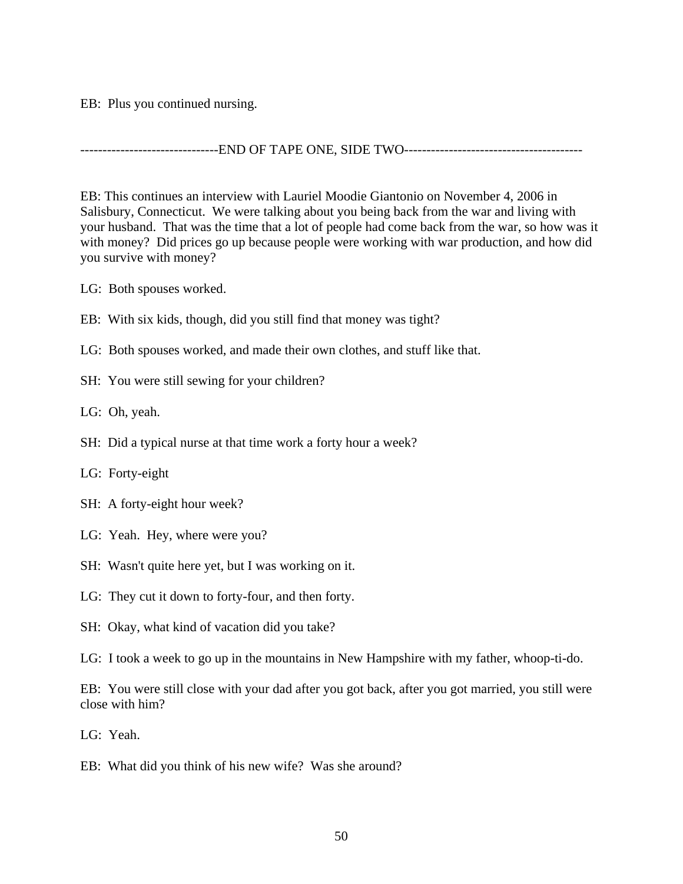EB:  Plus you continued nursing.

-------------------------------END OF TAPE ONE, SIDE TWO----------------------------------------

EB: This continues an interview with Lauriel Moodie Giantonio on November 4, 2006 in Salisbury, Connecticut.  We were talking about you being back from the war and living with your husband.  That was the time that a lot of people had come back from the war, so how was it with money?  Did prices go up because people were working with war production, and how did you survive with money?

LG:  Both spouses worked.

EB:  With six kids, though, did you still find that money was tight?

LG:  Both spouses worked, and made their own clothes, and stuff like that.

SH:  You were still sewing for your children?

LG:  Oh, yeah.

SH:  Did a typical nurse at that time work a forty hour a week?

LG:  Forty-eight

SH:  A forty-eight hour week?

LG:  Yeah.  Hey, where were you?

SH:  Wasn't quite here yet, but I was working on it.

LG:  They cut it down to forty-four, and then forty.

SH:  Okay, what kind of vacation did you take?

LG:  I took a week to go up in the mountains in New Hampshire with my father, whoop-ti-do.

EB:  You were still close with your dad after you got back, after you got married, you still were close with him?

LG:  Yeah.

EB:  What did you think of his new wife?  Was she around?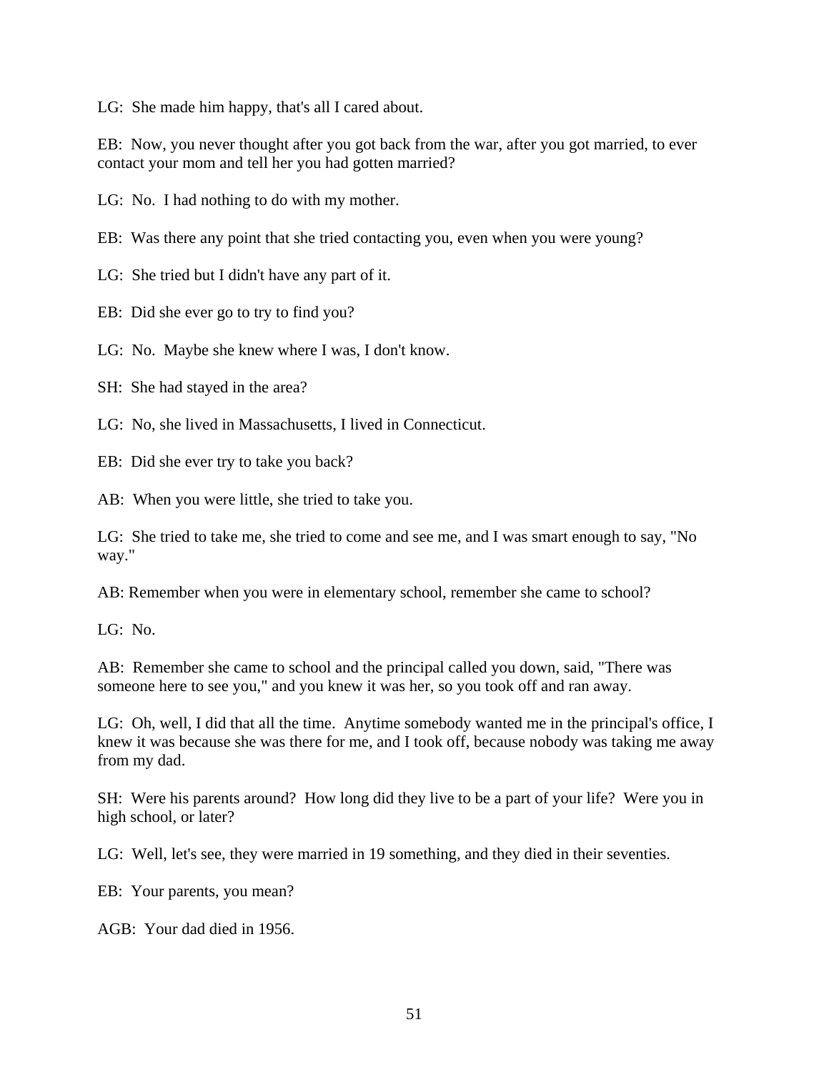LG:  She made him happy, that's all I cared about.

EB:  Now, you never thought after you got back from the war, after you got married, to ever contact your mom and tell her you had gotten married?

LG:  No.  I had nothing to do with my mother.

EB:  Was there any point that she tried contacting you, even when you were young?

LG:  She tried but I didn't have any part of it.

EB:  Did she ever go to try to find you?

LG:  No.  Maybe she knew where I was, I don't know.

SH:  She had stayed in the area?

LG:  No, she lived in Massachusetts, I lived in Connecticut.

EB:  Did she ever try to take you back?

AB:  When you were little, she tried to take you.

LG:  She tried to take me, she tried to come and see me, and I was smart enough to say, "No way."

AB: Remember when you were in elementary school, remember she came to school?

LG:  No.

AB:  Remember she came to school and the principal called you down, said, "There was someone here to see you," and you knew it was her, so you took off and ran away.

LG:  Oh, well, I did that all the time.  Anytime somebody wanted me in the principal's office, I knew it was because she was there for me, and I took off, because nobody was taking me away from my dad.

SH:  Were his parents around?  How long did they live to be a part of your life?  Were you in high school, or later?

LG:  Well, let's see, they were married in 19 something, and they died in their seventies.

EB:  Your parents, you mean?

AGB:  Your dad died in 1956.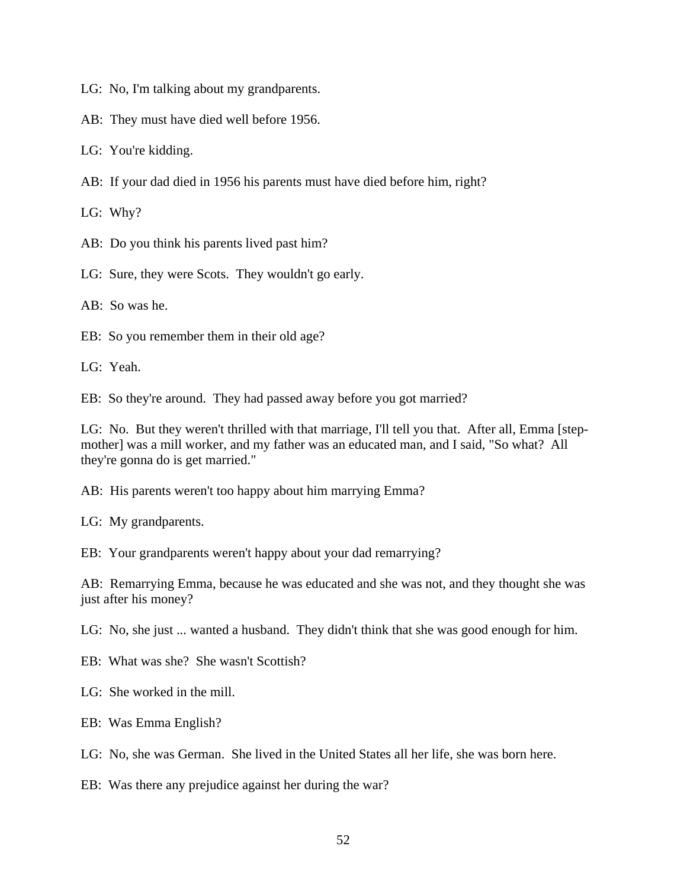LG: No, I'm talking about my grandparents.

AB: They must have died well before 1956.

LG: You're kidding.

AB: If your dad died in 1956 his parents must have died before him, right?

LG: Why?

AB: Do you think his parents lived past him?

LG: Sure, they were Scots. They wouldn't go early.

AB: So was he.

EB: So you remember them in their old age?

LG: Yeah.

EB: So they're around. They had passed away before you got married?

LG: No. But they weren't thrilled with that marriage, I'll tell you that. After all, Emma [step-mother] was a mill worker, and my father was an educated man, and I said, "So what? All they're gonna do is get married."

AB: His parents weren't too happy about him marrying Emma?

LG: My grandparents.

EB: Your grandparents weren't happy about your dad remarrying?

AB: Remarrying Emma, because he was educated and she was not, and they thought she was just after his money?

LG: No, she just ... wanted a husband. They didn't think that she was good enough for him.

EB: What was she? She wasn't Scottish?

LG: She worked in the mill.

EB: Was Emma English?

LG: No, she was German. She lived in the United States all her life, she was born here.

EB: Was there any prejudice against her during the war?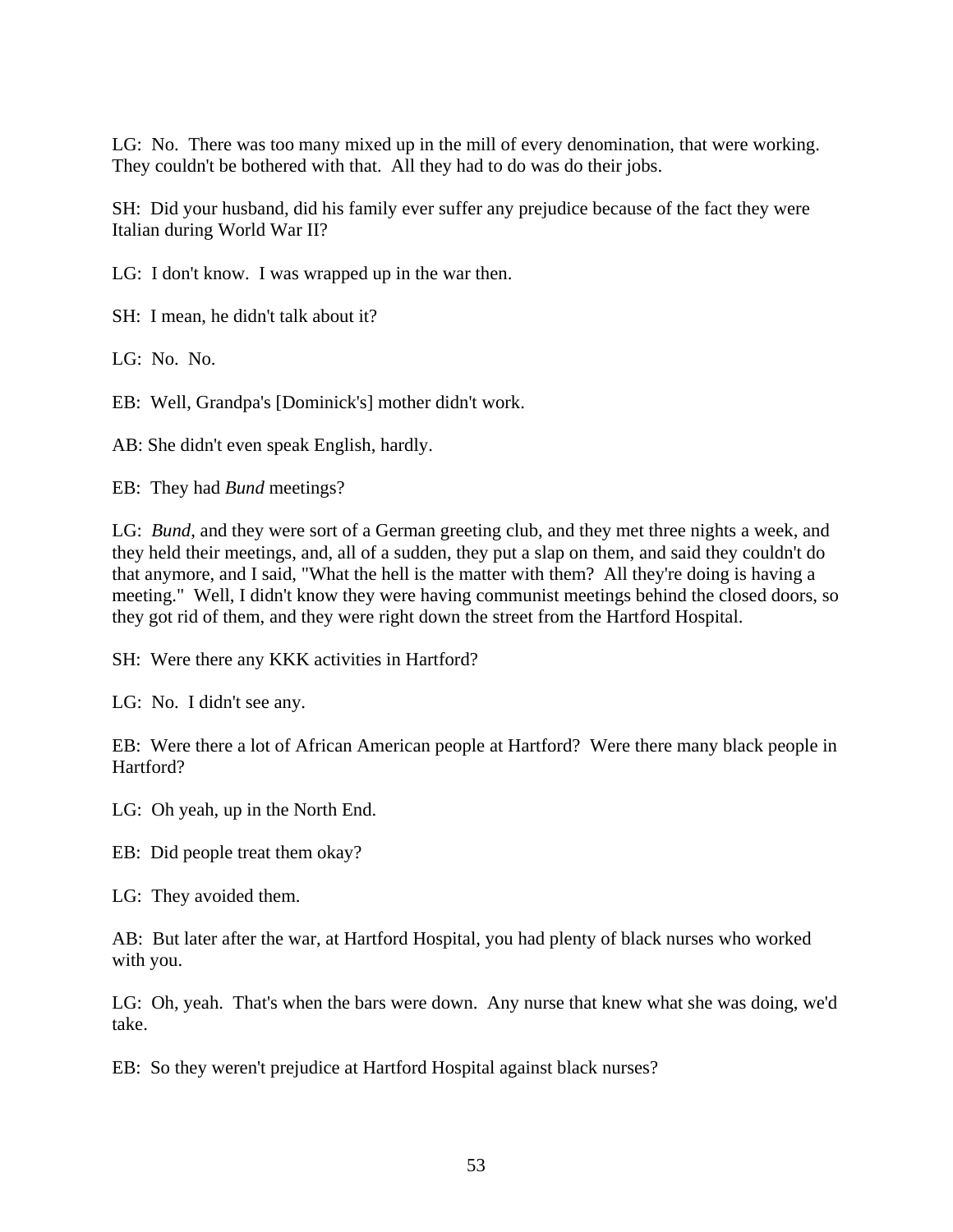LG: No. There was too many mixed up in the mill of every denomination, that were working. They couldn't be bothered with that. All they had to do was do their jobs.

SH: Did your husband, did his family ever suffer any prejudice because of the fact they were Italian during World War II?

LG: I don't know. I was wrapped up in the war then.

SH: I mean, he didn't talk about it?

LG: No. No.

EB: Well, Grandpa's [Dominick's] mother didn't work.

AB: She didn't even speak English, hardly.

EB: They had *Bund* meetings?

LG: *Bund*, and they were sort of a German greeting club, and they met three nights a week, and they held their meetings, and, all of a sudden, they put a slap on them, and said they couldn't do that anymore, and I said, "What the hell is the matter with them? All they're doing is having a meeting." Well, I didn't know they were having communist meetings behind the closed doors, so they got rid of them, and they were right down the street from the Hartford Hospital.

SH: Were there any KKK activities in Hartford?

LG: No. I didn't see any.

EB: Were there a lot of African American people at Hartford? Were there many black people in Hartford?

LG: Oh yeah, up in the North End.

EB: Did people treat them okay?

LG: They avoided them.

AB: But later after the war, at Hartford Hospital, you had plenty of black nurses who worked with you.

LG: Oh, yeah. That's when the bars were down. Any nurse that knew what she was doing, we'd take.

EB: So they weren't prejudice at Hartford Hospital against black nurses?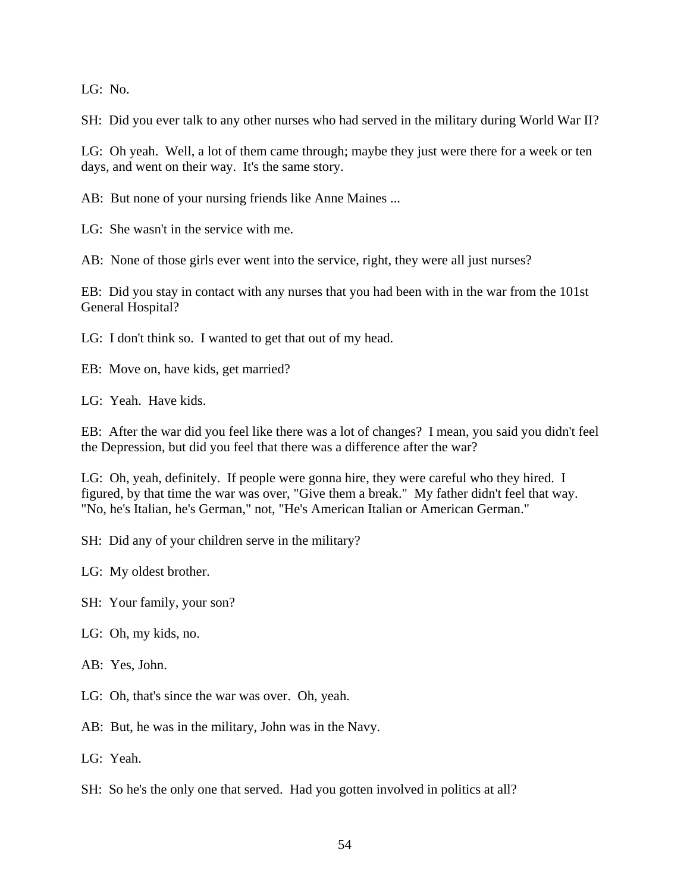LG: No.

SH: Did you ever talk to any other nurses who had served in the military during World War II?

LG: Oh yeah. Well, a lot of them came through; maybe they just were there for a week or ten days, and went on their way. It's the same story.

AB: But none of your nursing friends like Anne Maines ...

LG: She wasn't in the service with me.

AB: None of those girls ever went into the service, right, they were all just nurses?

EB: Did you stay in contact with any nurses that you had been with in the war from the 101st General Hospital?

LG: I don't think so. I wanted to get that out of my head.

EB: Move on, have kids, get married?

LG: Yeah. Have kids.

EB: After the war did you feel like there was a lot of changes? I mean, you said you didn't feel the Depression, but did you feel that there was a difference after the war?

LG: Oh, yeah, definitely. If people were gonna hire, they were careful who they hired. I figured, by that time the war was over, "Give them a break." My father didn't feel that way. "No, he's Italian, he's German," not, "He's American Italian or American German."

SH: Did any of your children serve in the military?

LG: My oldest brother.

SH: Your family, your son?

LG: Oh, my kids, no.

AB: Yes, John.

LG: Oh, that's since the war was over. Oh, yeah.

AB: But, he was in the military, John was in the Navy.

LG: Yeah.

SH: So he's the only one that served. Had you gotten involved in politics at all?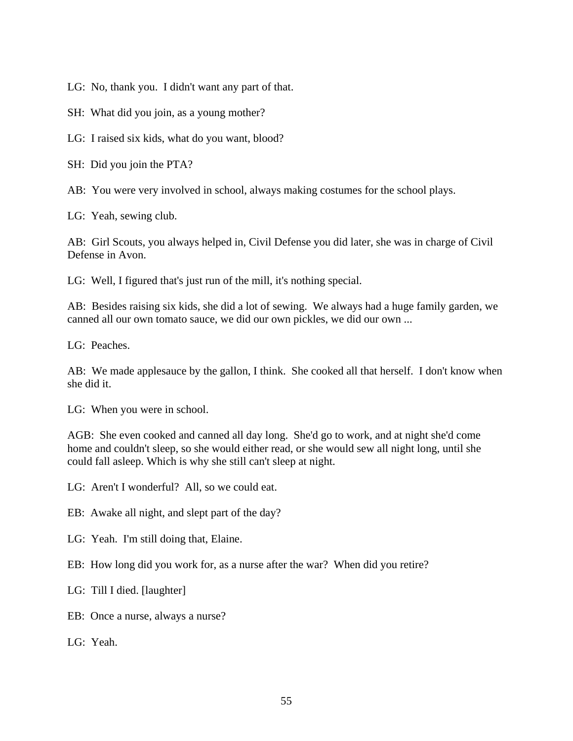LG:  No, thank you.  I didn't want any part of that.

SH:  What did you join, as a young mother?

LG:  I raised six kids, what do you want, blood?

SH:  Did you join the PTA?

AB:  You were very involved in school, always making costumes for the school plays.

LG:  Yeah, sewing club.

AB:  Girl Scouts, you always helped in, Civil Defense you did later, she was in charge of Civil Defense in Avon.

LG:  Well, I figured that's just run of the mill, it's nothing special.

AB:  Besides raising six kids, she did a lot of sewing.  We always had a huge family garden, we canned all our own tomato sauce, we did our own pickles, we did our own ...

LG:  Peaches.

AB:  We made applesauce by the gallon, I think.  She cooked all that herself.  I don't know when she did it.

LG:  When you were in school.

AGB:  She even cooked and canned all day long.  She'd go to work, and at night she'd come home and couldn't sleep, so she would either read, or she would sew all night long, until she could fall asleep. Which is why she still can't sleep at night.

LG:  Aren't I wonderful?  All, so we could eat.

EB:  Awake all night, and slept part of the day?

LG:  Yeah.  I'm still doing that, Elaine.

EB:  How long did you work for, as a nurse after the war?  When did you retire?

LG:  Till I died. [laughter]

EB:  Once a nurse, always a nurse?

LG:  Yeah.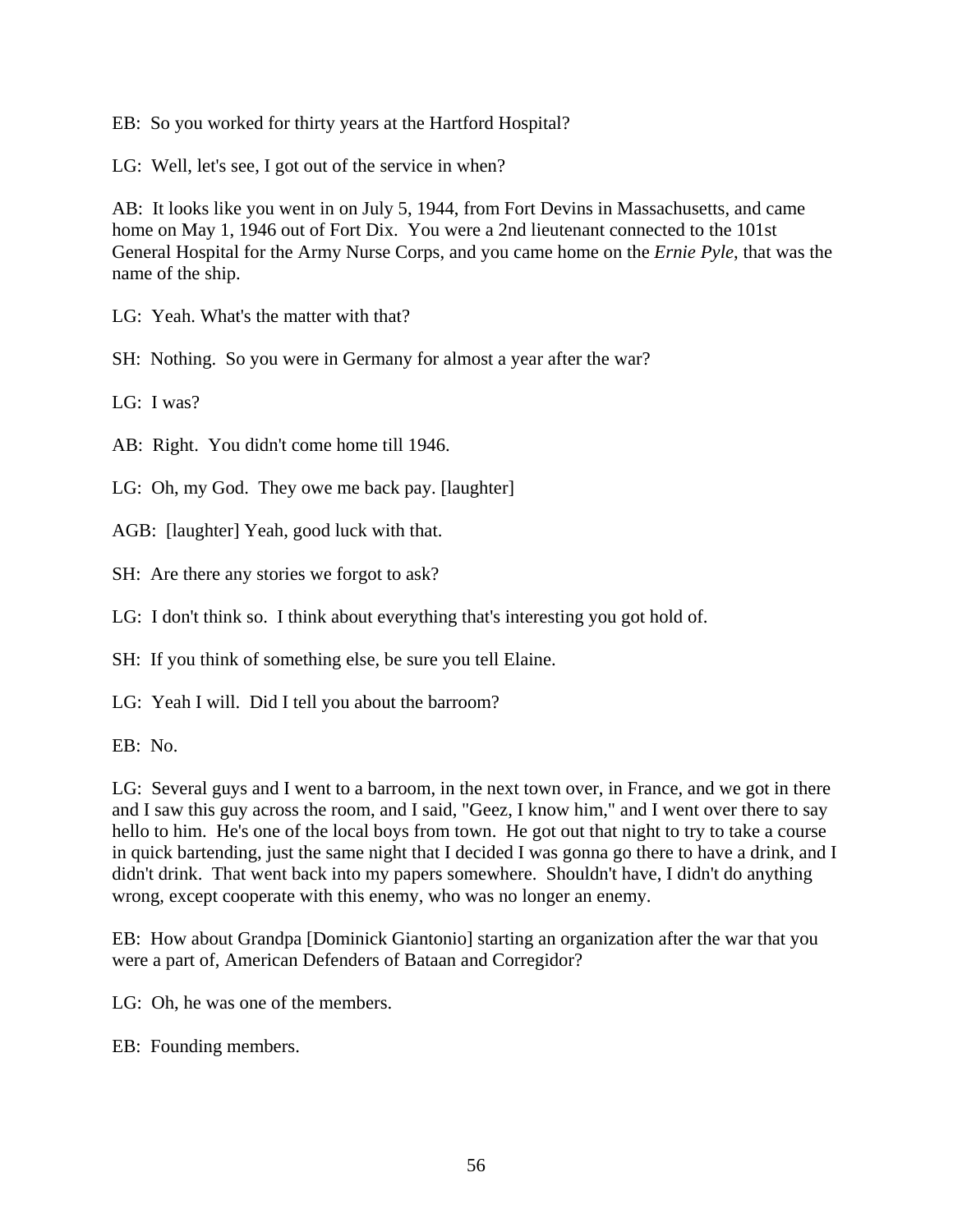EB: So you worked for thirty years at the Hartford Hospital?

LG: Well, let's see, I got out of the service in when?

AB: It looks like you went in on July 5, 1944, from Fort Devins in Massachusetts, and came home on May 1, 1946 out of Fort Dix. You were a 2nd lieutenant connected to the 101st General Hospital for the Army Nurse Corps, and you came home on the *Ernie Pyle*, that was the name of the ship.

LG: Yeah. What's the matter with that?

SH: Nothing. So you were in Germany for almost a year after the war?

LG: I was?

AB: Right. You didn't come home till 1946.

LG: Oh, my God. They owe me back pay. [laughter]

AGB: [laughter] Yeah, good luck with that.

SH: Are there any stories we forgot to ask?

LG: I don't think so. I think about everything that's interesting you got hold of.

SH: If you think of something else, be sure you tell Elaine.

LG: Yeah I will. Did I tell you about the barroom?

EB: No.

LG: Several guys and I went to a barroom, in the next town over, in France, and we got in there and I saw this guy across the room, and I said, "Geez, I know him," and I went over there to say hello to him. He's one of the local boys from town. He got out that night to try to take a course in quick bartending, just the same night that I decided I was gonna go there to have a drink, and I didn't drink. That went back into my papers somewhere. Shouldn't have, I didn't do anything wrong, except cooperate with this enemy, who was no longer an enemy.

EB: How about Grandpa [Dominick Giantonio] starting an organization after the war that you were a part of, American Defenders of Bataan and Corregidor?

LG: Oh, he was one of the members.

EB: Founding members.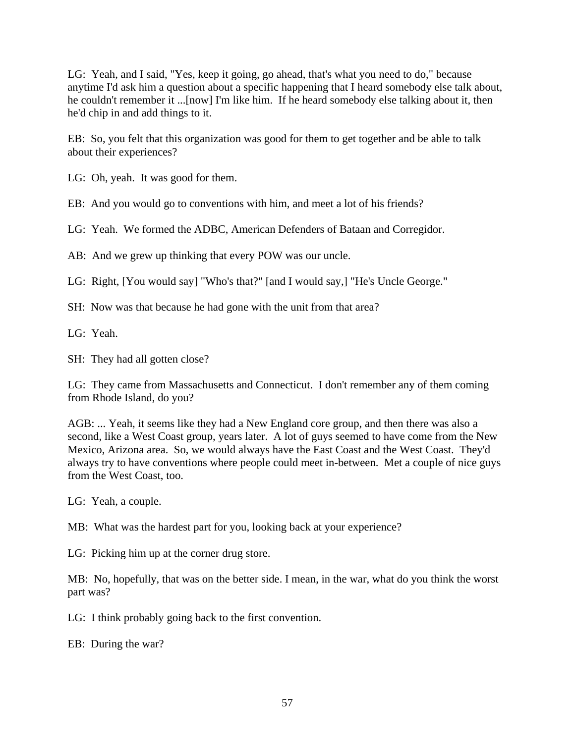LG: Yeah, and I said, "Yes, keep it going, go ahead, that's what you need to do," because anytime I'd ask him a question about a specific happening that I heard somebody else talk about, he couldn't remember it ...[now] I'm like him. If he heard somebody else talking about it, then he'd chip in and add things to it.

EB: So, you felt that this organization was good for them to get together and be able to talk about their experiences?

LG: Oh, yeah. It was good for them.

EB: And you would go to conventions with him, and meet a lot of his friends?

LG: Yeah. We formed the ADBC, American Defenders of Bataan and Corregidor.

AB: And we grew up thinking that every POW was our uncle.

LG: Right, [You would say] "Who's that?" [and I would say,] "He's Uncle George."

SH: Now was that because he had gone with the unit from that area?

LG: Yeah.

SH: They had all gotten close?

LG: They came from Massachusetts and Connecticut. I don't remember any of them coming from Rhode Island, do you?

AGB: ... Yeah, it seems like they had a New England core group, and then there was also a second, like a West Coast group, years later. A lot of guys seemed to have come from the New Mexico, Arizona area. So, we would always have the East Coast and the West Coast. They'd always try to have conventions where people could meet in-between. Met a couple of nice guys from the West Coast, too.

LG: Yeah, a couple.

MB: What was the hardest part for you, looking back at your experience?

LG: Picking him up at the corner drug store.

MB: No, hopefully, that was on the better side. I mean, in the war, what do you think the worst part was?

LG: I think probably going back to the first convention.

EB: During the war?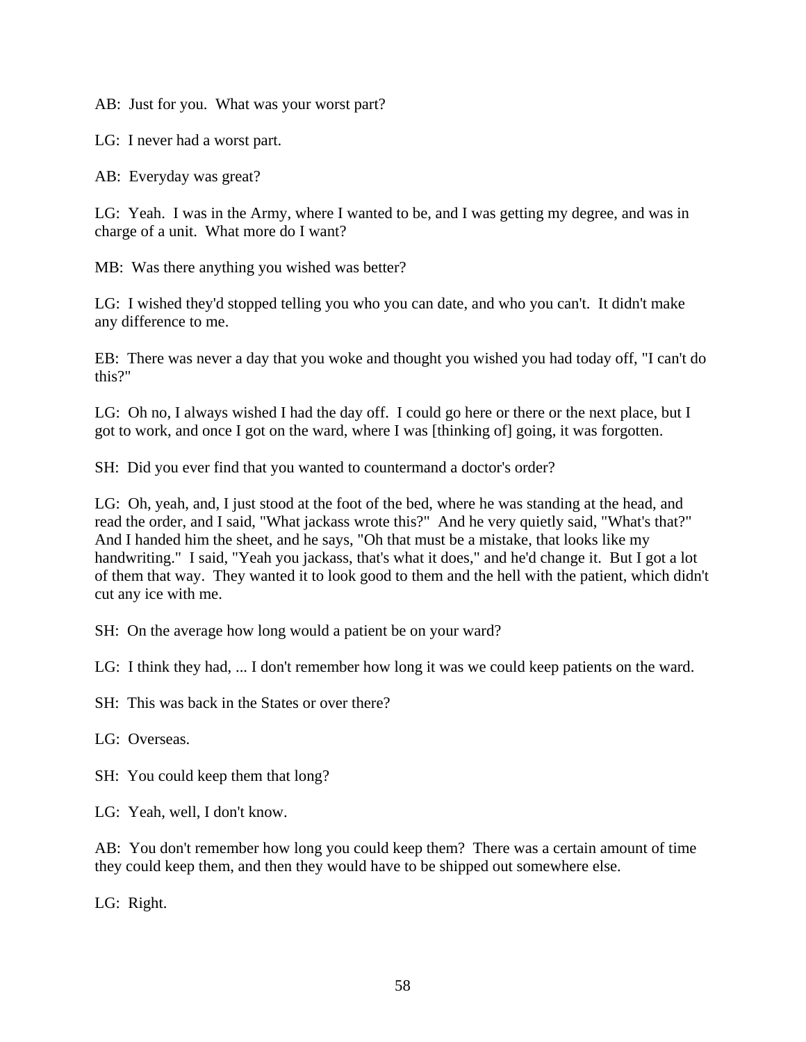AB: Just for you. What was your worst part?

LG: I never had a worst part.

AB: Everyday was great?

LG: Yeah. I was in the Army, where I wanted to be, and I was getting my degree, and was in charge of a unit. What more do I want?

MB: Was there anything you wished was better?

LG: I wished they'd stopped telling you who you can date, and who you can't. It didn't make any difference to me.

EB: There was never a day that you woke and thought you wished you had today off, "I can't do this?"

LG: Oh no, I always wished I had the day off. I could go here or there or the next place, but I got to work, and once I got on the ward, where I was [thinking of] going, it was forgotten.

SH: Did you ever find that you wanted to countermand a doctor's order?

LG: Oh, yeah, and, I just stood at the foot of the bed, where he was standing at the head, and read the order, and I said, "What jackass wrote this?" And he very quietly said, "What's that?" And I handed him the sheet, and he says, "Oh that must be a mistake, that looks like my handwriting." I said, "Yeah you jackass, that's what it does," and he'd change it. But I got a lot of them that way. They wanted it to look good to them and the hell with the patient, which didn't cut any ice with me.

SH: On the average how long would a patient be on your ward?

LG: I think they had, ... I don't remember how long it was we could keep patients on the ward.

SH: This was back in the States or over there?

LG: Overseas.

SH: You could keep them that long?

LG: Yeah, well, I don't know.

AB: You don't remember how long you could keep them? There was a certain amount of time they could keep them, and then they would have to be shipped out somewhere else.

LG: Right.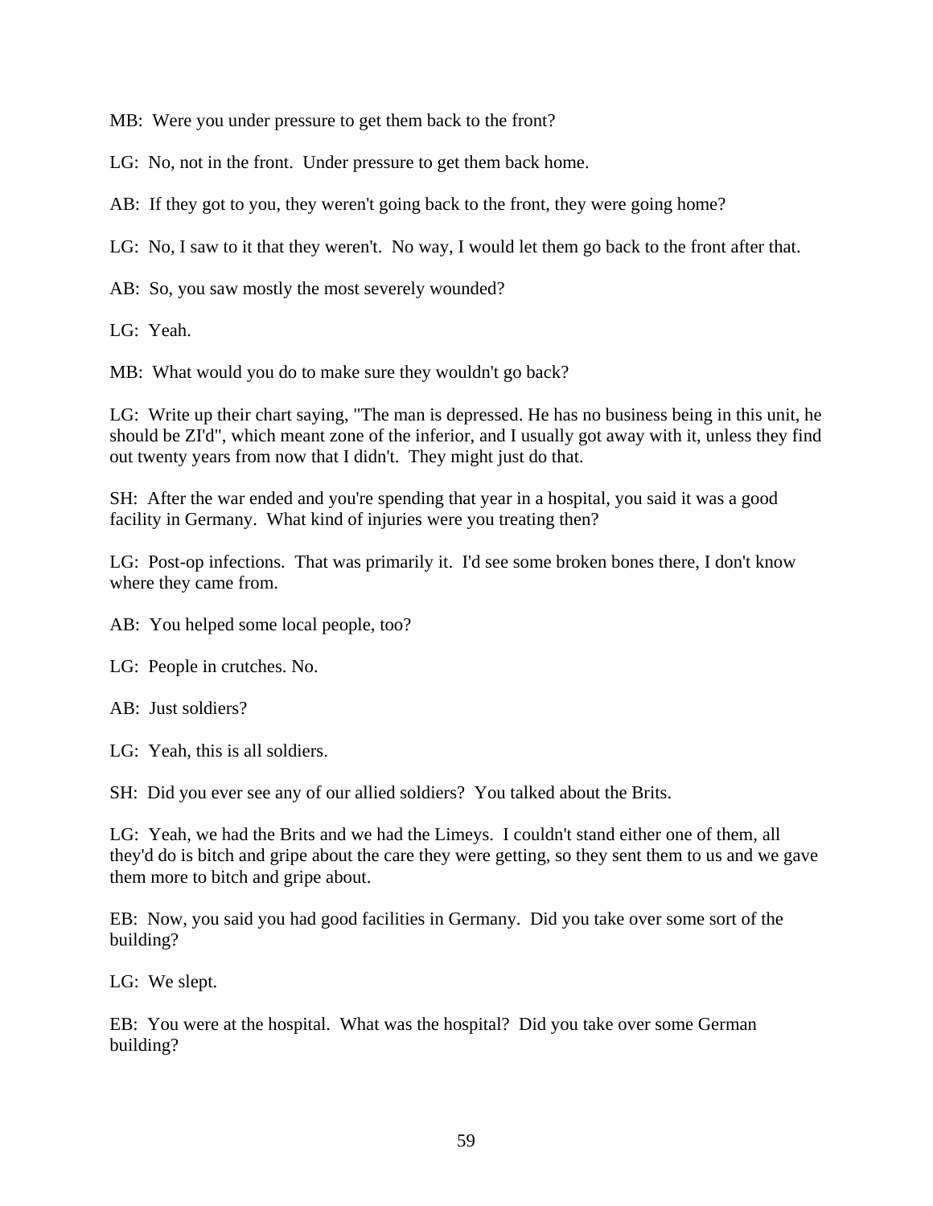MB: Were you under pressure to get them back to the front?

LG: No, not in the front. Under pressure to get them back home.

AB: If they got to you, they weren't going back to the front, they were going home?

LG: No, I saw to it that they weren't. No way, I would let them go back to the front after that.

AB: So, you saw mostly the most severely wounded?

LG: Yeah.

MB: What would you do to make sure they wouldn't go back?

LG: Write up their chart saying, "The man is depressed. He has no business being in this unit, he should be ZI'd", which meant zone of the inferior, and I usually got away with it, unless they find out twenty years from now that I didn't. They might just do that.

SH: After the war ended and you're spending that year in a hospital, you said it was a good facility in Germany. What kind of injuries were you treating then?

LG: Post-op infections. That was primarily it. I'd see some broken bones there, I don't know where they came from.

AB: You helped some local people, too?

LG: People in crutches. No.

AB: Just soldiers?

LG: Yeah, this is all soldiers.

SH: Did you ever see any of our allied soldiers? You talked about the Brits.

LG: Yeah, we had the Brits and we had the Limeys. I couldn't stand either one of them, all they'd do is bitch and gripe about the care they were getting, so they sent them to us and we gave them more to bitch and gripe about.

EB: Now, you said you had good facilities in Germany. Did you take over some sort of the building?

LG: We slept.

EB: You were at the hospital. What was the hospital? Did you take over some German building?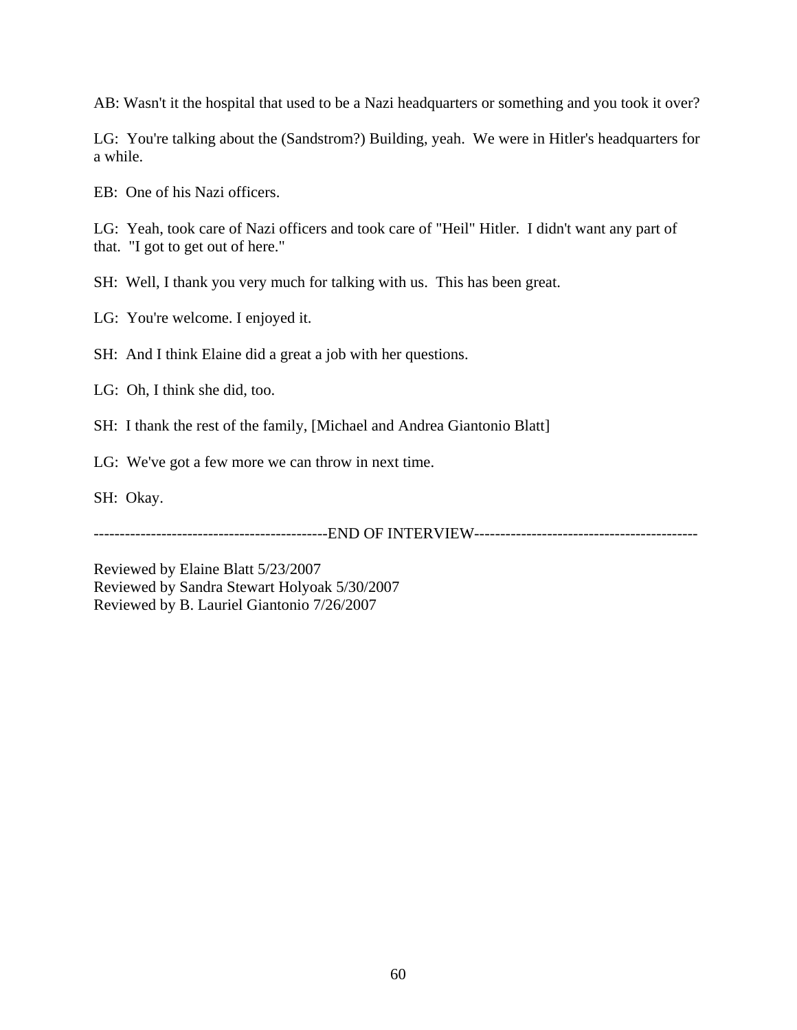AB: Wasn't it the hospital that used to be a Nazi headquarters or something and you took it over?

LG: You're talking about the (Sandstrom?) Building, yeah. We were in Hitler's headquarters for a while.

EB: One of his Nazi officers.

LG: Yeah, took care of Nazi officers and took care of "Heil" Hitler. I didn't want any part of that. "I got to get out of here."

SH: Well, I thank you very much for talking with us. This has been great.

LG: You're welcome. I enjoyed it.

SH: And I think Elaine did a great a job with her questions.

LG: Oh, I think she did, too.

SH: I thank the rest of the family, [Michael and Andrea Giantonio Blatt]

LG: We've got a few more we can throw in next time.

SH: Okay.

--------------------------------------------END OF INTERVIEW-------------------------------------------

Reviewed by Elaine Blatt 5/23/2007
Reviewed by Sandra Stewart Holyoak 5/30/2007
Reviewed by B. Lauriel Giantonio 7/26/2007